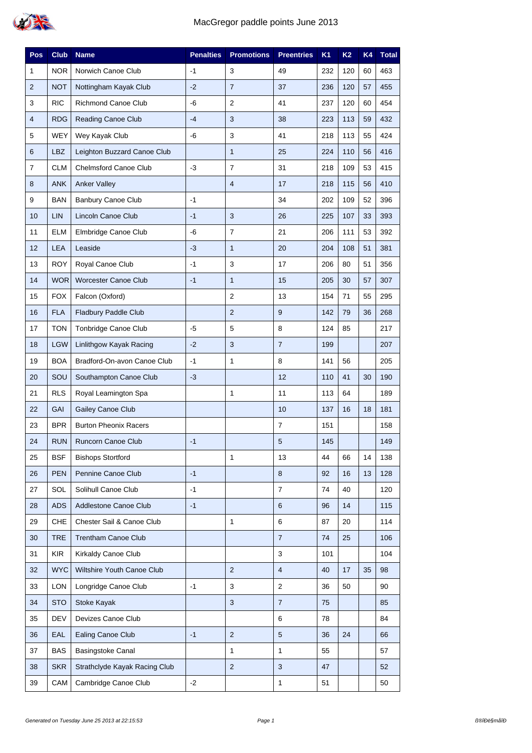# MacGregor paddle points June 2013

| Pos | Club | Name | Penalties | Promotions | Preentries | K1 | K2 | K4 | Total |
|---|---|---|---|---|---|---|---|---|---|
| 1 | NOR | Norwich Canoe Club | -1 | 3 | 49 | 232 | 120 | 60 | 463 |
| 2 | NOT | Nottingham Kayak Club | -2 | 7 | 37 | 236 | 120 | 57 | 455 |
| 3 | RIC | Richmond Canoe Club | -6 | 2 | 41 | 237 | 120 | 60 | 454 |
| 4 | RDG | Reading Canoe Club | -4 | 3 | 38 | 223 | 113 | 59 | 432 |
| 5 | WEY | Wey Kayak Club | -6 | 3 | 41 | 218 | 113 | 55 | 424 |
| 6 | LBZ | Leighton Buzzard Canoe Club | | 1 | 25 | 224 | 110 | 56 | 416 |
| 7 | CLM | Chelmsford Canoe Club | -3 | 7 | 31 | 218 | 109 | 53 | 415 |
| 8 | ANK | Anker Valley | | 4 | 17 | 218 | 115 | 56 | 410 |
| 9 | BAN | Banbury Canoe Club | -1 | | 34 | 202 | 109 | 52 | 396 |
| 10 | LIN | Lincoln Canoe Club | -1 | 3 | 26 | 225 | 107 | 33 | 393 |
| 11 | ELM | Elmbridge Canoe Club | -6 | 7 | 21 | 206 | 111 | 53 | 392 |
| 12 | LEA | Leaside | -3 | 1 | 20 | 204 | 108 | 51 | 381 |
| 13 | ROY | Royal Canoe Club | -1 | 3 | 17 | 206 | 80 | 51 | 356 |
| 14 | WOR | Worcester Canoe Club | -1 | 1 | 15 | 205 | 30 | 57 | 307 |
| 15 | FOX | Falcon (Oxford) | | 2 | 13 | 154 | 71 | 55 | 295 |
| 16 | FLA | Fladbury Paddle Club | | 2 | 9 | 142 | 79 | 36 | 268 |
| 17 | TON | Tonbridge Canoe Club | -5 | 5 | 8 | 124 | 85 | | 217 |
| 18 | LGW | Linlithgow Kayak Racing | -2 | 3 | 7 | 199 | | | 207 |
| 19 | BOA | Bradford-On-avon Canoe Club | -1 | 1 | 8 | 141 | 56 | | 205 |
| 20 | SOU | Southampton Canoe Club | -3 | | 12 | 110 | 41 | 30 | 190 |
| 21 | RLS | Royal Leamington Spa | | 1 | 11 | 113 | 64 | | 189 |
| 22 | GAI | Gailey Canoe Club | | | 10 | 137 | 16 | 18 | 181 |
| 23 | BPR | Burton Pheonix Racers | | | 7 | 151 | | | 158 |
| 24 | RUN | Runcorn Canoe Club | -1 | | 5 | 145 | | | 149 |
| 25 | BSF | Bishops Stortford | | 1 | 13 | 44 | 66 | 14 | 138 |
| 26 | PEN | Pennine Canoe Club | -1 | | 8 | 92 | 16 | 13 | 128 |
| 27 | SOL | Solihull Canoe Club | -1 | | 7 | 74 | 40 | | 120 |
| 28 | ADS | Addlestone Canoe Club | -1 | | 6 | 96 | 14 | | 115 |
| 29 | CHE | Chester Sail & Canoe Club | | 1 | 6 | 87 | 20 | | 114 |
| 30 | TRE | Trentham Canoe Club | | | 7 | 74 | 25 | | 106 |
| 31 | KIR | Kirkaldy Canoe Club | | | 3 | 101 | | | 104 |
| 32 | WYC | Wiltshire Youth Canoe Club | | 2 | 4 | 40 | 17 | 35 | 98 |
| 33 | LON | Longridge Canoe Club | -1 | 3 | 2 | 36 | 50 | | 90 |
| 34 | STO | Stoke Kayak | | 3 | 7 | 75 | | | 85 |
| 35 | DEV | Devizes Canoe Club | | | 6 | 78 | | | 84 |
| 36 | EAL | Ealing Canoe Club | -1 | 2 | 5 | 36 | 24 | | 66 |
| 37 | BAS | Basingstoke Canal | | 1 | 1 | 55 | | | 57 |
| 38 | SKR | Strathclyde Kayak Racing Club | | 2 | 3 | 47 | | | 52 |
| 39 | CAM | Cambridge Canoe Club | -2 | | 1 | 51 | | | 50 |

*Generated on Tuesday June 25 2013 at 22:15:53*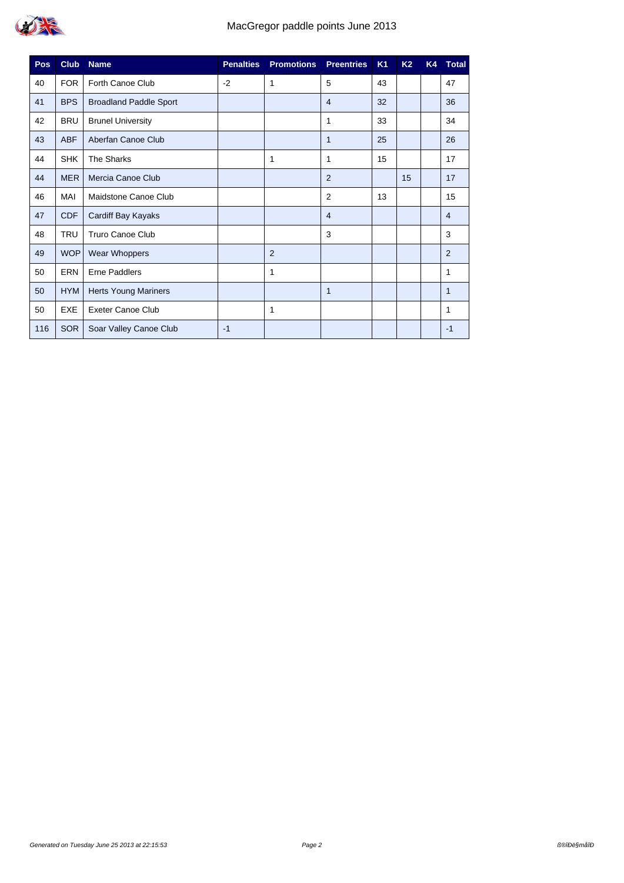MacGregor paddle points June 2013

| Pos | Club | Name | Penalties | Promotions | Preentries | K1 | K2 | K4 | Total |
|---|---|---|---|---|---|---|---|---|---|
| 40 | FOR | Forth Canoe Club | -2 | 1 | 5 | 43 | | | 47 |
| 41 | BPS | Broadland Paddle Sport | | | 4 | 32 | | | 36 |
| 42 | BRU | Brunel University | | | 1 | 33 | | | 34 |
| 43 | ABF | Aberfan Canoe Club | | | 1 | 25 | | | 26 |
| 44 | SHK | The Sharks | | 1 | 1 | 15 | | | 17 |
| 44 | MER | Mercia Canoe Club | | | 2 | | 15 | | 17 |
| 46 | MAI | Maidstone Canoe Club | | | 2 | 13 | | | 15 |
| 47 | CDF | Cardiff Bay Kayaks | | | 4 | | | | 4 |
| 48 | TRU | Truro Canoe Club | | | 3 | | | | 3 |
| 49 | WOP | Wear Whoppers | | 2 | | | | | 2 |
| 50 | ERN | Erne Paddlers | | 1 | | | | | 1 |
| 50 | HYM | Herts Young Mariners | | | 1 | | | | 1 |
| 50 | EXE | Exeter Canoe Club | | 1 | | | | | 1 |
| 116 | SOR | Soar Valley Canoe Club | -1 | | | | | | -1 |

*Generated on Tuesday June 25 2013 at 22:15:53*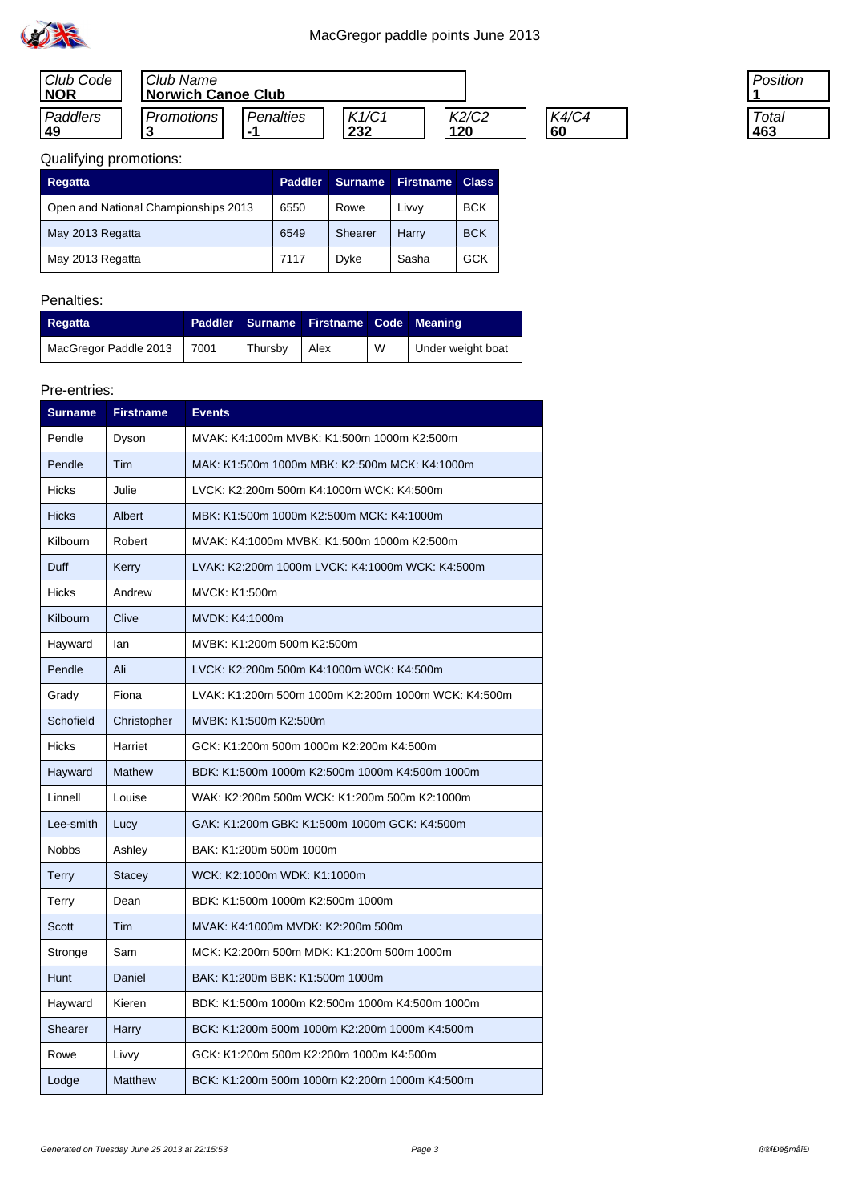# MacGregor paddle points June 2013

| Club Code | Club Name | | | | | Position |
|---|---|---|---|---|---|---|
| **NOR** | **Norwich Canoe Club** | | | | | **1** |

| Paddlers | Promotions | Penalties | K1/C1 | K2/C2 | K4/C4 | Total |
|---|---|---|---|---|---|---|
| **49** | **3** | **-1** | **232** | **120** | **60** | **463** |

Qualifying promotions:

| Regatta | Paddler | Surname | Firstname | Class |
|---|---|---|---|---|
| Open and National Championships 2013 | 6550 | Rowe | Livvy | BCK |
| May 2013 Regatta | 6549 | Shearer | Harry | BCK |
| May 2013 Regatta | 7117 | Dyke | Sasha | GCK |

Penalties:

| Regatta | Paddler | Surname | Firstname | Code | Meaning |
|---|---|---|---|---|---|
| MacGregor Paddle 2013 | 7001 | Thursby | Alex | W | Under weight boat |

Pre-entries:

| Surname | Firstname | Events |
|---|---|---|
| Pendle | Dyson | MVAK: K4:1000m MVBK: K1:500m 1000m K2:500m |
| Pendle | Tim | MAK: K1:500m 1000m MBK: K2:500m MCK: K4:1000m |
| Hicks | Julie | LVCK: K2:200m 500m K4:1000m WCK: K4:500m |
| Hicks | Albert | MBK: K1:500m 1000m K2:500m MCK: K4:1000m |
| Kilbourn | Robert | MVAK: K4:1000m MVBK: K1:500m 1000m K2:500m |
| Duff | Kerry | LVAK: K2:200m 1000m LVCK: K4:1000m WCK: K4:500m |
| Hicks | Andrew | MVCK: K1:500m |
| Kilbourn | Clive | MVDK: K4:1000m |
| Hayward | Ian | MVBK: K1:200m 500m K2:500m |
| Pendle | Ali | LVCK: K2:200m 500m K4:1000m WCK: K4:500m |
| Grady | Fiona | LVAK: K1:200m 500m 1000m K2:200m 1000m WCK: K4:500m |
| Schofield | Christopher | MVBK: K1:500m K2:500m |
| Hicks | Harriet | GCK: K1:200m 500m 1000m K2:200m K4:500m |
| Hayward | Mathew | BDK: K1:500m 1000m K2:500m 1000m K4:500m 1000m |
| Linnell | Louise | WAK: K2:200m 500m WCK: K1:200m 500m K2:1000m |
| Lee-smith | Lucy | GAK: K1:200m GBK: K1:500m 1000m GCK: K4:500m |
| Nobbs | Ashley | BAK: K1:200m 500m 1000m |
| Terry | Stacey | WCK: K2:1000m WDK: K1:1000m |
| Terry | Dean | BDK: K1:500m 1000m K2:500m 1000m |
| Scott | Tim | MVAK: K4:1000m MVDK: K2:200m 500m |
| Stronge | Sam | MCK: K2:200m 500m MDK: K1:200m 500m 1000m |
| Hunt | Daniel | BAK: K1:200m BBK: K1:500m 1000m |
| Hayward | Kieren | BDK: K1:500m 1000m K2:500m 1000m K4:500m 1000m |
| Shearer | Harry | BCK: K1:200m 500m 1000m K2:200m 1000m K4:500m |
| Rowe | Livvy | GCK: K1:200m 500m K2:200m 1000m K4:500m |
| Lodge | Matthew | BCK: K1:200m 500m 1000m K2:200m 1000m K4:500m |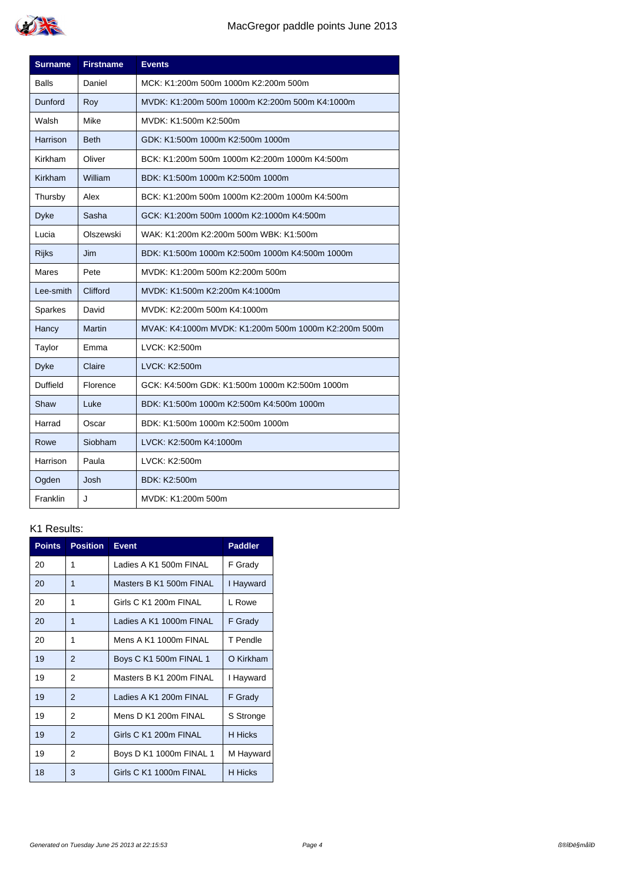| Surname | Firstname | Events |
|---|---|---|
| Balls | Daniel | MCK: K1:200m 500m 1000m K2:200m 500m |
| Dunford | Roy | MVDK: K1:200m 500m 1000m K2:200m 500m K4:1000m |
| Walsh | Mike | MVDK: K1:500m K2:500m |
| Harrison | Beth | GDK: K1:500m 1000m K2:500m 1000m |
| Kirkham | Oliver | BCK: K1:200m 500m 1000m K2:200m 1000m K4:500m |
| Kirkham | William | BDK: K1:500m 1000m K2:500m 1000m |
| Thursby | Alex | BCK: K1:200m 500m 1000m K2:200m 1000m K4:500m |
| Dyke | Sasha | GCK: K1:200m 500m 1000m K2:1000m K4:500m |
| Lucia | Olszewski | WAK: K1:200m K2:200m 500m WBK: K1:500m |
| Rijks | Jim | BDK: K1:500m 1000m K2:500m 1000m K4:500m 1000m |
| Mares | Pete | MVDK: K1:200m 500m K2:200m 500m |
| Lee-smith | Clifford | MVDK: K1:500m K2:200m K4:1000m |
| Sparkes | David | MVDK: K2:200m 500m K4:1000m |
| Hancy | Martin | MVAK: K4:1000m MVDK: K1:200m 500m 1000m K2:200m 500m |
| Taylor | Emma | LVCK: K2:500m |
| Dyke | Claire | LVCK: K2:500m |
| Duffield | Florence | GCK: K4:500m GDK: K1:500m 1000m K2:500m 1000m |
| Shaw | Luke | BDK: K1:500m 1000m K2:500m K4:500m 1000m |
| Harrad | Oscar | BDK: K1:500m 1000m K2:500m 1000m |
| Rowe | Siobham | LVCK: K2:500m K4:1000m |
| Harrison | Paula | LVCK: K2:500m |
| Ogden | Josh | BDK: K2:500m |
| Franklin | J | MVDK: K1:200m 500m |

K1 Results:

| Points | Position | Event | Paddler |
|---|---|---|---|
| 20 | 1 | Ladies A K1 500m FINAL | F Grady |
| 20 | 1 | Masters B K1 500m FINAL | I Hayward |
| 20 | 1 | Girls C K1 200m FINAL | L Rowe |
| 20 | 1 | Ladies A K1 1000m FINAL | F Grady |
| 20 | 1 | Mens A K1 1000m FINAL | T Pendle |
| 19 | 2 | Boys C K1 500m FINAL 1 | O Kirkham |
| 19 | 2 | Masters B K1 200m FINAL | I Hayward |
| 19 | 2 | Ladies A K1 200m FINAL | F Grady |
| 19 | 2 | Mens D K1 200m FINAL | S Stronge |
| 19 | 2 | Girls C K1 200m FINAL | H Hicks |
| 19 | 2 | Boys D K1 1000m FINAL 1 | M Hayward |
| 18 | 3 | Girls C K1 1000m FINAL | H Hicks |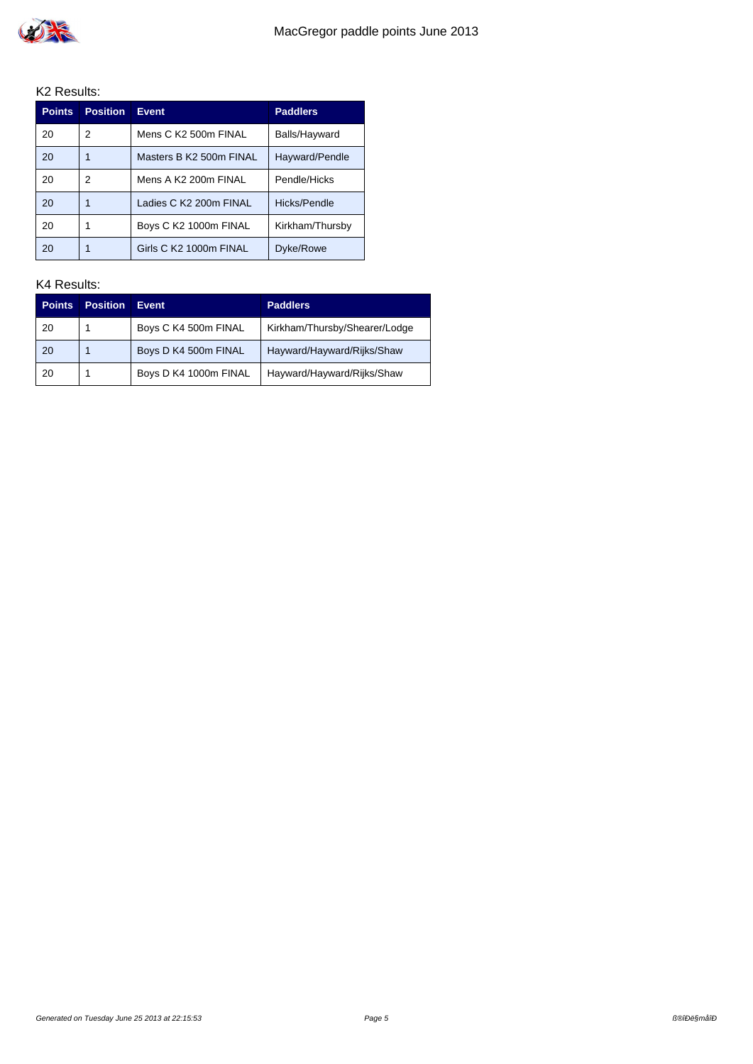K2 Results:

| Points | Position | Event | Paddlers |
|---|---|---|---|
| 20 | 2 | Mens C K2 500m FINAL | Balls/Hayward |
| 20 | 1 | Masters B K2 500m FINAL | Hayward/Pendle |
| 20 | 2 | Mens A K2 200m FINAL | Pendle/Hicks |
| 20 | 1 | Ladies C K2 200m FINAL | Hicks/Pendle |
| 20 | 1 | Boys C K2 1000m FINAL | Kirkham/Thursby |
| 20 | 1 | Girls C K2 1000m FINAL | Dyke/Rowe |

K4 Results:

| Points | Position | Event | Paddlers |
|---|---|---|---|
| 20 | 1 | Boys C K4 500m FINAL | Kirkham/Thursby/Shearer/Lodge |
| 20 | 1 | Boys D K4 500m FINAL | Hayward/Hayward/Rijks/Shaw |
| 20 | 1 | Boys D K4 1000m FINAL | Hayward/Hayward/Rijks/Shaw |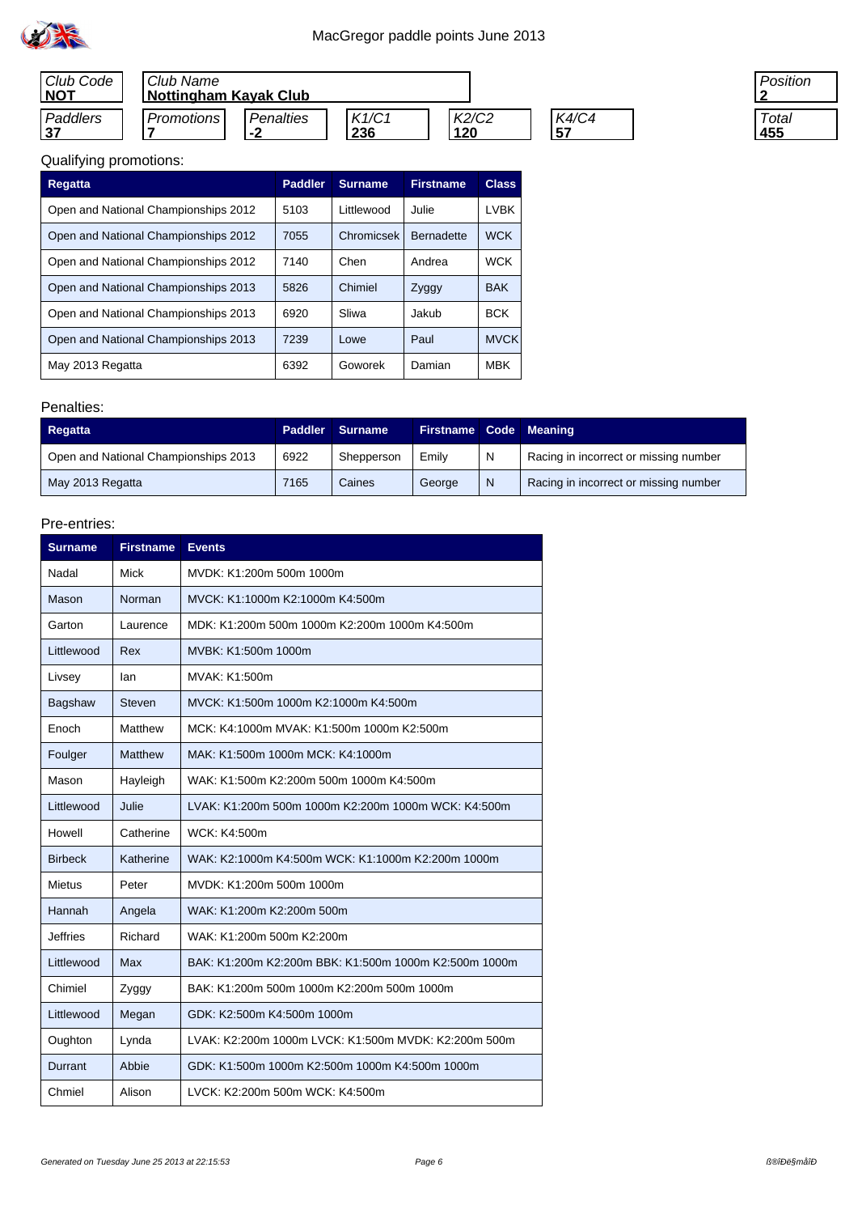# MacGregor paddle points June 2013

| Club Code | Club Name | | | | | Position |
|---|---|---|---|---|---|---|
| **NOT** | **Nottingham Kayak Club** | | | | | **2** |
| *Paddlers* | *Promotions* | *Penalties* | *K1/C1* | *K2/C2* | *K4/C4* | *Total* |
| **37** | **7** | **-2** | **236** | **120** | **57** | **455** |

Qualifying promotions:

| Regatta | Paddler | Surname | Firstname | Class |
|---|---|---|---|---|
| Open and National Championships 2012 | 5103 | Littlewood | Julie | LVBK |
| Open and National Championships 2012 | 7055 | Chromicsek | Bernadette | WCK |
| Open and National Championships 2012 | 7140 | Chen | Andrea | WCK |
| Open and National Championships 2013 | 5826 | Chimiel | Zyggy | BAK |
| Open and National Championships 2013 | 6920 | Sliwa | Jakub | BCK |
| Open and National Championships 2013 | 7239 | Lowe | Paul | MVCK |
| May 2013 Regatta | 6392 | Goworek | Damian | MBK |

Penalties:

| Regatta | Paddler | Surname | Firstname | Code | Meaning |
|---|---|---|---|---|---|
| Open and National Championships 2013 | 6922 | Shepperson | Emily | N | Racing in incorrect or missing number |
| May 2013 Regatta | 7165 | Caines | George | N | Racing in incorrect or missing number |

Pre-entries:

| Surname | Firstname | Events |
|---|---|---|
| Nadal | Mick | MVDK: K1:200m 500m 1000m |
| Mason | Norman | MVCK: K1:1000m K2:1000m K4:500m |
| Garton | Laurence | MDK: K1:200m 500m 1000m K2:200m 1000m K4:500m |
| Littlewood | Rex | MVBK: K1:500m 1000m |
| Livsey | Ian | MVAK: K1:500m |
| Bagshaw | Steven | MVCK: K1:500m 1000m K2:1000m K4:500m |
| Enoch | Matthew | MCK: K4:1000m MVAK: K1:500m 1000m K2:500m |
| Foulger | Matthew | MAK: K1:500m 1000m MCK: K4:1000m |
| Mason | Hayleigh | WAK: K1:500m K2:200m 500m 1000m K4:500m |
| Littlewood | Julie | LVAK: K1:200m 500m 1000m K2:200m 1000m WCK: K4:500m |
| Howell | Catherine | WCK: K4:500m |
| Birbeck | Katherine | WAK: K2:1000m K4:500m WCK: K1:1000m K2:200m 1000m |
| Mietus | Peter | MVDK: K1:200m 500m 1000m |
| Hannah | Angela | WAK: K1:200m K2:200m 500m |
| Jeffries | Richard | WAK: K1:200m 500m K2:200m |
| Littlewood | Max | BAK: K1:200m K2:200m BBK: K1:500m 1000m K2:500m 1000m |
| Chimiel | Zyggy | BAK: K1:200m 500m 1000m K2:200m 500m 1000m |
| Littlewood | Megan | GDK: K2:500m K4:500m 1000m |
| Oughton | Lynda | LVAK: K2:200m 1000m LVCK: K1:500m MVDK: K2:200m 500m |
| Durrant | Abbie | GDK: K1:500m 1000m K2:500m 1000m K4:500m 1000m |
| Chmiel | Alison | LVCK: K2:200m 500m WCK: K4:500m |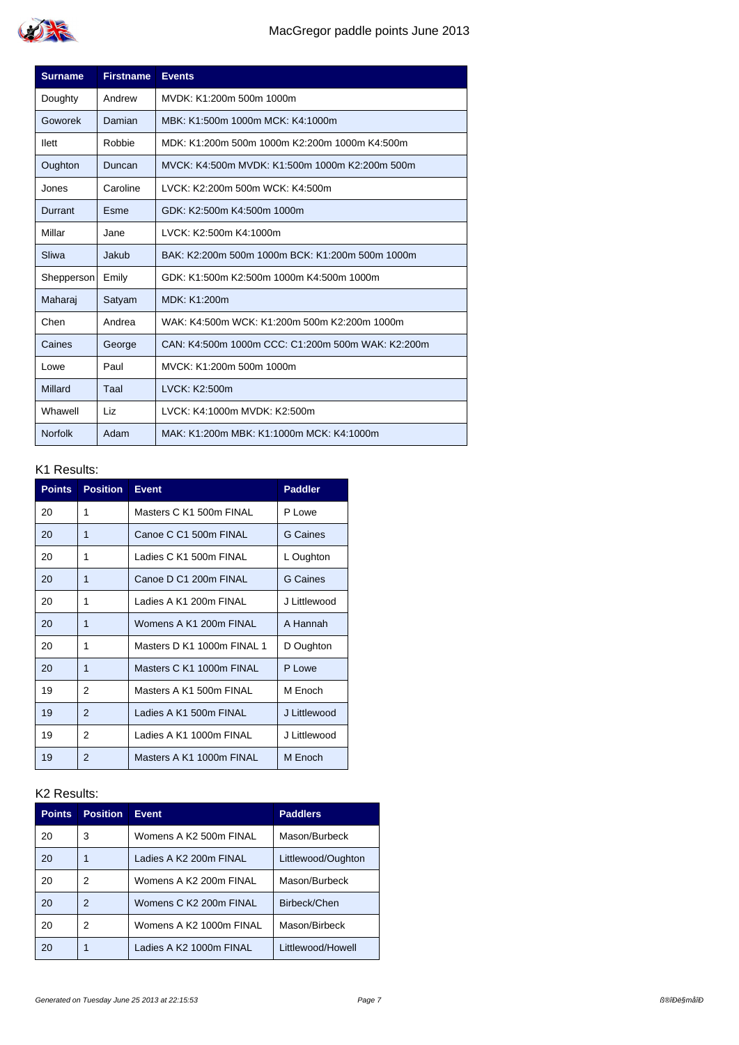# MacGregor paddle points June 2013

| Surname | Firstname | Events |
|---|---|---|
| Doughty | Andrew | MVDK: K1:200m 500m 1000m |
| Goworek | Damian | MBK: K1:500m 1000m MCK: K4:1000m |
| Ilett | Robbie | MDK: K1:200m 500m 1000m K2:200m 1000m K4:500m |
| Oughton | Duncan | MVCK: K4:500m MVDK: K1:500m 1000m K2:200m 500m |
| Jones | Caroline | LVCK: K2:200m 500m WCK: K4:500m |
| Durrant | Esme | GDK: K2:500m K4:500m 1000m |
| Millar | Jane | LVCK: K2:500m K4:1000m |
| Sliwa | Jakub | BAK: K2:200m 500m 1000m BCK: K1:200m 500m 1000m |
| Shepperson | Emily | GDK: K1:500m K2:500m 1000m K4:500m 1000m |
| Maharaj | Satyam | MDK: K1:200m |
| Chen | Andrea | WAK: K4:500m WCK: K1:200m 500m K2:200m 1000m |
| Caines | George | CAN: K4:500m 1000m CCC: C1:200m 500m WAK: K2:200m |
| Lowe | Paul | MVCK: K1:200m 500m 1000m |
| Millard | Taal | LVCK: K2:500m |
| Whawell | Liz | LVCK: K4:1000m MVDK: K2:500m |
| Norfolk | Adam | MAK: K1:200m MBK: K1:1000m MCK: K4:1000m |

K1 Results:

| Points | Position | Event | Paddler |
|---|---|---|---|
| 20 | 1 | Masters C K1 500m FINAL | P Lowe |
| 20 | 1 | Canoe C C1 500m FINAL | G Caines |
| 20 | 1 | Ladies C K1 500m FINAL | L Oughton |
| 20 | 1 | Canoe D C1 200m FINAL | G Caines |
| 20 | 1 | Ladies A K1 200m FINAL | J Littlewood |
| 20 | 1 | Womens A K1 200m FINAL | A Hannah |
| 20 | 1 | Masters D K1 1000m FINAL 1 | D Oughton |
| 20 | 1 | Masters C K1 1000m FINAL | P Lowe |
| 19 | 2 | Masters A K1 500m FINAL | M Enoch |
| 19 | 2 | Ladies A K1 500m FINAL | J Littlewood |
| 19 | 2 | Ladies A K1 1000m FINAL | J Littlewood |
| 19 | 2 | Masters A K1 1000m FINAL | M Enoch |

K2 Results:

| Points | Position | Event | Paddlers |
|---|---|---|---|
| 20 | 3 | Womens A K2 500m FINAL | Mason/Burbeck |
| 20 | 1 | Ladies A K2 200m FINAL | Littlewood/Oughton |
| 20 | 2 | Womens A K2 200m FINAL | Mason/Burbeck |
| 20 | 2 | Womens C K2 200m FINAL | Birbeck/Chen |
| 20 | 2 | Womens A K2 1000m FINAL | Mason/Birbeck |
| 20 | 1 | Ladies A K2 1000m FINAL | Littlewood/Howell |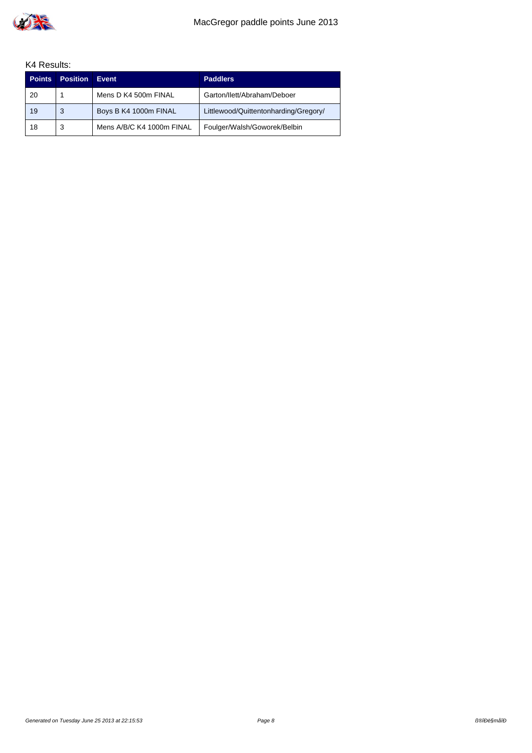K4 Results:

| Points | Position | Event | Paddlers |
|---|---|---|---|
| 20 | 1 | Mens D K4 500m FINAL | Garton/Ilett/Abraham/Deboer |
| 19 | 3 | Boys B K4 1000m FINAL | Littlewood/Quittentonharding/Gregory/ |
| 18 | 3 | Mens A/B/C K4 1000m FINAL | Foulger/Walsh/Goworek/Belbin |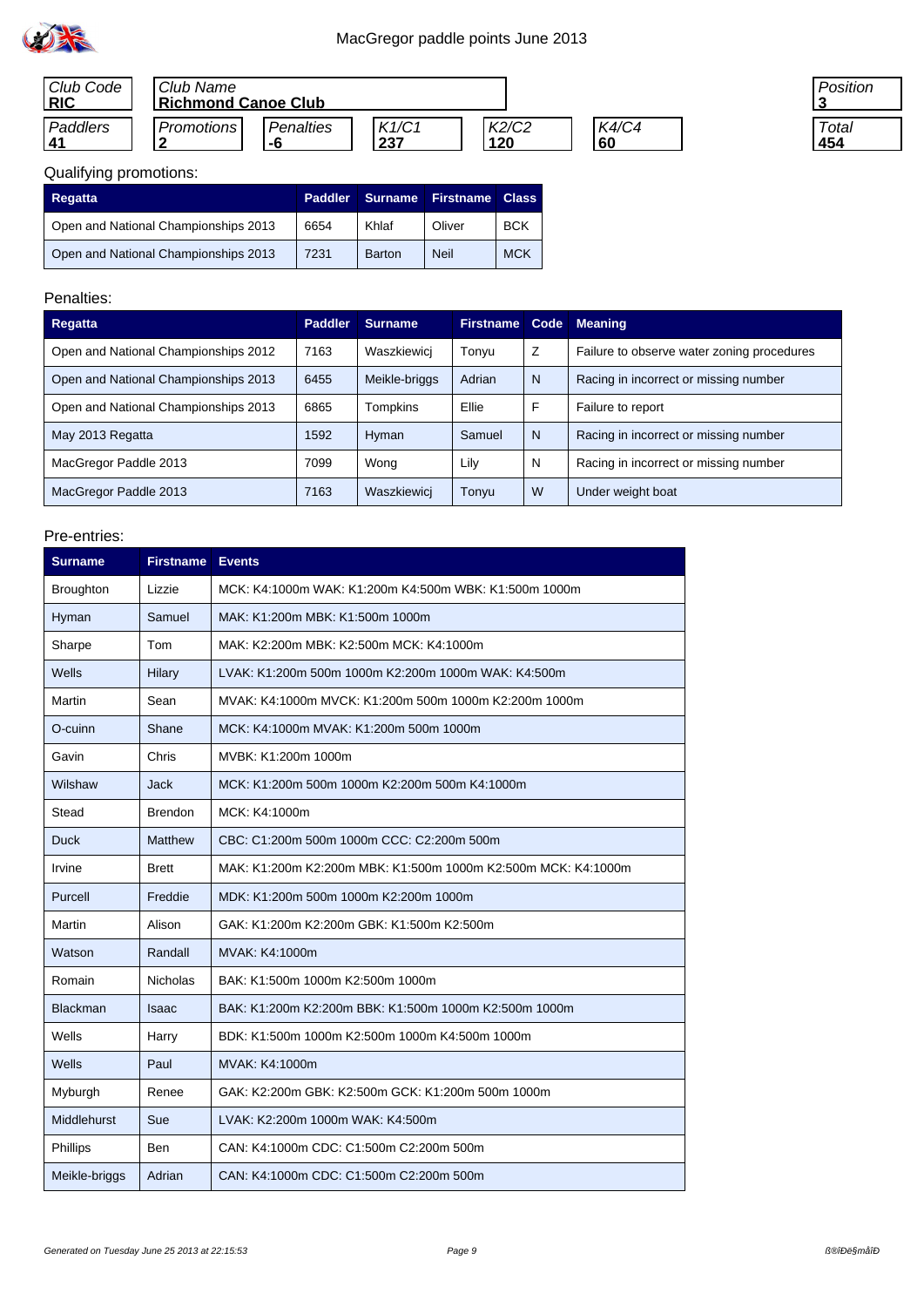MacGregor paddle points June 2013

| Club Code | Club Name | | | | | Position |
|---|---|---|---|---|---|---|
| **RIC** | **Richmond Canoe Club** | | | | | **3** |

| Paddlers | Promotions | Penalties | K1/C1 | K2/C2 | K4/C4 | Total |
|---|---|---|---|---|---|---|
| **41** | **2** | **-6** | **237** | **120** | **60** | **454** |

Qualifying promotions:

| Regatta | Paddler | Surname | Firstname | Class |
|---|---|---|---|---|
| Open and National Championships 2013 | 6654 | Khlaf | Oliver | BCK |
| Open and National Championships 2013 | 7231 | Barton | Neil | MCK |

Penalties:

| Regatta | Paddler | Surname | Firstname | Code | Meaning |
|---|---|---|---|---|---|
| Open and National Championships 2012 | 7163 | Waszkiewicj | Tonyu | Z | Failure to observe water zoning procedures |
| Open and National Championships 2013 | 6455 | Meikle-briggs | Adrian | N | Racing in incorrect or missing number |
| Open and National Championships 2013 | 6865 | Tompkins | Ellie | F | Failure to report |
| May 2013 Regatta | 1592 | Hyman | Samuel | N | Racing in incorrect or missing number |
| MacGregor Paddle 2013 | 7099 | Wong | Lily | N | Racing in incorrect or missing number |
| MacGregor Paddle 2013 | 7163 | Waszkiewicj | Tonyu | W | Under weight boat |

Pre-entries:

| Surname | Firstname | Events |
|---|---|---|
| Broughton | Lizzie | MCK: K4:1000m WAK: K1:200m K4:500m WBK: K1:500m 1000m |
| Hyman | Samuel | MAK: K1:200m MBK: K1:500m 1000m |
| Sharpe | Tom | MAK: K2:200m MBK: K2:500m MCK: K4:1000m |
| Wells | Hilary | LVAK: K1:200m 500m 1000m K2:200m 1000m WAK: K4:500m |
| Martin | Sean | MVAK: K4:1000m MVCK: K1:200m 500m 1000m K2:200m 1000m |
| O-cuinn | Shane | MCK: K4:1000m MVAK: K1:200m 500m 1000m |
| Gavin | Chris | MVBK: K1:200m 1000m |
| Wilshaw | Jack | MCK: K1:200m 500m 1000m K2:200m 500m K4:1000m |
| Stead | Brendon | MCK: K4:1000m |
| Duck | Matthew | CBC: C1:200m 500m 1000m CCC: C2:200m 500m |
| Irvine | Brett | MAK: K1:200m K2:200m MBK: K1:500m 1000m K2:500m MCK: K4:1000m |
| Purcell | Freddie | MDK: K1:200m 500m 1000m K2:200m 1000m |
| Martin | Alison | GAK: K1:200m K2:200m GBK: K1:500m K2:500m |
| Watson | Randall | MVAK: K4:1000m |
| Romain | Nicholas | BAK: K1:500m 1000m K2:500m 1000m |
| Blackman | Isaac | BAK: K1:200m K2:200m BBK: K1:500m 1000m K2:500m 1000m |
| Wells | Harry | BDK: K1:500m 1000m K2:500m 1000m K4:500m 1000m |
| Wells | Paul | MVAK: K4:1000m |
| Myburgh | Renee | GAK: K2:200m GBK: K2:500m GCK: K1:200m 500m 1000m |
| Middlehurst | Sue | LVAK: K2:200m 1000m WAK: K4:500m |
| Phillips | Ben | CAN: K4:1000m CDC: C1:500m C2:200m 500m |
| Meikle-briggs | Adrian | CAN: K4:1000m CDC: C1:500m C2:200m 500m |

*Generated on Tuesday June 25 2013 at 22:15:53*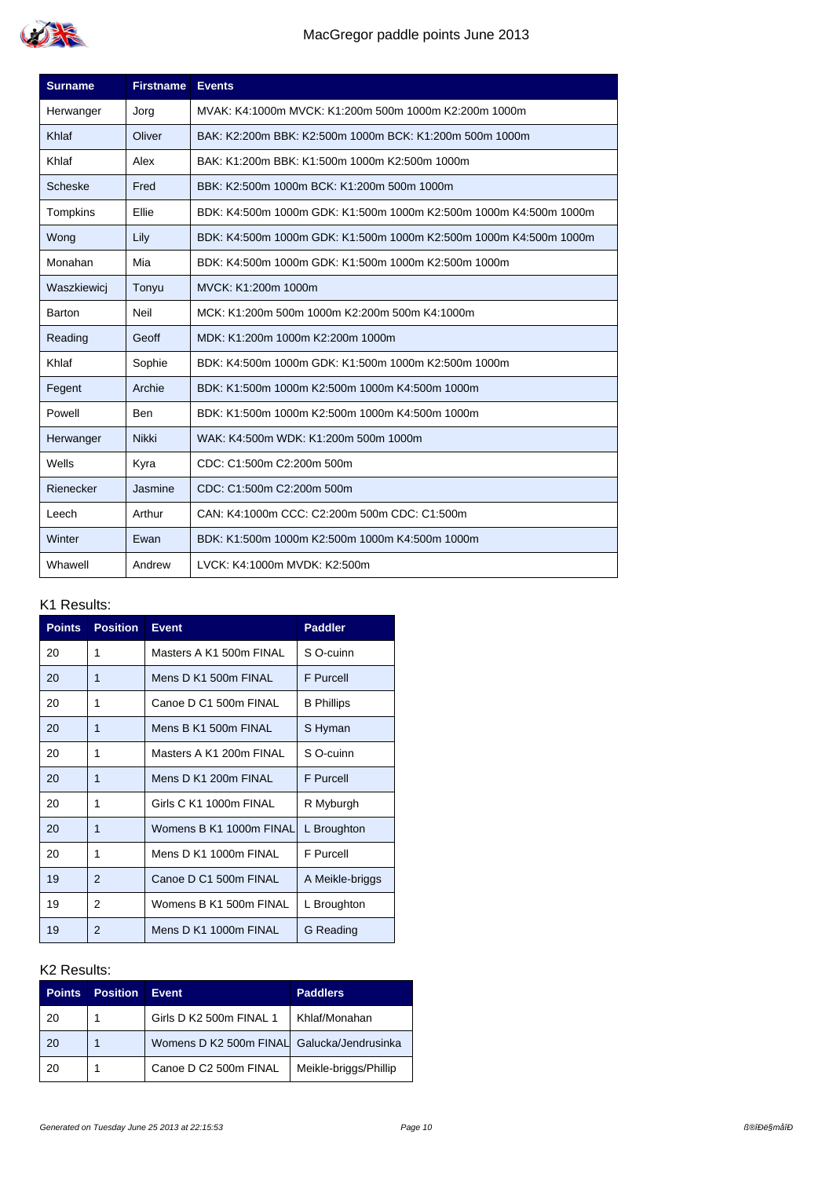| Surname | Firstname | Events |
|---|---|---|
| Herwanger | Jorg | MVAK: K4:1000m MVCK: K1:200m 500m 1000m K2:200m 1000m |
| Khlaf | Oliver | BAK: K2:200m BBK: K2:500m 1000m BCK: K1:200m 500m 1000m |
| Khlaf | Alex | BAK: K1:200m BBK: K1:500m 1000m K2:500m 1000m |
| Scheske | Fred | BBK: K2:500m 1000m BCK: K1:200m 500m 1000m |
| Tompkins | Ellie | BDK: K4:500m 1000m GDK: K1:500m 1000m K2:500m 1000m K4:500m 1000m |
| Wong | Lily | BDK: K4:500m 1000m GDK: K1:500m 1000m K2:500m 1000m K4:500m 1000m |
| Monahan | Mia | BDK: K4:500m 1000m GDK: K1:500m 1000m K2:500m 1000m |
| Waszkiewicj | Tonyu | MVCK: K1:200m 1000m |
| Barton | Neil | MCK: K1:200m 500m 1000m K2:200m 500m K4:1000m |
| Reading | Geoff | MDK: K1:200m 1000m K2:200m 1000m |
| Khlaf | Sophie | BDK: K4:500m 1000m GDK: K1:500m 1000m K2:500m 1000m |
| Fegent | Archie | BDK: K1:500m 1000m K2:500m 1000m K4:500m 1000m |
| Powell | Ben | BDK: K1:500m 1000m K2:500m 1000m K4:500m 1000m |
| Herwanger | Nikki | WAK: K4:500m WDK: K1:200m 500m 1000m |
| Wells | Kyra | CDC: C1:500m C2:200m 500m |
| Rienecker | Jasmine | CDC: C1:500m C2:200m 500m |
| Leech | Arthur | CAN: K4:1000m CCC: C2:200m 500m CDC: C1:500m |
| Winter | Ewan | BDK: K1:500m 1000m K2:500m 1000m K4:500m 1000m |
| Whawell | Andrew | LVCK: K4:1000m MVDK: K2:500m |

K1 Results:

| Points | Position | Event | Paddler |
|---|---|---|---|
| 20 | 1 | Masters A K1 500m FINAL | S O-cuinn |
| 20 | 1 | Mens D K1 500m FINAL | F Purcell |
| 20 | 1 | Canoe D C1 500m FINAL | B Phillips |
| 20 | 1 | Mens B K1 500m FINAL | S Hyman |
| 20 | 1 | Masters A K1 200m FINAL | S O-cuinn |
| 20 | 1 | Mens D K1 200m FINAL | F Purcell |
| 20 | 1 | Girls C K1 1000m FINAL | R Myburgh |
| 20 | 1 | Womens B K1 1000m FINAL | L Broughton |
| 20 | 1 | Mens D K1 1000m FINAL | F Purcell |
| 19 | 2 | Canoe D C1 500m FINAL | A Meikle-briggs |
| 19 | 2 | Womens B K1 500m FINAL | L Broughton |
| 19 | 2 | Mens D K1 1000m FINAL | G Reading |

K2 Results:

| Points | Position | Event | Paddlers |
|---|---|---|---|
| 20 | 1 | Girls D K2 500m FINAL 1 | Khlaf/Monahan |
| 20 | 1 | Womens D K2 500m FINAL | Galucka/Jendrusinka |
| 20 | 1 | Canoe D C2 500m FINAL | Meikle-briggs/Phillip |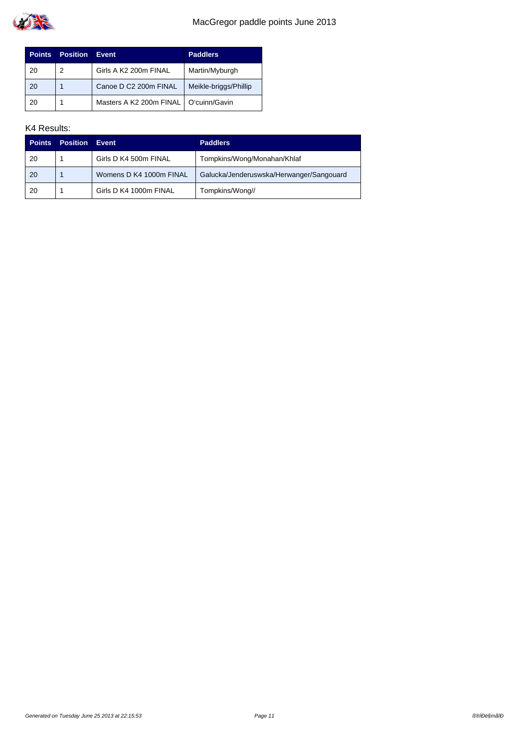| Points | Position | Event | Paddlers |
|---|---|---|---|
| 20 | 2 | Girls A K2 200m FINAL | Martin/Myburgh |
| 20 | 1 | Canoe D C2 200m FINAL | Meikle-briggs/Phillip |
| 20 | 1 | Masters A K2 200m FINAL | O'cuinn/Gavin |

K4 Results:

| Points | Position | Event | Paddlers |
|---|---|---|---|
| 20 | 1 | Girls D K4 500m FINAL | Tompkins/Wong/Monahan/Khlaf |
| 20 | 1 | Womens D K4 1000m FINAL | Galucka/Jenderuswska/Herwanger/Sangouard |
| 20 | 1 | Girls D K4 1000m FINAL | Tompkins/Wong// |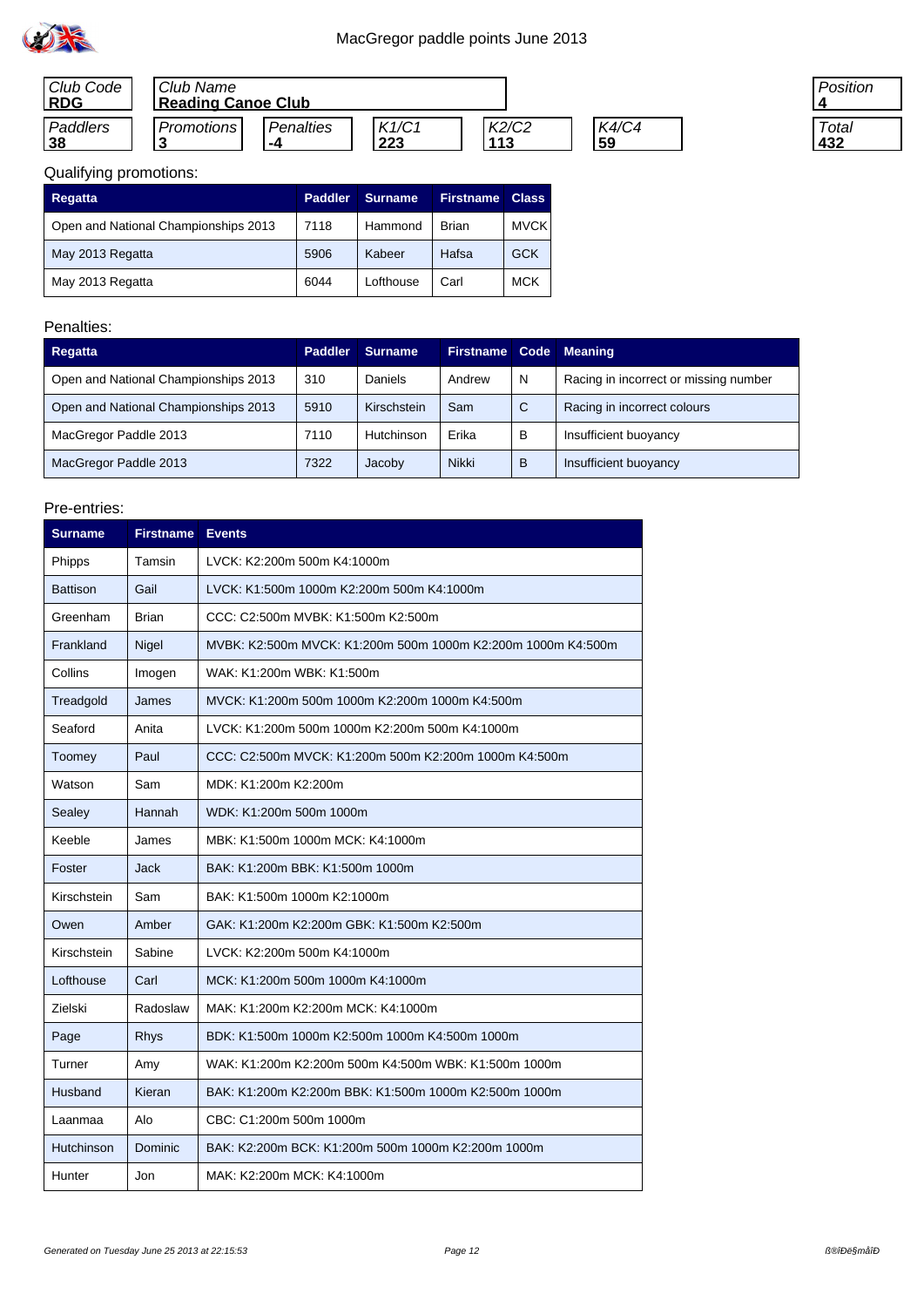# MacGregor paddle points June 2013

| Club Code | Club Name | Position |
|---|---|---|
| **RDG** | **Reading Canoe Club** | **4** |

| Paddlers | Promotions | Penalties | K1/C1 | K2/C2 | K4/C4 | Total |
|---|---|---|---|---|---|---|
| **38** | **3** | **-4** | **223** | **113** | **59** | **432** |

Qualifying promotions:

| Regatta | Paddler | Surname | Firstname | Class |
|---|---|---|---|---|
| Open and National Championships 2013 | 7118 | Hammond | Brian | MVCK |
| May 2013 Regatta | 5906 | Kabeer | Hafsa | GCK |
| May 2013 Regatta | 6044 | Lofthouse | Carl | MCK |

Penalties:

| Regatta | Paddler | Surname | Firstname | Code | Meaning |
|---|---|---|---|---|---|
| Open and National Championships 2013 | 310 | Daniels | Andrew | N | Racing in incorrect or missing number |
| Open and National Championships 2013 | 5910 | Kirschstein | Sam | C | Racing in incorrect colours |
| MacGregor Paddle 2013 | 7110 | Hutchinson | Erika | B | Insufficient buoyancy |
| MacGregor Paddle 2013 | 7322 | Jacoby | Nikki | B | Insufficient buoyancy |

Pre-entries:

| Surname | Firstname | Events |
|---|---|---|
| Phipps | Tamsin | LVCK: K2:200m 500m K4:1000m |
| Battison | Gail | LVCK: K1:500m 1000m K2:200m 500m K4:1000m |
| Greenham | Brian | CCC: C2:500m MVBK: K1:500m K2:500m |
| Frankland | Nigel | MVBK: K2:500m MVCK: K1:200m 500m 1000m K2:200m 1000m K4:500m |
| Collins | Imogen | WAK: K1:200m WBK: K1:500m |
| Treadgold | James | MVCK: K1:200m 500m 1000m K2:200m 1000m K4:500m |
| Seaford | Anita | LVCK: K1:200m 500m 1000m K2:200m 500m K4:1000m |
| Toomey | Paul | CCC: C2:500m MVCK: K1:200m 500m K2:200m 1000m K4:500m |
| Watson | Sam | MDK: K1:200m K2:200m |
| Sealey | Hannah | WDK: K1:200m 500m 1000m |
| Keeble | James | MBK: K1:500m 1000m MCK: K4:1000m |
| Foster | Jack | BAK: K1:200m BBK: K1:500m 1000m |
| Kirschstein | Sam | BAK: K1:500m 1000m K2:1000m |
| Owen | Amber | GAK: K1:200m K2:200m GBK: K1:500m K2:500m |
| Kirschstein | Sabine | LVCK: K2:200m 500m K4:1000m |
| Lofthouse | Carl | MCK: K1:200m 500m 1000m K4:1000m |
| Zielski | Radoslaw | MAK: K1:200m K2:200m MCK: K4:1000m |
| Page | Rhys | BDK: K1:500m 1000m K2:500m 1000m K4:500m 1000m |
| Turner | Amy | WAK: K1:200m K2:200m 500m K4:500m WBK: K1:500m 1000m |
| Husband | Kieran | BAK: K1:200m K2:200m BBK: K1:500m 1000m K2:500m 1000m |
| Laanmaa | Alo | CBC: C1:200m 500m 1000m |
| Hutchinson | Dominic | BAK: K2:200m BCK: K1:200m 500m 1000m K2:200m 1000m |
| Hunter | Jon | MAK: K2:200m MCK: K4:1000m |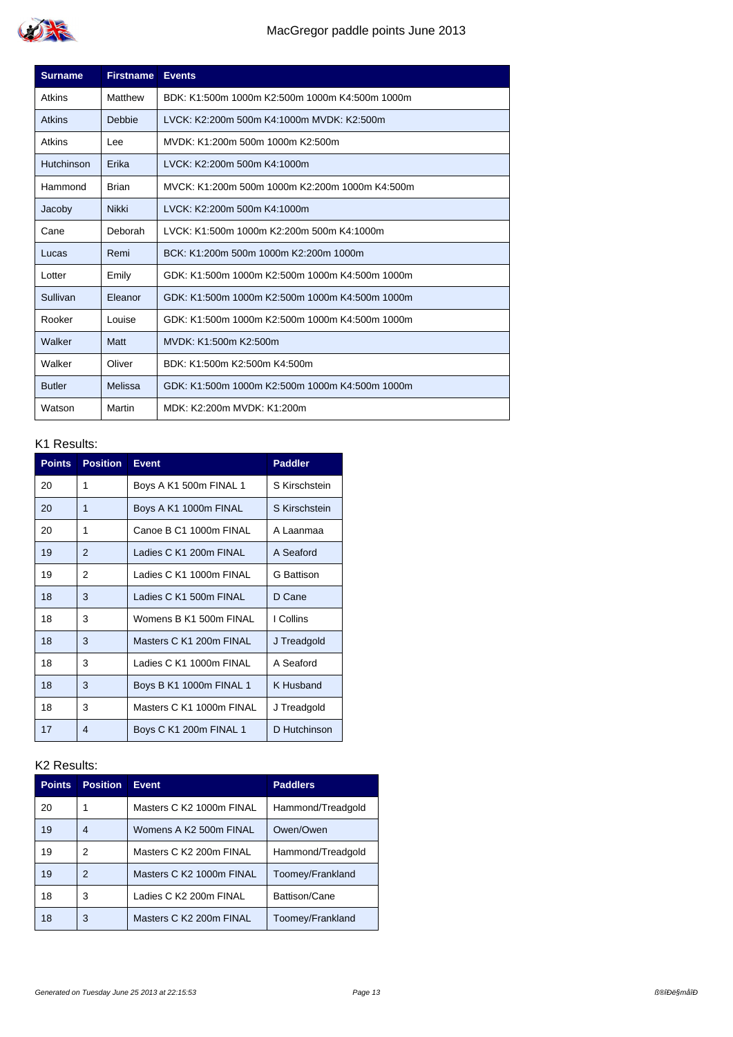| Surname | Firstname | Events |
| --- | --- | --- |
| Atkins | Matthew | BDK: K1:500m 1000m K2:500m 1000m K4:500m 1000m |
| Atkins | Debbie | LVCK: K2:200m 500m K4:1000m MVDK: K2:500m |
| Atkins | Lee | MVDK: K1:200m 500m 1000m K2:500m |
| Hutchinson | Erika | LVCK: K2:200m 500m K4:1000m |
| Hammond | Brian | MVCK: K1:200m 500m 1000m K2:200m 1000m K4:500m |
| Jacoby | Nikki | LVCK: K2:200m 500m K4:1000m |
| Cane | Deborah | LVCK: K1:500m 1000m K2:200m 500m K4:1000m |
| Lucas | Remi | BCK: K1:200m 500m 1000m K2:200m 1000m |
| Lotter | Emily | GDK: K1:500m 1000m K2:500m 1000m K4:500m 1000m |
| Sullivan | Eleanor | GDK: K1:500m 1000m K2:500m 1000m K4:500m 1000m |
| Rooker | Louise | GDK: K1:500m 1000m K2:500m 1000m K4:500m 1000m |
| Walker | Matt | MVDK: K1:500m K2:500m |
| Walker | Oliver | BDK: K1:500m K2:500m K4:500m |
| Butler | Melissa | GDK: K1:500m 1000m K2:500m 1000m K4:500m 1000m |
| Watson | Martin | MDK: K2:200m MVDK: K1:200m |

K1 Results:

| Points | Position | Event | Paddler |
| --- | --- | --- | --- |
| 20 | 1 | Boys A K1 500m FINAL 1 | S Kirschstein |
| 20 | 1 | Boys A K1 1000m FINAL | S Kirschstein |
| 20 | 1 | Canoe B C1 1000m FINAL | A Laanmaa |
| 19 | 2 | Ladies C K1 200m FINAL | A Seaford |
| 19 | 2 | Ladies C K1 1000m FINAL | G Battison |
| 18 | 3 | Ladies C K1 500m FINAL | D Cane |
| 18 | 3 | Womens B K1 500m FINAL | I Collins |
| 18 | 3 | Masters C K1 200m FINAL | J Treadgold |
| 18 | 3 | Ladies C K1 1000m FINAL | A Seaford |
| 18 | 3 | Boys B K1 1000m FINAL 1 | K Husband |
| 18 | 3 | Masters C K1 1000m FINAL | J Treadgold |
| 17 | 4 | Boys C K1 200m FINAL 1 | D Hutchinson |

K2 Results:

| Points | Position | Event | Paddlers |
| --- | --- | --- | --- |
| 20 | 1 | Masters C K2 1000m FINAL | Hammond/Treadgold |
| 19 | 4 | Womens A K2 500m FINAL | Owen/Owen |
| 19 | 2 | Masters C K2 200m FINAL | Hammond/Treadgold |
| 19 | 2 | Masters C K2 1000m FINAL | Toomey/Frankland |
| 18 | 3 | Ladies C K2 200m FINAL | Battison/Cane |
| 18 | 3 | Masters C K2 200m FINAL | Toomey/Frankland |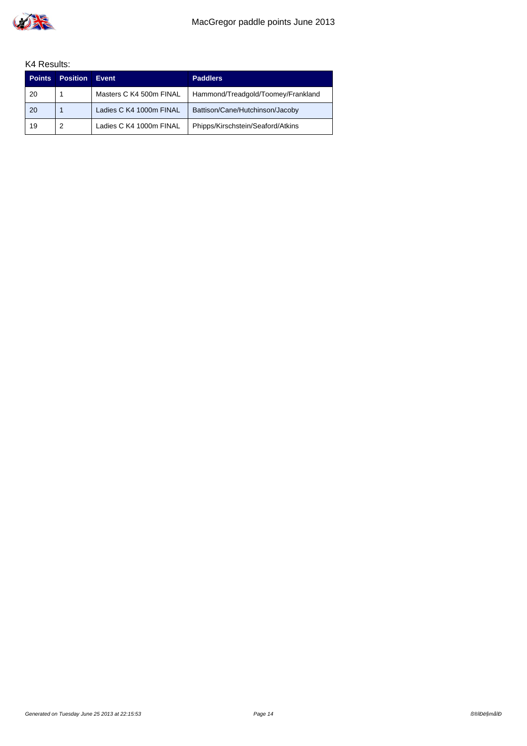K4 Results:

| Points | Position | Event | Paddlers |
|---|---|---|---|
| 20 | 1 | Masters C K4 500m FINAL | Hammond/Treadgold/Toomey/Frankland |
| 20 | 1 | Ladies C K4 1000m FINAL | Battison/Cane/Hutchinson/Jacoby |
| 19 | 2 | Ladies C K4 1000m FINAL | Phipps/Kirschstein/Seaford/Atkins |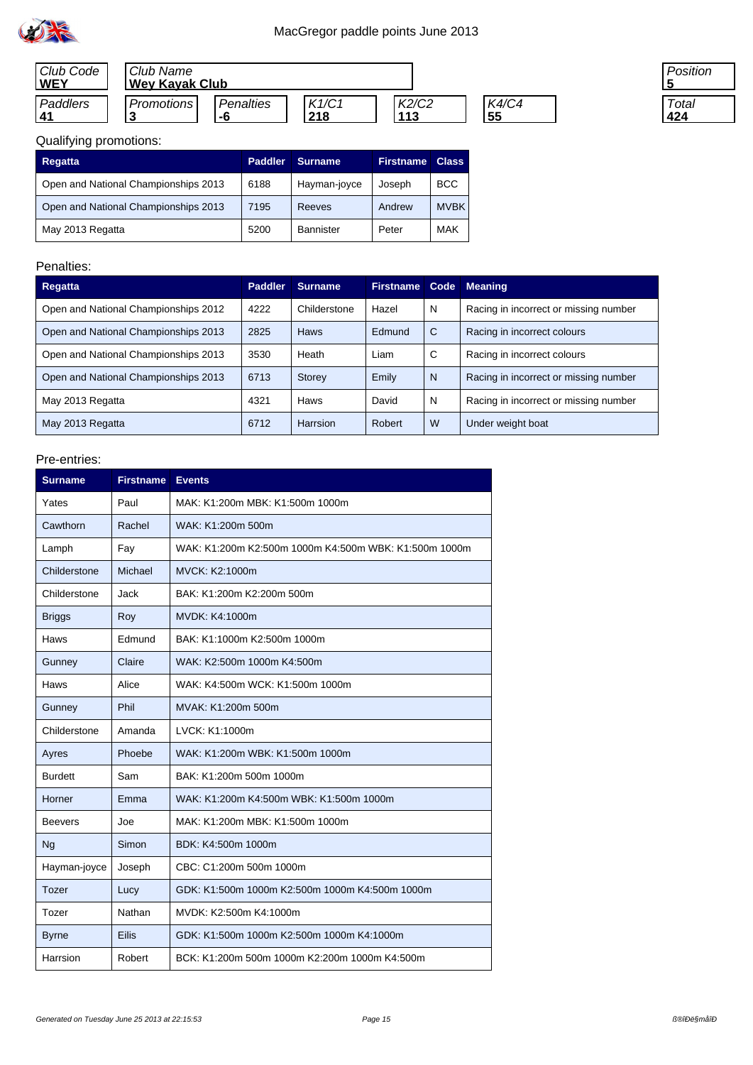MacGregor paddle points June 2013

| Club Code | Club Name | Position |
|---|---|---|
| **WEY** | **Wey Kayak Club** | **5** |

| Paddlers | Promotions | Penalties | K1/C1 | K2/C2 | K4/C4 | Total |
|---|---|---|---|---|---|---|
| **41** | **3** | **-6** | **218** | **113** | **55** | **424** |

Qualifying promotions:

| Regatta | Paddler | Surname | Firstname | Class |
|---|---|---|---|---|
| Open and National Championships 2013 | 6188 | Hayman-joyce | Joseph | BCC |
| Open and National Championships 2013 | 7195 | Reeves | Andrew | MVBK |
| May 2013 Regatta | 5200 | Bannister | Peter | MAK |

Penalties:

| Regatta | Paddler | Surname | Firstname | Code | Meaning |
|---|---|---|---|---|---|
| Open and National Championships 2012 | 4222 | Childerstone | Hazel | N | Racing in incorrect or missing number |
| Open and National Championships 2013 | 2825 | Haws | Edmund | C | Racing in incorrect colours |
| Open and National Championships 2013 | 3530 | Heath | Liam | C | Racing in incorrect colours |
| Open and National Championships 2013 | 6713 | Storey | Emily | N | Racing in incorrect or missing number |
| May 2013 Regatta | 4321 | Haws | David | N | Racing in incorrect or missing number |
| May 2013 Regatta | 6712 | Harrsion | Robert | W | Under weight boat |

Pre-entries:

| Surname | Firstname | Events |
|---|---|---|
| Yates | Paul | MAK: K1:200m MBK: K1:500m 1000m |
| Cawthorn | Rachel | WAK: K1:200m 500m |
| Lamph | Fay | WAK: K1:200m K2:500m 1000m K4:500m WBK: K1:500m 1000m |
| Childerstone | Michael | MVCK: K2:1000m |
| Childerstone | Jack | BAK: K1:200m K2:200m 500m |
| Briggs | Roy | MVDK: K4:1000m |
| Haws | Edmund | BAK: K1:1000m K2:500m 1000m |
| Gunney | Claire | WAK: K2:500m 1000m K4:500m |
| Haws | Alice | WAK: K4:500m WCK: K1:500m 1000m |
| Gunney | Phil | MVAK: K1:200m 500m |
| Childerstone | Amanda | LVCK: K1:1000m |
| Ayres | Phoebe | WAK: K1:200m WBK: K1:500m 1000m |
| Burdett | Sam | BAK: K1:200m 500m 1000m |
| Horner | Emma | WAK: K1:200m K4:500m WBK: K1:500m 1000m |
| Beevers | Joe | MAK: K1:200m MBK: K1:500m 1000m |
| Ng | Simon | BDK: K4:500m 1000m |
| Hayman-joyce | Joseph | CBC: C1:200m 500m 1000m |
| Tozer | Lucy | GDK: K1:500m 1000m K2:500m 1000m K4:500m 1000m |
| Tozer | Nathan | MVDK: K2:500m K4:1000m |
| Byrne | Eilis | GDK: K1:500m 1000m K2:500m 1000m K4:1000m |
| Harrsion | Robert | BCK: K1:200m 500m 1000m K2:200m 1000m K4:500m |

*Generated on Tuesday June 25 2013 at 22:15:53*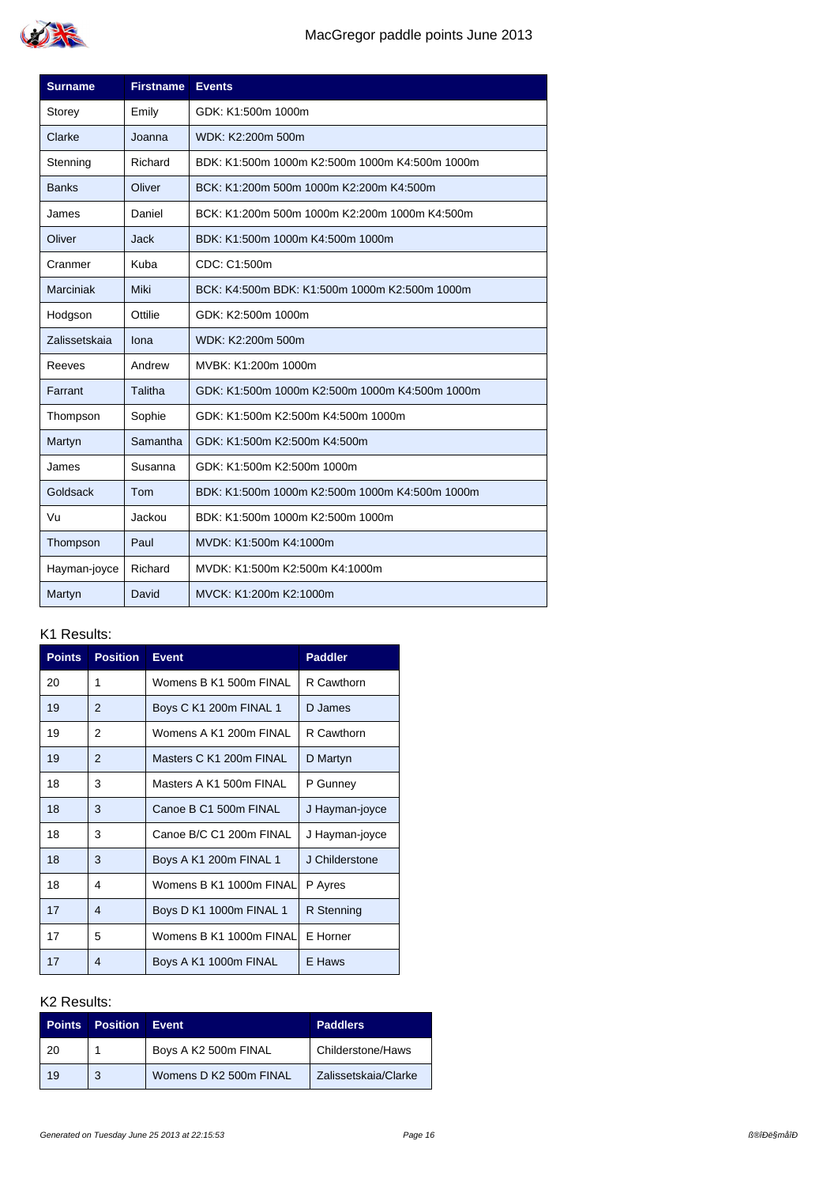# MacGregor paddle points June 2013

| Surname | Firstname | Events |
|---|---|---|
| Storey | Emily | GDK: K1:500m 1000m |
| Clarke | Joanna | WDK: K2:200m 500m |
| Stenning | Richard | BDK: K1:500m 1000m K2:500m 1000m K4:500m 1000m |
| Banks | Oliver | BCK: K1:200m 500m 1000m K2:200m K4:500m |
| James | Daniel | BCK: K1:200m 500m 1000m K2:200m 1000m K4:500m |
| Oliver | Jack | BDK: K1:500m 1000m K4:500m 1000m |
| Cranmer | Kuba | CDC: C1:500m |
| Marciniak | Miki | BCK: K4:500m BDK: K1:500m 1000m K2:500m 1000m |
| Hodgson | Ottilie | GDK: K2:500m 1000m |
| Zalissetskaia | Iona | WDK: K2:200m 500m |
| Reeves | Andrew | MVBK: K1:200m 1000m |
| Farrant | Talitha | GDK: K1:500m 1000m K2:500m 1000m K4:500m 1000m |
| Thompson | Sophie | GDK: K1:500m K2:500m K4:500m 1000m |
| Martyn | Samantha | GDK: K1:500m K2:500m K4:500m |
| James | Susanna | GDK: K1:500m K2:500m 1000m |
| Goldsack | Tom | BDK: K1:500m 1000m K2:500m 1000m K4:500m 1000m |
| Vu | Jackou | BDK: K1:500m 1000m K2:500m 1000m |
| Thompson | Paul | MVDK: K1:500m K4:1000m |
| Hayman-joyce | Richard | MVDK: K1:500m K2:500m K4:1000m |
| Martyn | David | MVCK: K1:200m K2:1000m |

K1 Results:

| Points | Position | Event | Paddler |
|---|---|---|---|
| 20 | 1 | Womens B K1 500m FINAL | R Cawthorn |
| 19 | 2 | Boys C K1 200m FINAL 1 | D James |
| 19 | 2 | Womens A K1 200m FINAL | R Cawthorn |
| 19 | 2 | Masters C K1 200m FINAL | D Martyn |
| 18 | 3 | Masters A K1 500m FINAL | P Gunney |
| 18 | 3 | Canoe B C1 500m FINAL | J Hayman-joyce |
| 18 | 3 | Canoe B/C C1 200m FINAL | J Hayman-joyce |
| 18 | 3 | Boys A K1 200m FINAL 1 | J Childerstone |
| 18 | 4 | Womens B K1 1000m FINAL | P Ayres |
| 17 | 4 | Boys D K1 1000m FINAL 1 | R Stenning |
| 17 | 5 | Womens B K1 1000m FINAL | E Horner |
| 17 | 4 | Boys A K1 1000m FINAL | E Haws |

K2 Results:

| Points | Position | Event | Paddlers |
|---|---|---|---|
| 20 | 1 | Boys A K2 500m FINAL | Childerstone/Haws |
| 19 | 3 | Womens D K2 500m FINAL | Zalissetskaia/Clarke |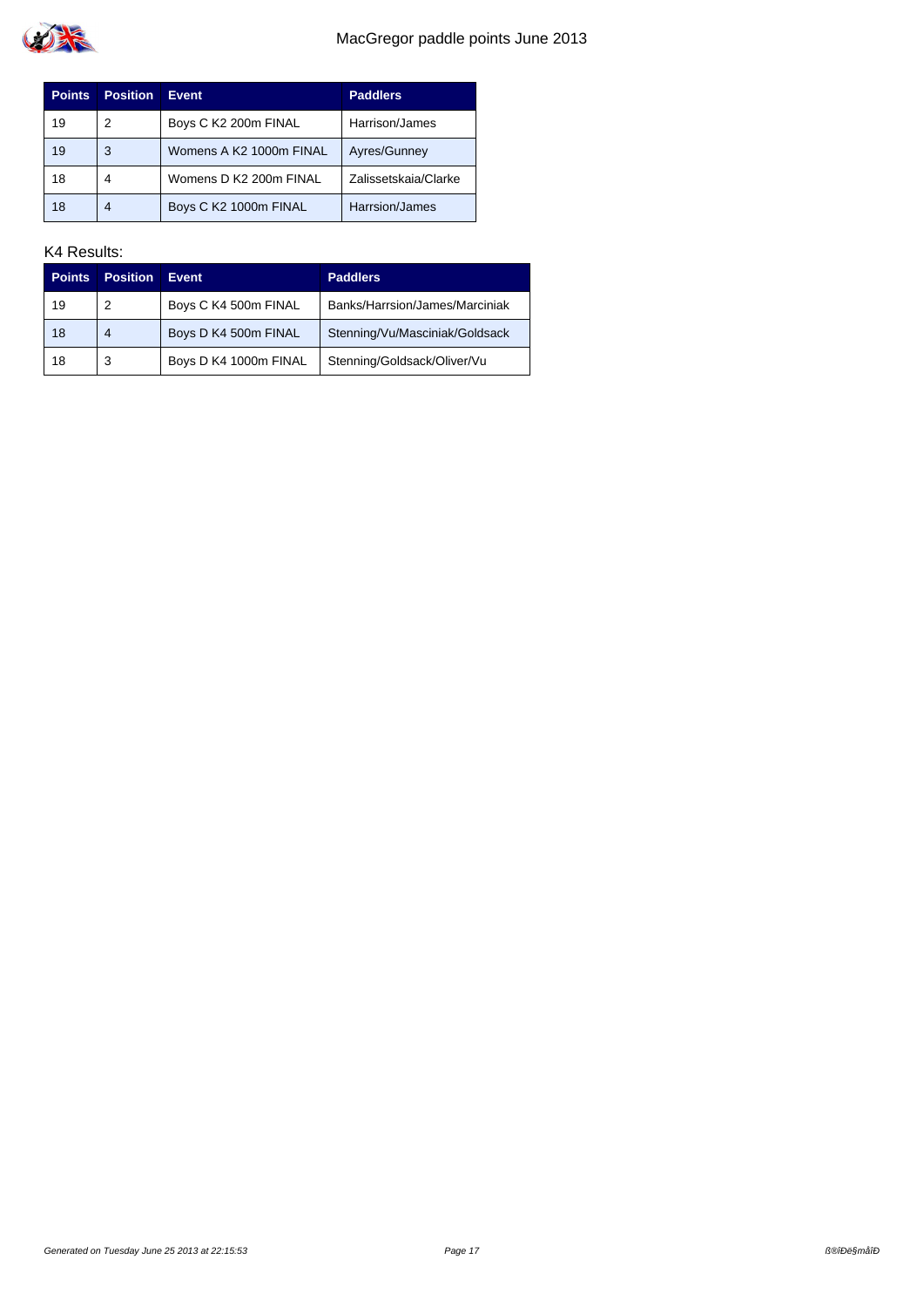| Points | Position | Event | Paddlers |
| --- | --- | --- | --- |
| 19 | 2 | Boys C K2 200m FINAL | Harrison/James |
| 19 | 3 | Womens A K2 1000m FINAL | Ayres/Gunney |
| 18 | 4 | Womens D K2 200m FINAL | Zalissetskaia/Clarke |
| 18 | 4 | Boys C K2 1000m FINAL | Harrsion/James |

K4 Results:

| Points | Position | Event | Paddlers |
| --- | --- | --- | --- |
| 19 | 2 | Boys C K4 500m FINAL | Banks/Harrsion/James/Marciniak |
| 18 | 4 | Boys D K4 500m FINAL | Stenning/Vu/Masciniak/Goldsack |
| 18 | 3 | Boys D K4 1000m FINAL | Stenning/Goldsack/Oliver/Vu |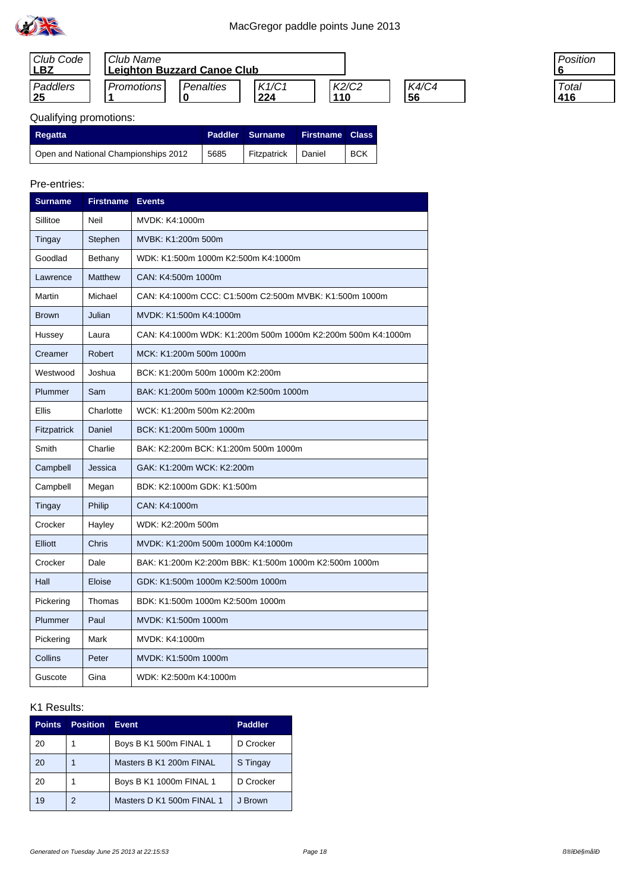# MacGregor paddle points June 2013

| Club Code | Club Name | | | | | Position |
|---|---|---|---|---|---|---|
| **LBZ** | **Leighton Buzzard Canoe Club** | | | | | **6** |

| Paddlers | Promotions | Penalties | K1/C1 | K2/C2 | K4/C4 | Total |
|---|---|---|---|---|---|---|
| **25** | **1** | **0** | **224** | **110** | **56** | **416** |

Qualifying promotions:

| Regatta | Paddler | Surname | Firstname | Class |
|---|---|---|---|---|
| Open and National Championships 2012 | 5685 | Fitzpatrick | Daniel | BCK |

Pre-entries:

| Surname | Firstname | Events |
|---|---|---|
| Sillitoe | Neil | MVDK: K4:1000m |
| Tingay | Stephen | MVBK: K1:200m 500m |
| Goodlad | Bethany | WDK: K1:500m 1000m K2:500m K4:1000m |
| Lawrence | Matthew | CAN: K4:500m 1000m |
| Martin | Michael | CAN: K4:1000m CCC: C1:500m C2:500m MVBK: K1:500m 1000m |
| Brown | Julian | MVDK: K1:500m K4:1000m |
| Hussey | Laura | CAN: K4:1000m WDK: K1:200m 500m 1000m K2:200m 500m K4:1000m |
| Creamer | Robert | MCK: K1:200m 500m 1000m |
| Westwood | Joshua | BCK: K1:200m 500m 1000m K2:200m |
| Plummer | Sam | BAK: K1:200m 500m 1000m K2:500m 1000m |
| Ellis | Charlotte | WCK: K1:200m 500m K2:200m |
| Fitzpatrick | Daniel | BCK: K1:200m 500m 1000m |
| Smith | Charlie | BAK: K2:200m BCK: K1:200m 500m 1000m |
| Campbell | Jessica | GAK: K1:200m WCK: K2:200m |
| Campbell | Megan | BDK: K2:1000m GDK: K1:500m |
| Tingay | Philip | CAN: K4:1000m |
| Crocker | Hayley | WDK: K2:200m 500m |
| Elliott | Chris | MVDK: K1:200m 500m 1000m K4:1000m |
| Crocker | Dale | BAK: K1:200m K2:200m BBK: K1:500m 1000m K2:500m 1000m |
| Hall | Eloise | GDK: K1:500m 1000m K2:500m 1000m |
| Pickering | Thomas | BDK: K1:500m 1000m K2:500m 1000m |
| Plummer | Paul | MVDK: K1:500m 1000m |
| Pickering | Mark | MVDK: K4:1000m |
| Collins | Peter | MVDK: K1:500m 1000m |
| Guscote | Gina | WDK: K2:500m K4:1000m |

K1 Results:

| Points | Position | Event | Paddler |
|---|---|---|---|
| 20 | 1 | Boys B K1 500m FINAL 1 | D Crocker |
| 20 | 1 | Masters B K1 200m FINAL | S Tingay |
| 20 | 1 | Boys B K1 1000m FINAL 1 | D Crocker |
| 19 | 2 | Masters D K1 500m FINAL 1 | J Brown |

*Generated on Tuesday June 25 2013 at 22:15:53*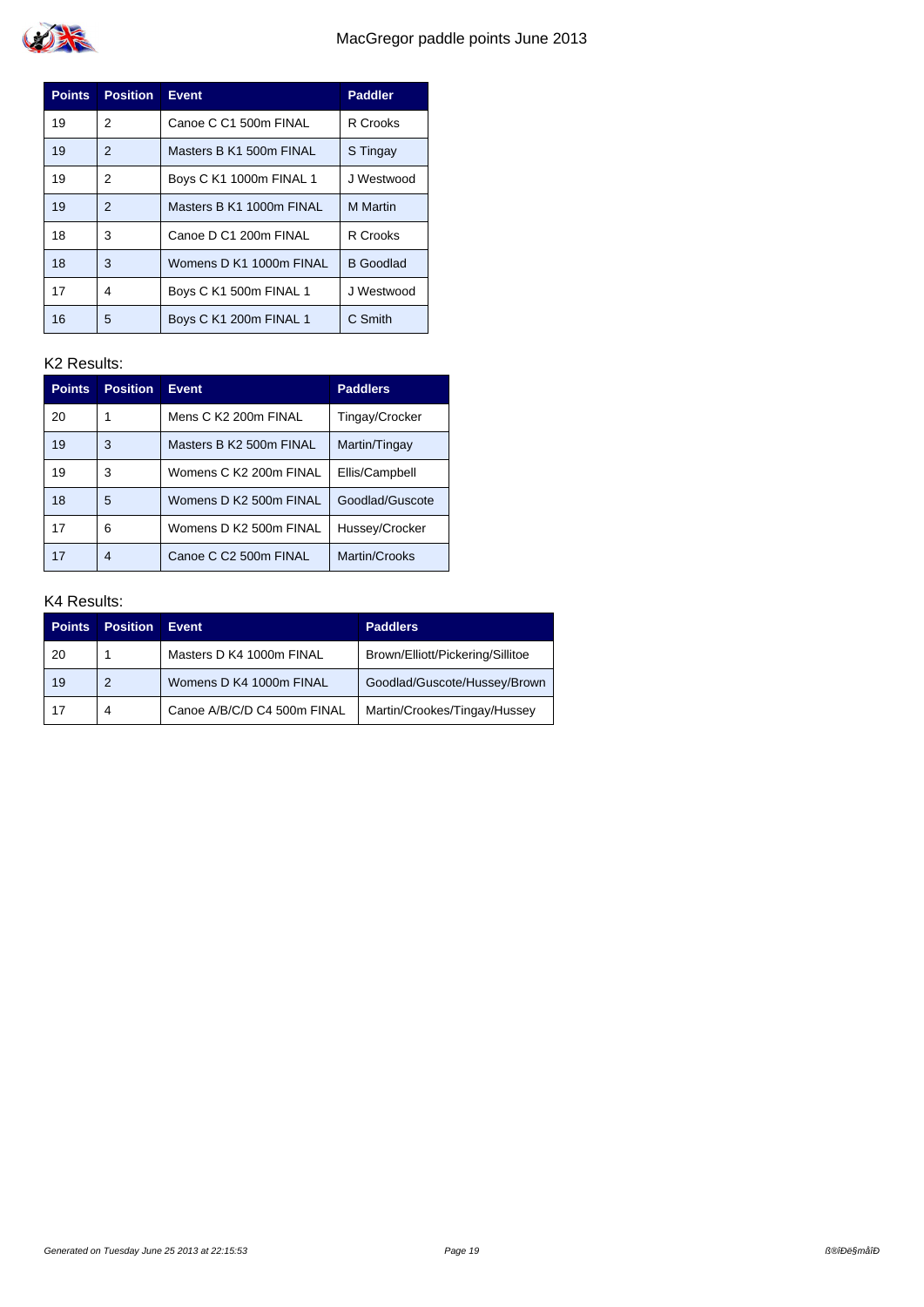| Points | Position | Event | Paddler |
|---|---|---|---|
| 19 | 2 | Canoe C C1 500m FINAL | R Crooks |
| 19 | 2 | Masters B K1 500m FINAL | S Tingay |
| 19 | 2 | Boys C K1 1000m FINAL 1 | J Westwood |
| 19 | 2 | Masters B K1 1000m FINAL | M Martin |
| 18 | 3 | Canoe D C1 200m FINAL | R Crooks |
| 18 | 3 | Womens D K1 1000m FINAL | B Goodlad |
| 17 | 4 | Boys C K1 500m FINAL 1 | J Westwood |
| 16 | 5 | Boys C K1 200m FINAL 1 | C Smith |

K2 Results:

| Points | Position | Event | Paddlers |
|---|---|---|---|
| 20 | 1 | Mens C K2 200m FINAL | Tingay/Crocker |
| 19 | 3 | Masters B K2 500m FINAL | Martin/Tingay |
| 19 | 3 | Womens C K2 200m FINAL | Ellis/Campbell |
| 18 | 5 | Womens D K2 500m FINAL | Goodlad/Guscote |
| 17 | 6 | Womens D K2 500m FINAL | Hussey/Crocker |
| 17 | 4 | Canoe C C2 500m FINAL | Martin/Crooks |

K4 Results:

| Points | Position | Event | Paddlers |
|---|---|---|---|
| 20 | 1 | Masters D K4 1000m FINAL | Brown/Elliott/Pickering/Sillitoe |
| 19 | 2 | Womens D K4 1000m FINAL | Goodlad/Guscote/Hussey/Brown |
| 17 | 4 | Canoe A/B/C/D C4 500m FINAL | Martin/Crookes/Tingay/Hussey |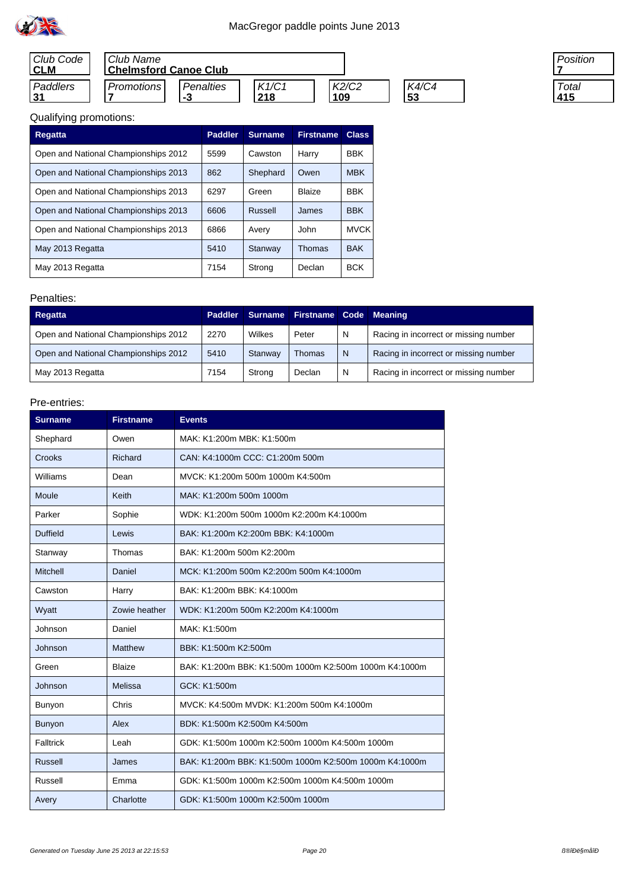# MacGregor paddle points June 2013

| Club Code | Club Name |
|---|---|
| CLM | Chelmsford Canoe Club |

| Paddlers | Promotions | Penalties | K1/C1 | K2/C2 | K4/C4 | Position | Total |
|---|---|---|---|---|---|---|---|
| 31 | 7 | -3 | 218 | 109 | 53 | 7 | 415 |

Qualifying promotions:

| Regatta | Paddler | Surname | Firstname | Class |
|---|---|---|---|---|
| Open and National Championships 2012 | 5599 | Cawston | Harry | BBK |
| Open and National Championships 2013 | 862 | Shephard | Owen | MBK |
| Open and National Championships 2013 | 6297 | Green | Blaize | BBK |
| Open and National Championships 2013 | 6606 | Russell | James | BBK |
| Open and National Championships 2013 | 6866 | Avery | John | MVCK |
| May 2013 Regatta | 5410 | Stanway | Thomas | BAK |
| May 2013 Regatta | 7154 | Strong | Declan | BCK |

Penalties:

| Regatta | Paddler | Surname | Firstname | Code | Meaning |
|---|---|---|---|---|---|
| Open and National Championships 2012 | 2270 | Wilkes | Peter | N | Racing in incorrect or missing number |
| Open and National Championships 2012 | 5410 | Stanway | Thomas | N | Racing in incorrect or missing number |
| May 2013 Regatta | 7154 | Strong | Declan | N | Racing in incorrect or missing number |

Pre-entries:

| Surname | Firstname | Events |
|---|---|---|
| Shephard | Owen | MAK: K1:200m MBK: K1:500m |
| Crooks | Richard | CAN: K4:1000m CCC: C1:200m 500m |
| Williams | Dean | MVCK: K1:200m 500m 1000m K4:500m |
| Moule | Keith | MAK: K1:200m 500m 1000m |
| Parker | Sophie | WDK: K1:200m 500m 1000m K2:200m K4:1000m |
| Duffield | Lewis | BAK: K1:200m K2:200m BBK: K4:1000m |
| Stanway | Thomas | BAK: K1:200m 500m K2:200m |
| Mitchell | Daniel | MCK: K1:200m 500m K2:200m 500m K4:1000m |
| Cawston | Harry | BAK: K1:200m BBK: K4:1000m |
| Wyatt | Zowie heather | WDK: K1:200m 500m K2:200m K4:1000m |
| Johnson | Daniel | MAK: K1:500m |
| Johnson | Matthew | BBK: K1:500m K2:500m |
| Green | Blaize | BAK: K1:200m BBK: K1:500m 1000m K2:500m 1000m K4:1000m |
| Johnson | Melissa | GCK: K1:500m |
| Bunyon | Chris | MVCK: K4:500m MVDK: K1:200m 500m K4:1000m |
| Bunyon | Alex | BDK: K1:500m K2:500m K4:500m |
| Falltrick | Leah | GDK: K1:500m 1000m K2:500m 1000m K4:500m 1000m |
| Russell | James | BAK: K1:200m BBK: K1:500m 1000m K2:500m 1000m K4:1000m |
| Russell | Emma | GDK: K1:500m 1000m K2:500m 1000m K4:500m 1000m |
| Avery | Charlotte | GDK: K1:500m 1000m K2:500m 1000m |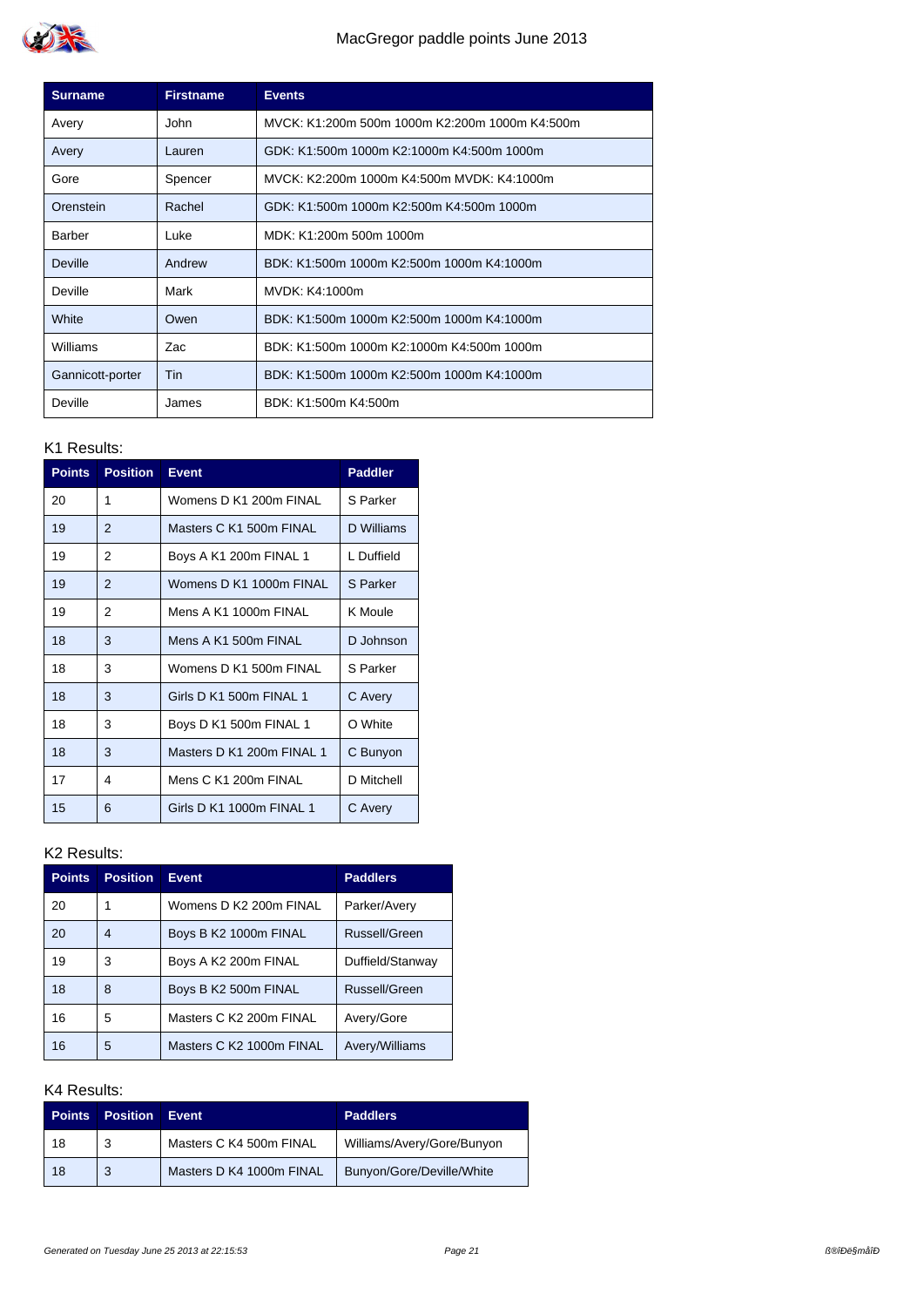# MacGregor paddle points June 2013

| Surname | Firstname | Events |
|---|---|---|
| Avery | John | MVCK: K1:200m 500m 1000m K2:200m 1000m K4:500m |
| Avery | Lauren | GDK: K1:500m 1000m K2:1000m K4:500m 1000m |
| Gore | Spencer | MVCK: K2:200m 1000m K4:500m MVDK: K4:1000m |
| Orenstein | Rachel | GDK: K1:500m 1000m K2:500m K4:500m 1000m |
| Barber | Luke | MDK: K1:200m 500m 1000m |
| Deville | Andrew | BDK: K1:500m 1000m K2:500m 1000m K4:1000m |
| Deville | Mark | MVDK: K4:1000m |
| White | Owen | BDK: K1:500m 1000m K2:500m 1000m K4:1000m |
| Williams | Zac | BDK: K1:500m 1000m K2:1000m K4:500m 1000m |
| Gannicott-porter | Tin | BDK: K1:500m 1000m K2:500m 1000m K4:1000m |
| Deville | James | BDK: K1:500m K4:500m |

K1 Results:

| Points | Position | Event | Paddler |
|---|---|---|---|
| 20 | 1 | Womens D K1 200m FINAL | S Parker |
| 19 | 2 | Masters C K1 500m FINAL | D Williams |
| 19 | 2 | Boys A K1 200m FINAL 1 | L Duffield |
| 19 | 2 | Womens D K1 1000m FINAL | S Parker |
| 19 | 2 | Mens A K1 1000m FINAL | K Moule |
| 18 | 3 | Mens A K1 500m FINAL | D Johnson |
| 18 | 3 | Womens D K1 500m FINAL | S Parker |
| 18 | 3 | Girls D K1 500m FINAL 1 | C Avery |
| 18 | 3 | Boys D K1 500m FINAL 1 | O White |
| 18 | 3 | Masters D K1 200m FINAL 1 | C Bunyon |
| 17 | 4 | Mens C K1 200m FINAL | D Mitchell |
| 15 | 6 | Girls D K1 1000m FINAL 1 | C Avery |

K2 Results:

| Points | Position | Event | Paddlers |
|---|---|---|---|
| 20 | 1 | Womens D K2 200m FINAL | Parker/Avery |
| 20 | 4 | Boys B K2 1000m FINAL | Russell/Green |
| 19 | 3 | Boys A K2 200m FINAL | Duffield/Stanway |
| 18 | 8 | Boys B K2 500m FINAL | Russell/Green |
| 16 | 5 | Masters C K2 200m FINAL | Avery/Gore |
| 16 | 5 | Masters C K2 1000m FINAL | Avery/Williams |

K4 Results:

| Points | Position | Event | Paddlers |
|---|---|---|---|
| 18 | 3 | Masters C K4 500m FINAL | Williams/Avery/Gore/Bunyon |
| 18 | 3 | Masters D K4 1000m FINAL | Bunyon/Gore/Deville/White |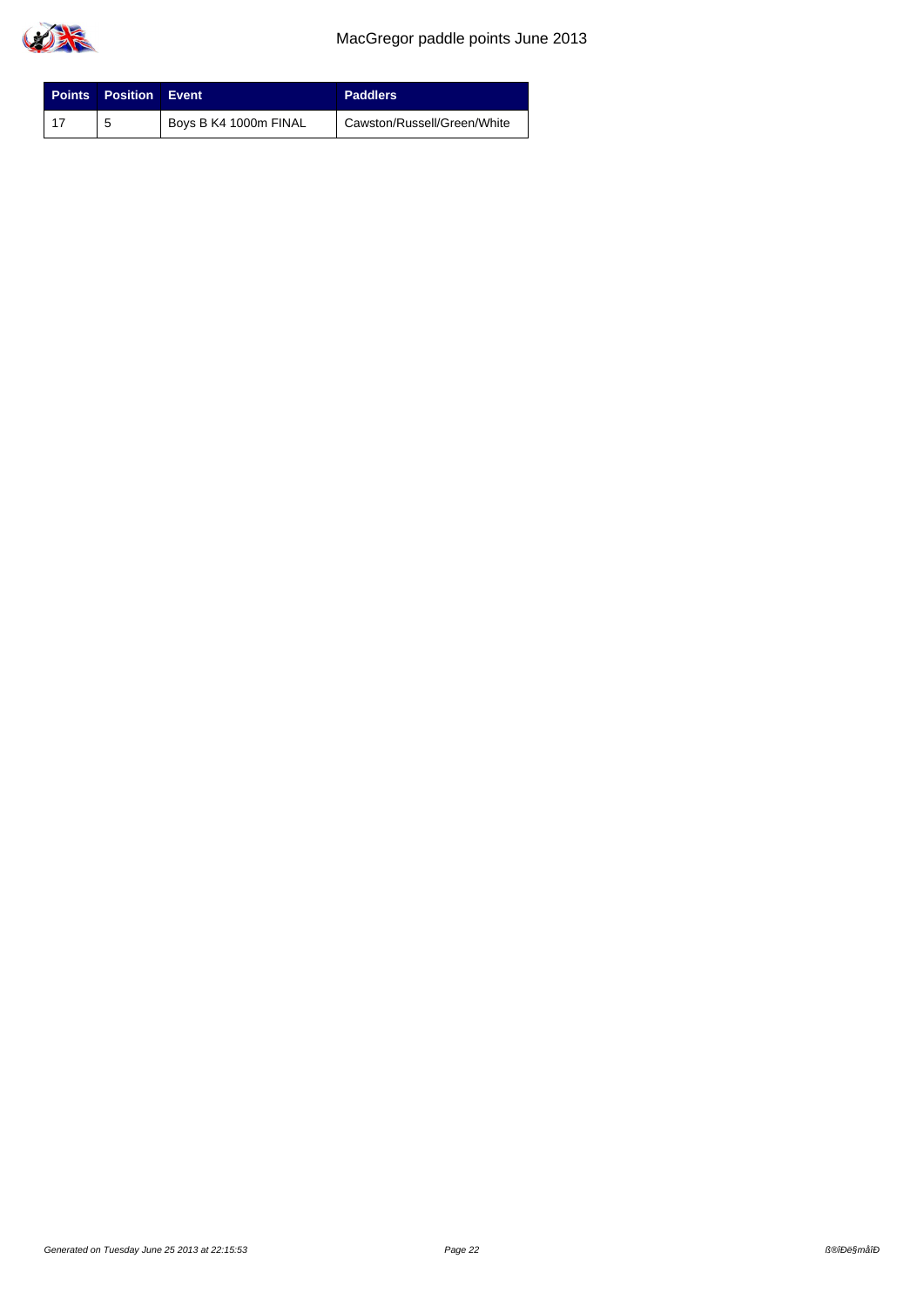| Points | Position | Event | Paddlers |
| --- | --- | --- | --- |
| 17 | 5 | Boys B K4 1000m FINAL | Cawston/Russell/Green/White |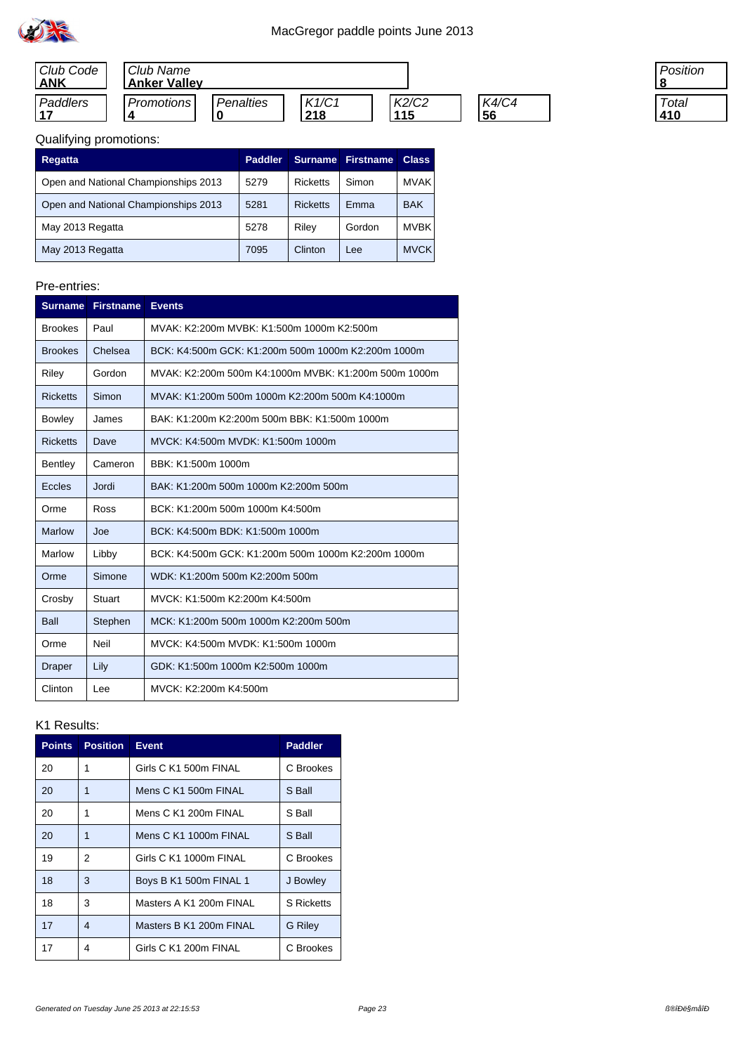# MacGregor paddle points June 2013

| Club Code | Club Name | | | | | Position |
|---|---|---|---|---|---|---|
| **ANK** | **Anker Valley** | | | | | **8** |
| *Paddlers* | *Promotions* | *Penalties* | *K1/C1* | *K2/C2* | *K4/C4* | *Total* |
| **17** | **4** | **0** | **218** | **115** | **56** | **410** |

Qualifying promotions:

| Regatta | Paddler | Surname | Firstname | Class |
|---|---|---|---|---|
| Open and National Championships 2013 | 5279 | Ricketts | Simon | MVAK |
| Open and National Championships 2013 | 5281 | Ricketts | Emma | BAK |
| May 2013 Regatta | 5278 | Riley | Gordon | MVBK |
| May 2013 Regatta | 7095 | Clinton | Lee | MVCK |

Pre-entries:

| Surname | Firstname | Events |
|---|---|---|
| Brookes | Paul | MVAK: K2:200m MVBK: K1:500m 1000m K2:500m |
| Brookes | Chelsea | BCK: K4:500m GCK: K1:200m 500m 1000m K2:200m 1000m |
| Riley | Gordon | MVAK: K2:200m 500m K4:1000m MVBK: K1:200m 500m 1000m |
| Ricketts | Simon | MVAK: K1:200m 500m 1000m K2:200m 500m K4:1000m |
| Bowley | James | BAK: K1:200m K2:200m 500m BBK: K1:500m 1000m |
| Ricketts | Dave | MVCK: K4:500m MVDK: K1:500m 1000m |
| Bentley | Cameron | BBK: K1:500m 1000m |
| Eccles | Jordi | BAK: K1:200m 500m 1000m K2:200m 500m |
| Orme | Ross | BCK: K1:200m 500m 1000m K4:500m |
| Marlow | Joe | BCK: K4:500m BDK: K1:500m 1000m |
| Marlow | Libby | BCK: K4:500m GCK: K1:200m 500m 1000m K2:200m 1000m |
| Orme | Simone | WDK: K1:200m 500m K2:200m 500m |
| Crosby | Stuart | MVCK: K1:500m K2:200m K4:500m |
| Ball | Stephen | MCK: K1:200m 500m 1000m K2:200m 500m |
| Orme | Neil | MVCK: K4:500m MVDK: K1:500m 1000m |
| Draper | Lily | GDK: K1:500m 1000m K2:500m 1000m |
| Clinton | Lee | MVCK: K2:200m K4:500m |

K1 Results:

| Points | Position | Event | Paddler |
|---|---|---|---|
| 20 | 1 | Girls C K1 500m FINAL | C Brookes |
| 20 | 1 | Mens C K1 500m FINAL | S Ball |
| 20 | 1 | Mens C K1 200m FINAL | S Ball |
| 20 | 1 | Mens C K1 1000m FINAL | S Ball |
| 19 | 2 | Girls C K1 1000m FINAL | C Brookes |
| 18 | 3 | Boys B K1 500m FINAL 1 | J Bowley |
| 18 | 3 | Masters A K1 200m FINAL | S Ricketts |
| 17 | 4 | Masters B K1 200m FINAL | G Riley |
| 17 | 4 | Girls C K1 200m FINAL | C Brookes |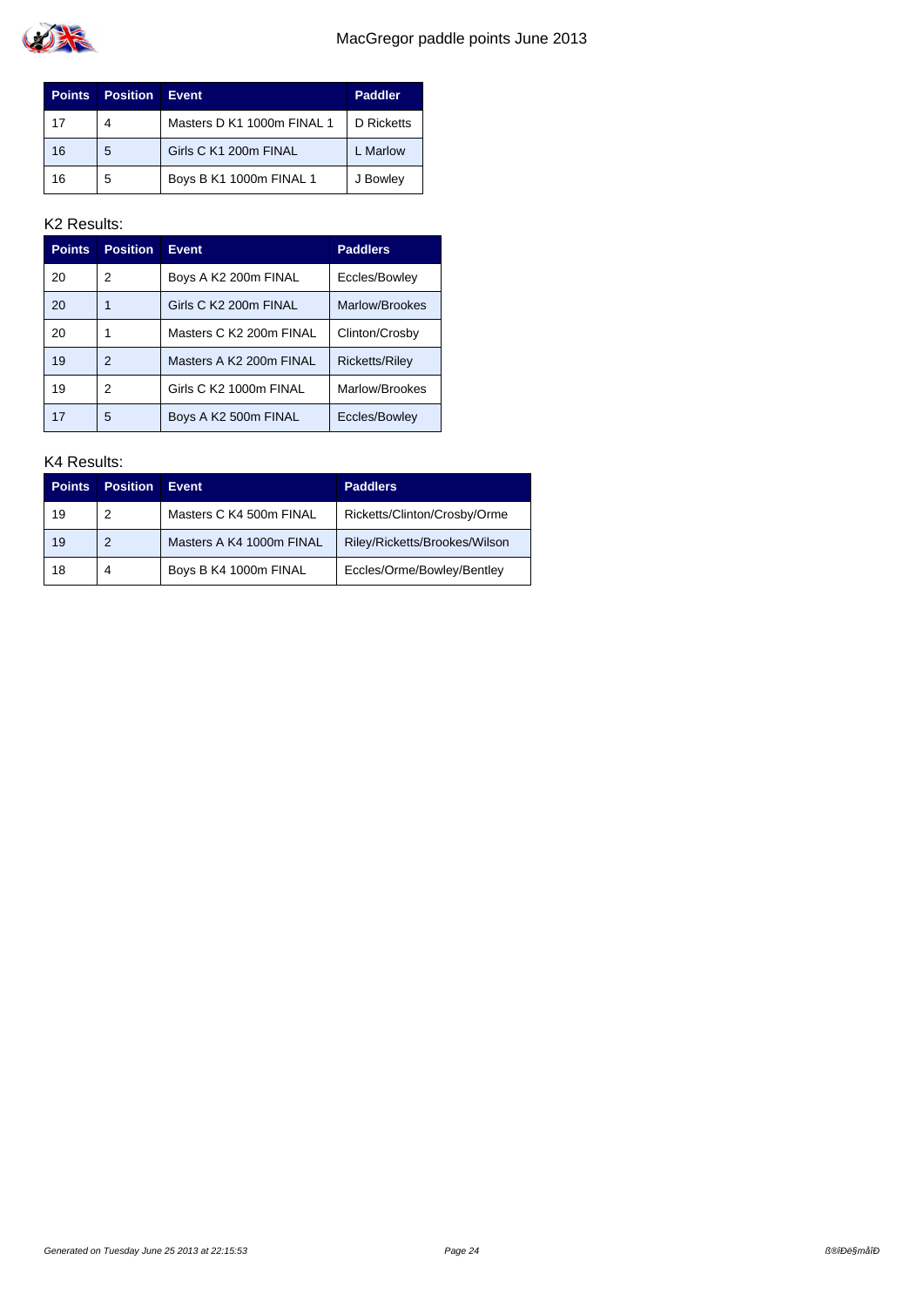| Points | Position | Event | Paddler |
|---|---|---|---|
| 17 | 4 | Masters D K1 1000m FINAL 1 | D Ricketts |
| 16 | 5 | Girls C K1 200m FINAL | L Marlow |
| 16 | 5 | Boys B K1 1000m FINAL 1 | J Bowley |

K2 Results:

| Points | Position | Event | Paddlers |
|---|---|---|---|
| 20 | 2 | Boys A K2 200m FINAL | Eccles/Bowley |
| 20 | 1 | Girls C K2 200m FINAL | Marlow/Brookes |
| 20 | 1 | Masters C K2 200m FINAL | Clinton/Crosby |
| 19 | 2 | Masters A K2 200m FINAL | Ricketts/Riley |
| 19 | 2 | Girls C K2 1000m FINAL | Marlow/Brookes |
| 17 | 5 | Boys A K2 500m FINAL | Eccles/Bowley |

K4 Results:

| Points | Position | Event | Paddlers |
|---|---|---|---|
| 19 | 2 | Masters C K4 500m FINAL | Ricketts/Clinton/Crosby/Orme |
| 19 | 2 | Masters A K4 1000m FINAL | Riley/Ricketts/Brookes/Wilson |
| 18 | 4 | Boys B K4 1000m FINAL | Eccles/Orme/Bowley/Bentley |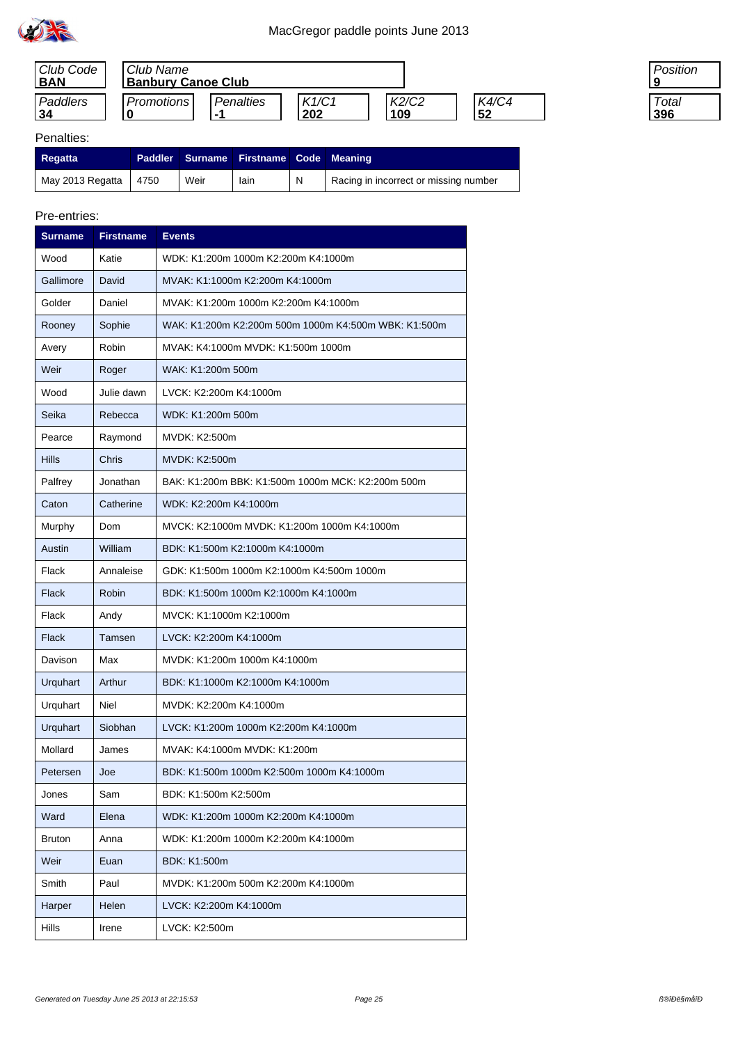# MacGregor paddle points June 2013

| Club Code | Club Name | | | | | Position |
|---|---|---|---|---|---|---|
| **BAN** | **Banbury Canoe Club** | | | | | **9** |

| Paddlers | Promotions | Penalties | K1/C1 | K2/C2 | K4/C4 | Total |
|---|---|---|---|---|---|---|
| **34** | **0** | **-1** | **202** | **109** | **52** | **396** |

Penalties:

| Regatta | Paddler | Surname | Firstname | Code | Meaning |
|---|---|---|---|---|---|
| May 2013 Regatta | 4750 | Weir | Iain | N | Racing in incorrect or missing number |

Pre-entries:

| Surname | Firstname | Events |
|---|---|---|
| Wood | Katie | WDK: K1:200m 1000m K2:200m K4:1000m |
| Gallimore | David | MVAK: K1:1000m K2:200m K4:1000m |
| Golder | Daniel | MVAK: K1:200m 1000m K2:200m K4:1000m |
| Rooney | Sophie | WAK: K1:200m K2:200m 500m 1000m K4:500m WBK: K1:500m |
| Avery | Robin | MVAK: K4:1000m MVDK: K1:500m 1000m |
| Weir | Roger | WAK: K1:200m 500m |
| Wood | Julie dawn | LVCK: K2:200m K4:1000m |
| Seika | Rebecca | WDK: K1:200m 500m |
| Pearce | Raymond | MVDK: K2:500m |
| Hills | Chris | MVDK: K2:500m |
| Palfrey | Jonathan | BAK: K1:200m BBK: K1:500m 1000m MCK: K2:200m 500m |
| Caton | Catherine | WDK: K2:200m K4:1000m |
| Murphy | Dom | MVCK: K2:1000m MVDK: K1:200m 1000m K4:1000m |
| Austin | William | BDK: K1:500m K2:1000m K4:1000m |
| Flack | Annaleise | GDK: K1:500m 1000m K2:1000m K4:500m 1000m |
| Flack | Robin | BDK: K1:500m 1000m K2:1000m K4:1000m |
| Flack | Andy | MVCK: K1:1000m K2:1000m |
| Flack | Tamsen | LVCK: K2:200m K4:1000m |
| Davison | Max | MVDK: K1:200m 1000m K4:1000m |
| Urquhart | Arthur | BDK: K1:1000m K2:1000m K4:1000m |
| Urquhart | Niel | MVDK: K2:200m K4:1000m |
| Urquhart | Siobhan | LVCK: K1:200m 1000m K2:200m K4:1000m |
| Mollard | James | MVAK: K4:1000m MVDK: K1:200m |
| Petersen | Joe | BDK: K1:500m 1000m K2:500m 1000m K4:1000m |
| Jones | Sam | BDK: K1:500m K2:500m |
| Ward | Elena | WDK: K1:200m 1000m K2:200m K4:1000m |
| Bruton | Anna | WDK: K1:200m 1000m K2:200m K4:1000m |
| Weir | Euan | BDK: K1:500m |
| Smith | Paul | MVDK: K1:200m 500m K2:200m K4:1000m |
| Harper | Helen | LVCK: K2:200m K4:1000m |
| Hills | Irene | LVCK: K2:500m |

Generated on Tuesday June 25 2013 at 22:15:53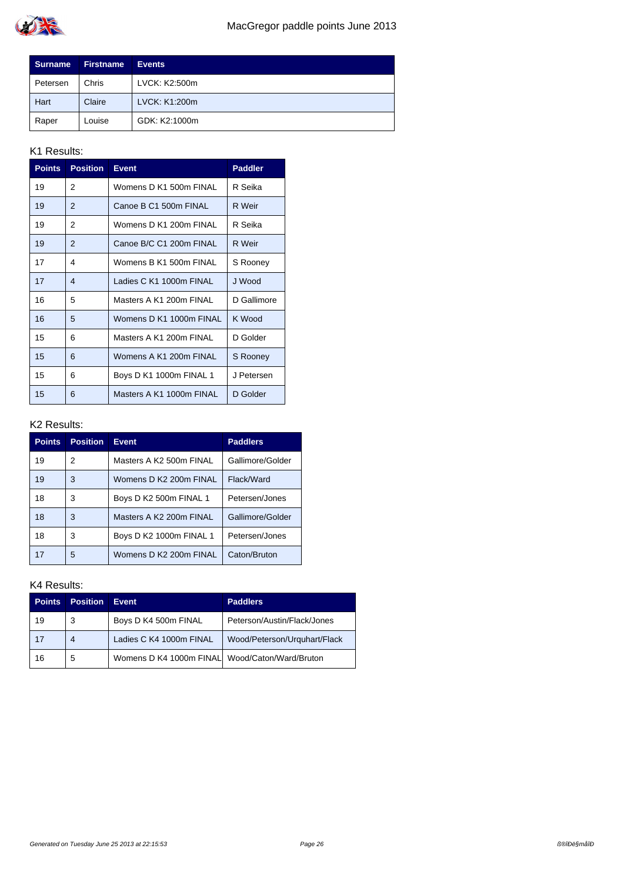# MacGregor paddle points June 2013

| Surname | Firstname | Events |
|---|---|---|
| Petersen | Chris | LVCK: K2:500m |
| Hart | Claire | LVCK: K1:200m |
| Raper | Louise | GDK: K2:1000m |

K1 Results:

| Points | Position | Event | Paddler |
|---|---|---|---|
| 19 | 2 | Womens D K1 500m FINAL | R Seika |
| 19 | 2 | Canoe B C1 500m FINAL | R Weir |
| 19 | 2 | Womens D K1 200m FINAL | R Seika |
| 19 | 2 | Canoe B/C C1 200m FINAL | R Weir |
| 17 | 4 | Womens B K1 500m FINAL | S Rooney |
| 17 | 4 | Ladies C K1 1000m FINAL | J Wood |
| 16 | 5 | Masters A K1 200m FINAL | D Gallimore |
| 16 | 5 | Womens D K1 1000m FINAL | K Wood |
| 15 | 6 | Masters A K1 200m FINAL | D Golder |
| 15 | 6 | Womens A K1 200m FINAL | S Rooney |
| 15 | 6 | Boys D K1 1000m FINAL 1 | J Petersen |
| 15 | 6 | Masters A K1 1000m FINAL | D Golder |

K2 Results:

| Points | Position | Event | Paddlers |
|---|---|---|---|
| 19 | 2 | Masters A K2 500m FINAL | Gallimore/Golder |
| 19 | 3 | Womens D K2 200m FINAL | Flack/Ward |
| 18 | 3 | Boys D K2 500m FINAL 1 | Petersen/Jones |
| 18 | 3 | Masters A K2 200m FINAL | Gallimore/Golder |
| 18 | 3 | Boys D K2 1000m FINAL 1 | Petersen/Jones |
| 17 | 5 | Womens D K2 200m FINAL | Caton/Bruton |

K4 Results:

| Points | Position | Event | Paddlers |
|---|---|---|---|
| 19 | 3 | Boys D K4 500m FINAL | Peterson/Austin/Flack/Jones |
| 17 | 4 | Ladies C K4 1000m FINAL | Wood/Peterson/Urquhart/Flack |
| 16 | 5 | Womens D K4 1000m FINAL | Wood/Caton/Ward/Bruton |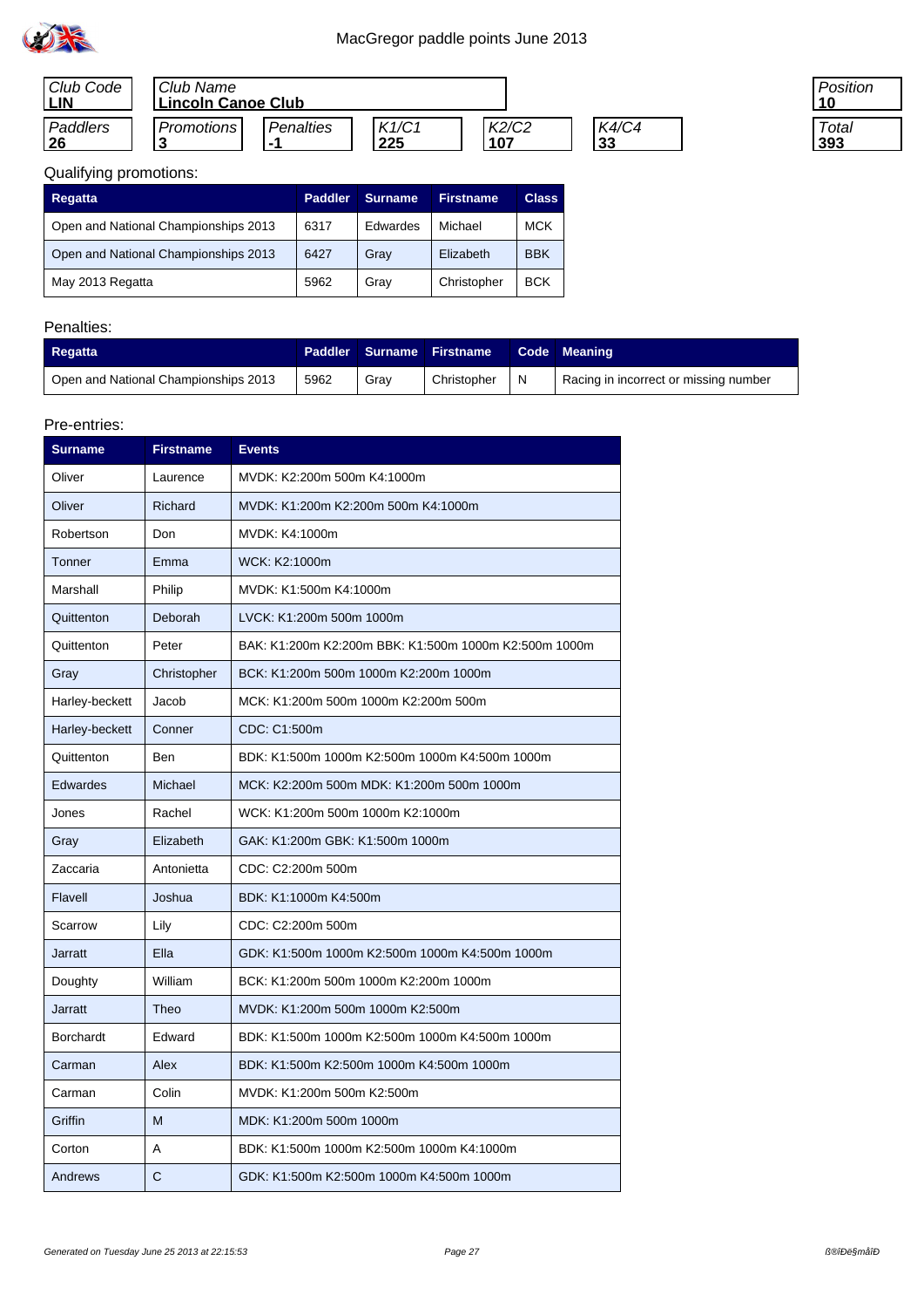# MacGregor paddle points June 2013

| Club Code | Club Name | | | | | Position |
|---|---|---|---|---|---|---|
| LIN | Lincoln Canoe Club | | | | | 10 |

| Paddlers | Promotions | Penalties | K1/C1 | K2/C2 | K4/C4 | Total |
|---|---|---|---|---|---|---|
| 26 | 3 | -1 | 225 | 107 | 33 | 393 |

Qualifying promotions:

| Regatta | Paddler | Surname | Firstname | Class |
|---|---|---|---|---|
| Open and National Championships 2013 | 6317 | Edwardes | Michael | MCK |
| Open and National Championships 2013 | 6427 | Gray | Elizabeth | BBK |
| May 2013 Regatta | 5962 | Gray | Christopher | BCK |

Penalties:

| Regatta | Paddler | Surname | Firstname | Code | Meaning |
|---|---|---|---|---|---|
| Open and National Championships 2013 | 5962 | Gray | Christopher | N | Racing in incorrect or missing number |

Pre-entries:

| Surname | Firstname | Events |
|---|---|---|
| Oliver | Laurence | MVDK: K2:200m 500m K4:1000m |
| Oliver | Richard | MVDK: K1:200m K2:200m 500m K4:1000m |
| Robertson | Don | MVDK: K4:1000m |
| Tonner | Emma | WCK: K2:1000m |
| Marshall | Philip | MVDK: K1:500m K4:1000m |
| Quittenton | Deborah | LVCK: K1:200m 500m 1000m |
| Quittenton | Peter | BAK: K1:200m K2:200m BBK: K1:500m 1000m K2:500m 1000m |
| Gray | Christopher | BCK: K1:200m 500m 1000m K2:200m 1000m |
| Harley-beckett | Jacob | MCK: K1:200m 500m 1000m K2:200m 500m |
| Harley-beckett | Conner | CDC: C1:500m |
| Quittenton | Ben | BDK: K1:500m 1000m K2:500m 1000m K4:500m 1000m |
| Edwardes | Michael | MCK: K2:200m 500m MDK: K1:200m 500m 1000m |
| Jones | Rachel | WCK: K1:200m 500m 1000m K2:1000m |
| Gray | Elizabeth | GAK: K1:200m GBK: K1:500m 1000m |
| Zaccaria | Antonietta | CDC: C2:200m 500m |
| Flavell | Joshua | BDK: K1:1000m K4:500m |
| Scarrow | Lily | CDC: C2:200m 500m |
| Jarratt | Ella | GDK: K1:500m 1000m K2:500m 1000m K4:500m 1000m |
| Doughty | William | BCK: K1:200m 500m 1000m K2:200m 1000m |
| Jarratt | Theo | MVDK: K1:200m 500m 1000m K2:500m |
| Borchardt | Edward | BDK: K1:500m 1000m K2:500m 1000m K4:500m 1000m |
| Carman | Alex | BDK: K1:500m K2:500m 1000m K4:500m 1000m |
| Carman | Colin | MVDK: K1:200m 500m K2:500m |
| Griffin | M | MDK: K1:200m 500m 1000m |
| Corton | A | BDK: K1:500m 1000m K2:500m 1000m K4:1000m |
| Andrews | C | GDK: K1:500m K2:500m 1000m K4:500m 1000m |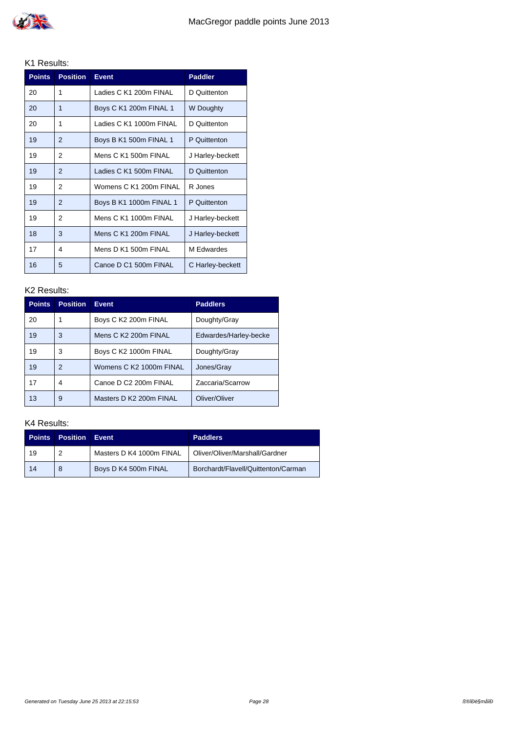# MacGregor paddle points June 2013

K1 Results:

| Points | Position | Event | Paddler |
|---|---|---|---|
| 20 | 1 | Ladies C K1 200m FINAL | D Quittenton |
| 20 | 1 | Boys C K1 200m FINAL 1 | W Doughty |
| 20 | 1 | Ladies C K1 1000m FINAL | D Quittenton |
| 19 | 2 | Boys B K1 500m FINAL 1 | P Quittenton |
| 19 | 2 | Mens C K1 500m FINAL | J Harley-beckett |
| 19 | 2 | Ladies C K1 500m FINAL | D Quittenton |
| 19 | 2 | Womens C K1 200m FINAL | R Jones |
| 19 | 2 | Boys B K1 1000m FINAL 1 | P Quittenton |
| 19 | 2 | Mens C K1 1000m FINAL | J Harley-beckett |
| 18 | 3 | Mens C K1 200m FINAL | J Harley-beckett |
| 17 | 4 | Mens D K1 500m FINAL | M Edwardes |
| 16 | 5 | Canoe D C1 500m FINAL | C Harley-beckett |

K2 Results:

| Points | Position | Event | Paddlers |
|---|---|---|---|
| 20 | 1 | Boys C K2 200m FINAL | Doughty/Gray |
| 19 | 3 | Mens C K2 200m FINAL | Edwardes/Harley-becke |
| 19 | 3 | Boys C K2 1000m FINAL | Doughty/Gray |
| 19 | 2 | Womens C K2 1000m FINAL | Jones/Gray |
| 17 | 4 | Canoe D C2 200m FINAL | Zaccaria/Scarrow |
| 13 | 9 | Masters D K2 200m FINAL | Oliver/Oliver |

K4 Results:

| Points | Position | Event | Paddlers |
|---|---|---|---|
| 19 | 2 | Masters D K4 1000m FINAL | Oliver/Oliver/Marshall/Gardner |
| 14 | 8 | Boys D K4 500m FINAL | Borchardt/Flavell/Quittenton/Carman |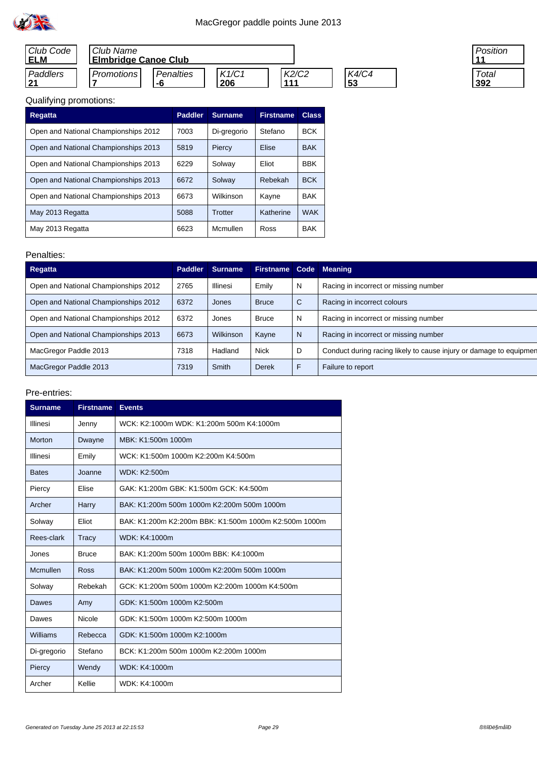MacGregor paddle points June 2013

| Club Code | Club Name | | | | | Position |
|---|---|---|---|---|---|---|
| **ELM** | **Elmbridge Canoe Club** | | | | | **11** |
| *Paddlers* | *Promotions* | *Penalties* | *K1/C1* | *K2/C2* | *K4/C4* | *Total* |
| **21** | **7** | **-6** | **206** | **111** | **53** | **392** |

Qualifying promotions:

| Regatta | Paddler | Surname | Firstname | Class |
|---|---|---|---|---|
| Open and National Championships 2012 | 7003 | Di-gregorio | Stefano | BCK |
| Open and National Championships 2013 | 5819 | Piercy | Elise | BAK |
| Open and National Championships 2013 | 6229 | Solway | Eliot | BBK |
| Open and National Championships 2013 | 6672 | Solway | Rebekah | BCK |
| Open and National Championships 2013 | 6673 | Wilkinson | Kayne | BAK |
| May 2013 Regatta | 5088 | Trotter | Katherine | WAK |
| May 2013 Regatta | 6623 | Mcmullen | Ross | BAK |

Penalties:

| Regatta | Paddler | Surname | Firstname | Code | Meaning |
|---|---|---|---|---|---|
| Open and National Championships 2012 | 2765 | Illinesi | Emily | N | Racing in incorrect or missing number |
| Open and National Championships 2012 | 6372 | Jones | Bruce | C | Racing in incorrect colours |
| Open and National Championships 2012 | 6372 | Jones | Bruce | N | Racing in incorrect or missing number |
| Open and National Championships 2013 | 6673 | Wilkinson | Kayne | N | Racing in incorrect or missing number |
| MacGregor Paddle 2013 | 7318 | Hadland | Nick | D | Conduct during racing likely to cause injury or damage to equipmen |
| MacGregor Paddle 2013 | 7319 | Smith | Derek | F | Failure to report |

Pre-entries:

| Surname | Firstname | Events |
|---|---|---|
| Illinesi | Jenny | WCK: K2:1000m WDK: K1:200m 500m K4:1000m |
| Morton | Dwayne | MBK: K1:500m 1000m |
| Illinesi | Emily | WCK: K1:500m 1000m K2:200m K4:500m |
| Bates | Joanne | WDK: K2:500m |
| Piercy | Elise | GAK: K1:200m GBK: K1:500m GCK: K4:500m |
| Archer | Harry | BAK: K1:200m 500m 1000m K2:200m 500m 1000m |
| Solway | Eliot | BAK: K1:200m K2:200m BBK: K1:500m 1000m K2:500m 1000m |
| Rees-clark | Tracy | WDK: K4:1000m |
| Jones | Bruce | BAK: K1:200m 500m 1000m BBK: K4:1000m |
| Mcmullen | Ross | BAK: K1:200m 500m 1000m K2:200m 500m 1000m |
| Solway | Rebekah | GCK: K1:200m 500m 1000m K2:200m 1000m K4:500m |
| Dawes | Amy | GDK: K1:500m 1000m K2:500m |
| Dawes | Nicole | GDK: K1:500m 1000m K2:500m 1000m |
| Williams | Rebecca | GDK: K1:500m 1000m K2:1000m |
| Di-gregorio | Stefano | BCK: K1:200m 500m 1000m K2:200m 1000m |
| Piercy | Wendy | WDK: K4:1000m |
| Archer | Kellie | WDK: K4:1000m |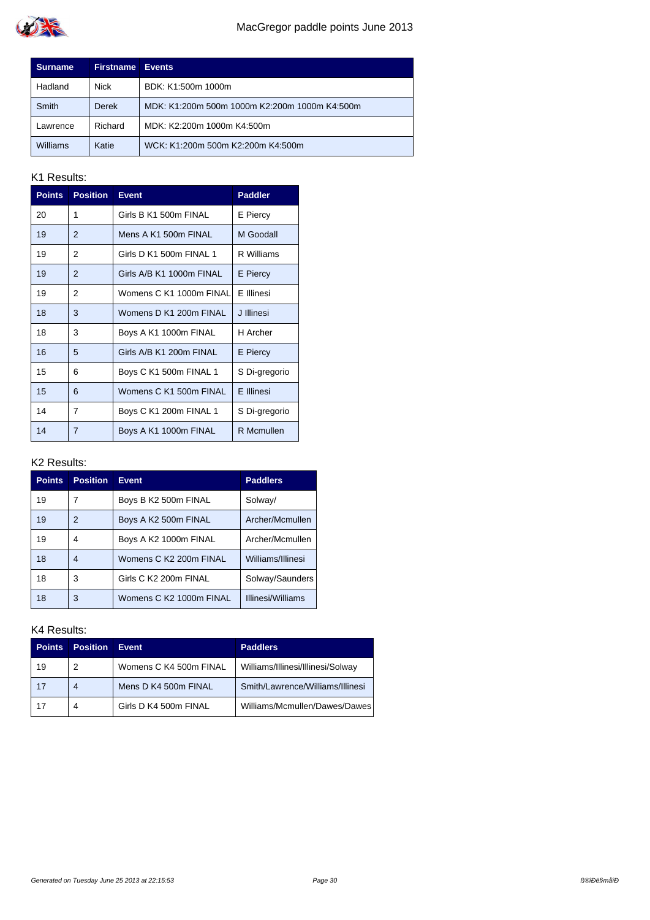# MacGregor paddle points June 2013

| Surname | Firstname | Events |
|---|---|---|
| Hadland | Nick | BDK: K1:500m 1000m |
| Smith | Derek | MDK: K1:200m 500m 1000m K2:200m 1000m K4:500m |
| Lawrence | Richard | MDK: K2:200m 1000m K4:500m |
| Williams | Katie | WCK: K1:200m 500m K2:200m K4:500m |

K1 Results:

| Points | Position | Event | Paddler |
|---|---|---|---|
| 20 | 1 | Girls B K1 500m FINAL | E Piercy |
| 19 | 2 | Mens A K1 500m FINAL | M Goodall |
| 19 | 2 | Girls D K1 500m FINAL 1 | R Williams |
| 19 | 2 | Girls A/B K1 1000m FINAL | E Piercy |
| 19 | 2 | Womens C K1 1000m FINAL | E Illinesi |
| 18 | 3 | Womens D K1 200m FINAL | J Illinesi |
| 18 | 3 | Boys A K1 1000m FINAL | H Archer |
| 16 | 5 | Girls A/B K1 200m FINAL | E Piercy |
| 15 | 6 | Boys C K1 500m FINAL 1 | S Di-gregorio |
| 15 | 6 | Womens C K1 500m FINAL | E Illinesi |
| 14 | 7 | Boys C K1 200m FINAL 1 | S Di-gregorio |
| 14 | 7 | Boys A K1 1000m FINAL | R Mcmullen |

K2 Results:

| Points | Position | Event | Paddlers |
|---|---|---|---|
| 19 | 7 | Boys B K2 500m FINAL | Solway/ |
| 19 | 2 | Boys A K2 500m FINAL | Archer/Mcmullen |
| 19 | 4 | Boys A K2 1000m FINAL | Archer/Mcmullen |
| 18 | 4 | Womens C K2 200m FINAL | Williams/Illinesi |
| 18 | 3 | Girls C K2 200m FINAL | Solway/Saunders |
| 18 | 3 | Womens C K2 1000m FINAL | Illinesi/Williams |

K4 Results:

| Points | Position | Event | Paddlers |
|---|---|---|---|
| 19 | 2 | Womens C K4 500m FINAL | Williams/Illinesi/Illinesi/Solway |
| 17 | 4 | Mens D K4 500m FINAL | Smith/Lawrence/Williams/Illinesi |
| 17 | 4 | Girls D K4 500m FINAL | Williams/Mcmullen/Dawes/Dawes |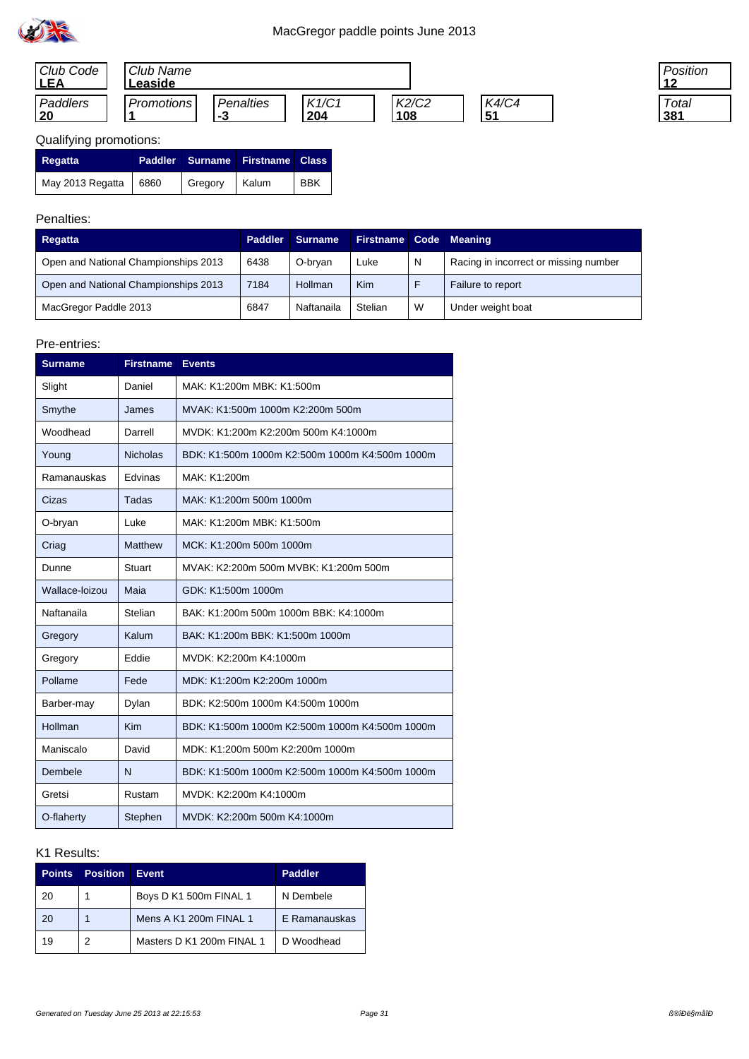MacGregor paddle points June 2013

| Club Code | Club Name | | | | | Position |
|---|---|---|---|---|---|---|
| **LEA** | **Leaside** | | | | | **12** |

| Paddlers | Promotions | Penalties | K1/C1 | K2/C2 | K4/C4 | Total |
|---|---|---|---|---|---|---|
| **20** | **1** | **-3** | **204** | **108** | **51** | **381** |

Qualifying promotions:

| Regatta | Paddler | Surname | Firstname | Class |
|---|---|---|---|---|
| May 2013 Regatta | 6860 | Gregory | Kalum | BBK |

Penalties:

| Regatta | Paddler | Surname | Firstname | Code | Meaning |
|---|---|---|---|---|---|
| Open and National Championships 2013 | 6438 | O-bryan | Luke | N | Racing in incorrect or missing number |
| Open and National Championships 2013 | 7184 | Hollman | Kim | F | Failure to report |
| MacGregor Paddle 2013 | 6847 | Naftanaila | Stelian | W | Under weight boat |

Pre-entries:

| Surname | Firstname | Events |
|---|---|---|
| Slight | Daniel | MAK: K1:200m MBK: K1:500m |
| Smythe | James | MVAK: K1:500m 1000m K2:200m 500m |
| Woodhead | Darrell | MVDK: K1:200m K2:200m 500m K4:1000m |
| Young | Nicholas | BDK: K1:500m 1000m K2:500m 1000m K4:500m 1000m |
| Ramanauskas | Edvinas | MAK: K1:200m |
| Cizas | Tadas | MAK: K1:200m 500m 1000m |
| O-bryan | Luke | MAK: K1:200m MBK: K1:500m |
| Criag | Matthew | MCK: K1:200m 500m 1000m |
| Dunne | Stuart | MVAK: K2:200m 500m MVBK: K1:200m 500m |
| Wallace-loizou | Maia | GDK: K1:500m 1000m |
| Naftanaila | Stelian | BAK: K1:200m 500m 1000m BBK: K4:1000m |
| Gregory | Kalum | BAK: K1:200m BBK: K1:500m 1000m |
| Gregory | Eddie | MVDK: K2:200m K4:1000m |
| Pollame | Fede | MDK: K1:200m K2:200m 1000m |
| Barber-may | Dylan | BDK: K2:500m 1000m K4:500m 1000m |
| Hollman | Kim | BDK: K1:500m 1000m K2:500m 1000m K4:500m 1000m |
| Maniscalo | David | MDK: K1:200m 500m K2:200m 1000m |
| Dembele | N | BDK: K1:500m 1000m K2:500m 1000m K4:500m 1000m |
| Gretsi | Rustam | MVDK: K2:200m K4:1000m |
| O-flaherty | Stephen | MVDK: K2:200m 500m K4:1000m |

K1 Results:

| Points | Position | Event | Paddler |
|---|---|---|---|
| 20 | 1 | Boys D K1 500m FINAL 1 | N Dembele |
| 20 | 1 | Mens A K1 200m FINAL 1 | E Ramanauskas |
| 19 | 2 | Masters D K1 200m FINAL 1 | D Woodhead |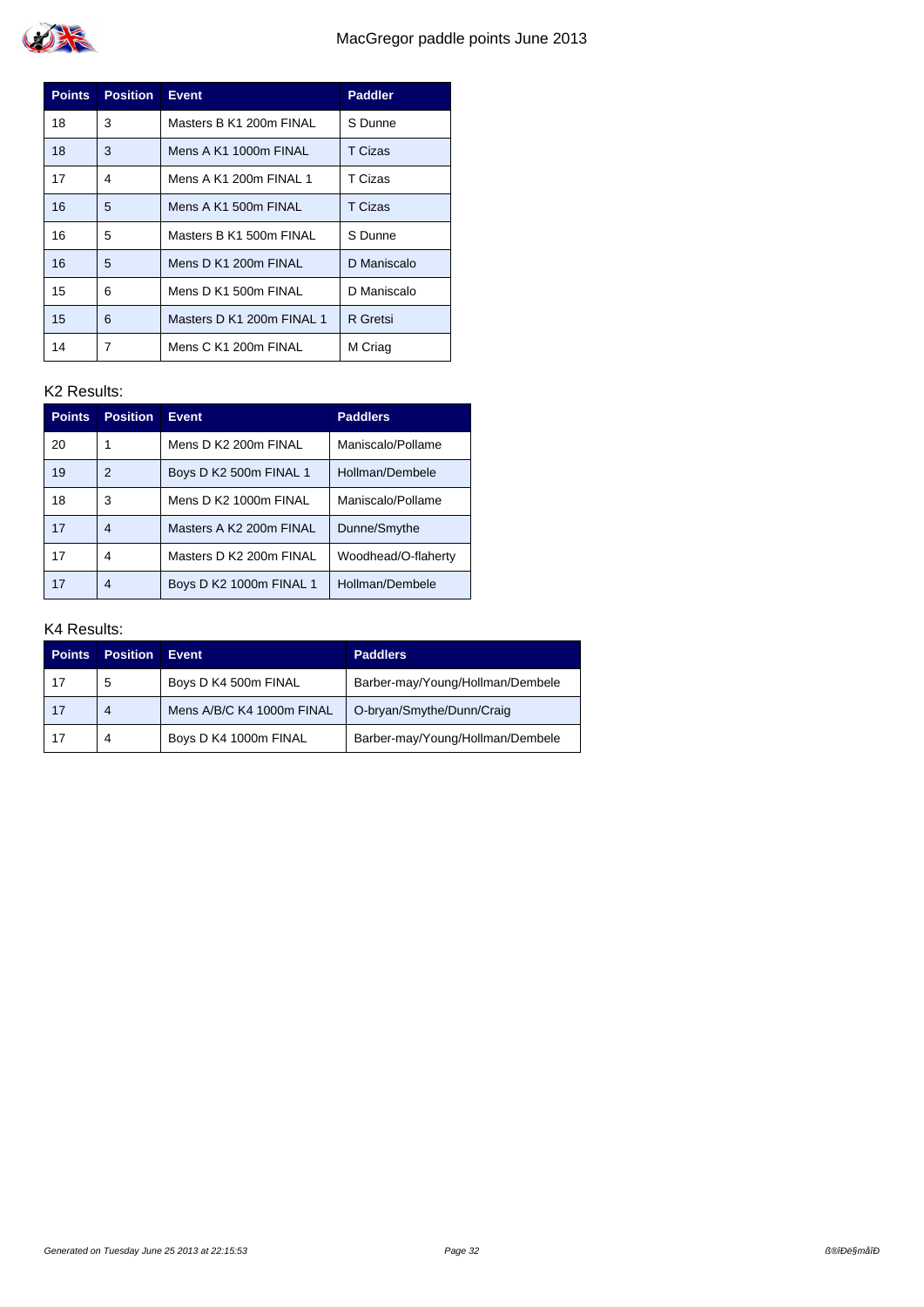| Points | Position | Event | Paddler |
|---|---|---|---|
| 18 | 3 | Masters B K1 200m FINAL | S Dunne |
| 18 | 3 | Mens A K1 1000m FINAL | T Cizas |
| 17 | 4 | Mens A K1 200m FINAL 1 | T Cizas |
| 16 | 5 | Mens A K1 500m FINAL | T Cizas |
| 16 | 5 | Masters B K1 500m FINAL | S Dunne |
| 16 | 5 | Mens D K1 200m FINAL | D Maniscalo |
| 15 | 6 | Mens D K1 500m FINAL | D Maniscalo |
| 15 | 6 | Masters D K1 200m FINAL 1 | R Gretsi |
| 14 | 7 | Mens C K1 200m FINAL | M Criag |

K2 Results:

| Points | Position | Event | Paddlers |
|---|---|---|---|
| 20 | 1 | Mens D K2 200m FINAL | Maniscalo/Pollame |
| 19 | 2 | Boys D K2 500m FINAL 1 | Hollman/Dembele |
| 18 | 3 | Mens D K2 1000m FINAL | Maniscalo/Pollame |
| 17 | 4 | Masters A K2 200m FINAL | Dunne/Smythe |
| 17 | 4 | Masters D K2 200m FINAL | Woodhead/O-flaherty |
| 17 | 4 | Boys D K2 1000m FINAL 1 | Hollman/Dembele |

K4 Results:

| Points | Position | Event | Paddlers |
|---|---|---|---|
| 17 | 5 | Boys D K4 500m FINAL | Barber-may/Young/Hollman/Dembele |
| 17 | 4 | Mens A/B/C K4 1000m FINAL | O-bryan/Smythe/Dunn/Craig |
| 17 | 4 | Boys D K4 1000m FINAL | Barber-may/Young/Hollman/Dembele |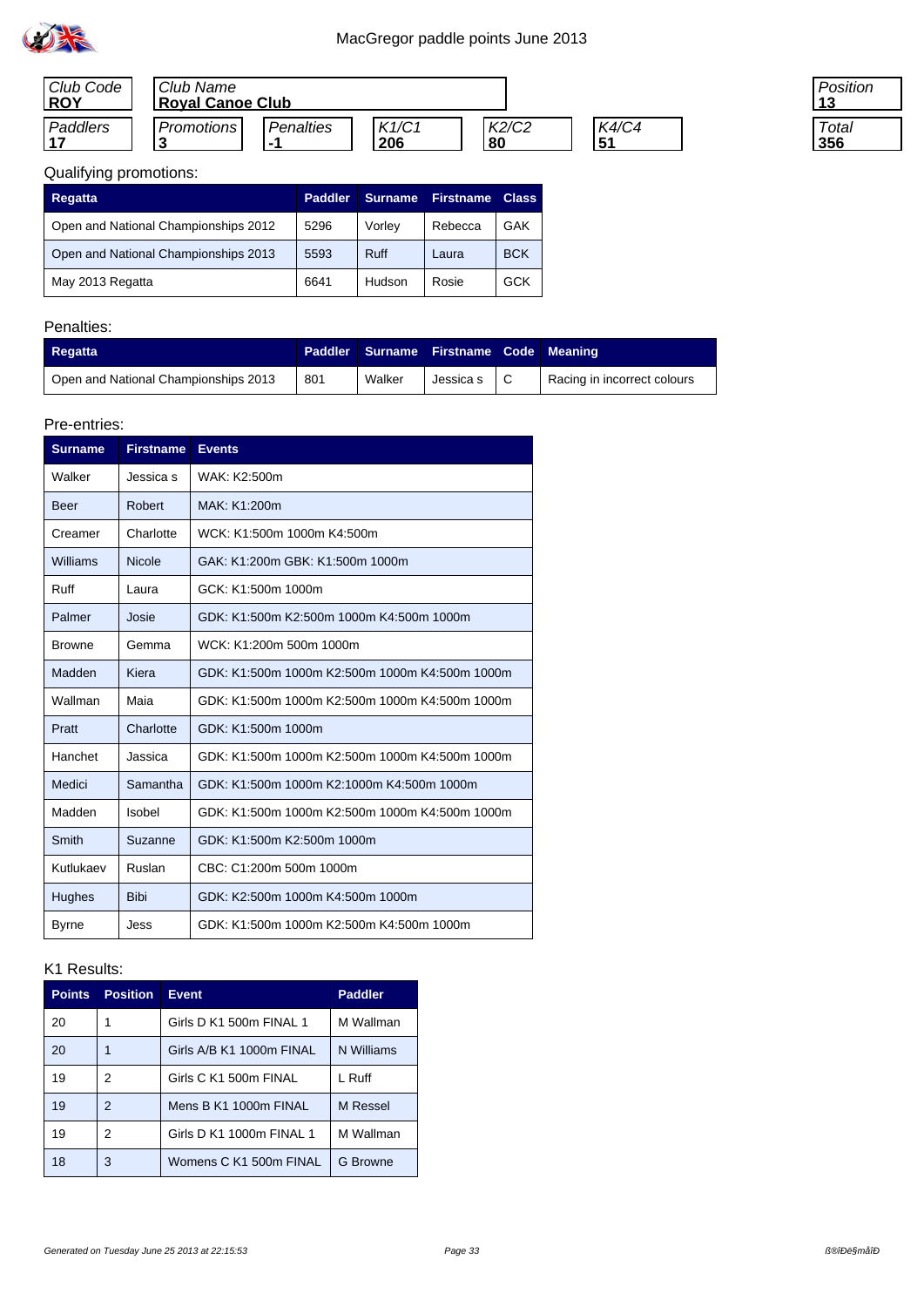MacGregor paddle points June 2013

| Club Code | Club Name | | | | | Position |
|---|---|---|---|---|---|---|
| **ROY** | **Royal Canoe Club** | | | | | **13** |

| Paddlers | Promotions | Penalties | K1/C1 | K2/C2 | K4/C4 | Total |
|---|---|---|---|---|---|---|
| **17** | **3** | **-1** | **206** | **80** | **51** | **356** |

Qualifying promotions:

| Regatta | Paddler | Surname | Firstname | Class |
|---|---|---|---|---|
| Open and National Championships 2012 | 5296 | Vorley | Rebecca | GAK |
| Open and National Championships 2013 | 5593 | Ruff | Laura | BCK |
| May 2013 Regatta | 6641 | Hudson | Rosie | GCK |

Penalties:

| Regatta | Paddler | Surname | Firstname | Code | Meaning |
|---|---|---|---|---|---|
| Open and National Championships 2013 | 801 | Walker | Jessica s | C | Racing in incorrect colours |

Pre-entries:

| Surname | Firstname | Events |
|---|---|---|
| Walker | Jessica s | WAK: K2:500m |
| Beer | Robert | MAK: K1:200m |
| Creamer | Charlotte | WCK: K1:500m 1000m K4:500m |
| Williams | Nicole | GAK: K1:200m GBK: K1:500m 1000m |
| Ruff | Laura | GCK: K1:500m 1000m |
| Palmer | Josie | GDK: K1:500m K2:500m 1000m K4:500m 1000m |
| Browne | Gemma | WCK: K1:200m 500m 1000m |
| Madden | Kiera | GDK: K1:500m 1000m K2:500m 1000m K4:500m 1000m |
| Wallman | Maia | GDK: K1:500m 1000m K2:500m 1000m K4:500m 1000m |
| Pratt | Charlotte | GDK: K1:500m 1000m |
| Hanchet | Jassica | GDK: K1:500m 1000m K2:500m 1000m K4:500m 1000m |
| Medici | Samantha | GDK: K1:500m 1000m K2:1000m K4:500m 1000m |
| Madden | Isobel | GDK: K1:500m 1000m K2:500m 1000m K4:500m 1000m |
| Smith | Suzanne | GDK: K1:500m K2:500m 1000m |
| Kutlukaev | Ruslan | CBC: C1:200m 500m 1000m |
| Hughes | Bibi | GDK: K2:500m 1000m K4:500m 1000m |
| Byrne | Jess | GDK: K1:500m 1000m K2:500m K4:500m 1000m |

K1 Results:

| Points | Position | Event | Paddler |
|---|---|---|---|
| 20 | 1 | Girls D K1 500m FINAL 1 | M Wallman |
| 20 | 1 | Girls A/B K1 1000m FINAL | N Williams |
| 19 | 2 | Girls C K1 500m FINAL | L Ruff |
| 19 | 2 | Mens B K1 1000m FINAL | M Ressel |
| 19 | 2 | Girls D K1 1000m FINAL 1 | M Wallman |
| 18 | 3 | Womens C K1 500m FINAL | G Browne |

*Generated on Tuesday June 25 2013 at 22:15:53*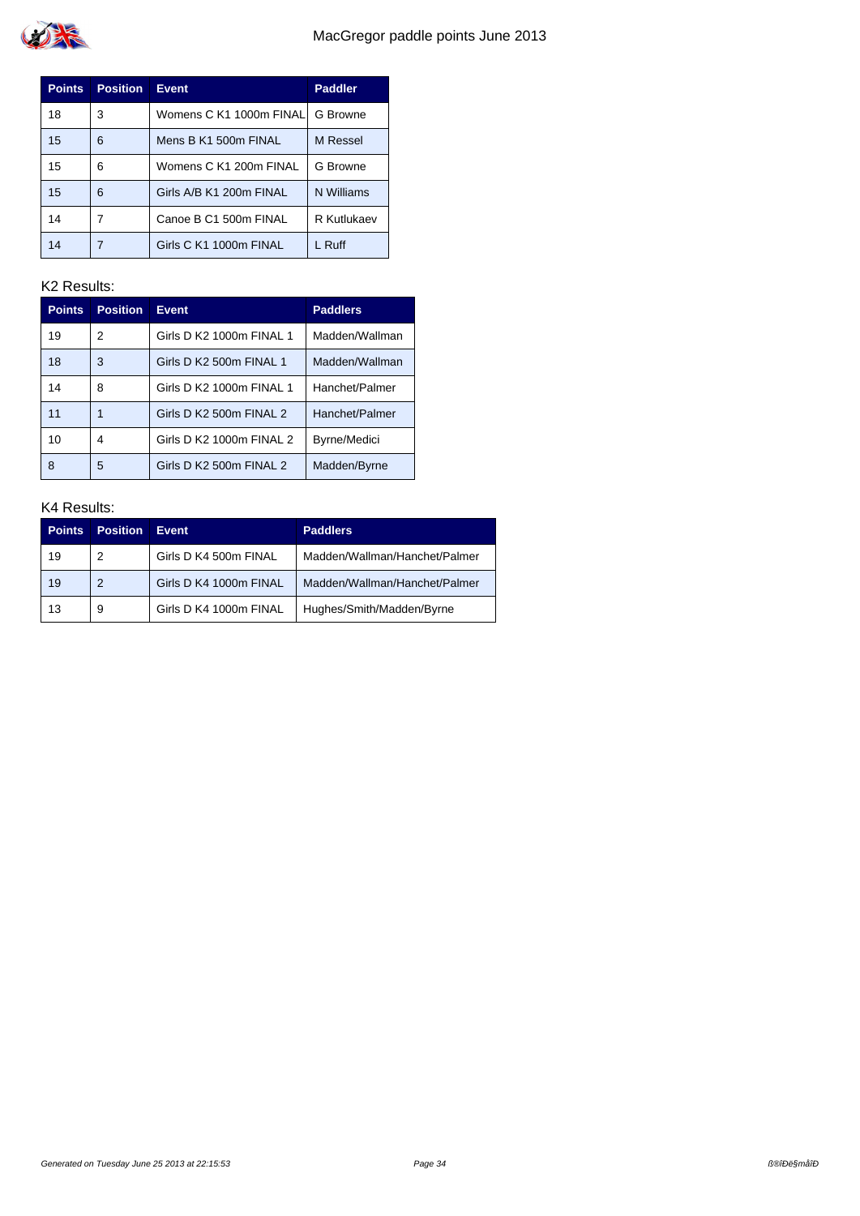| Points | Position | Event | Paddler |
|---|---|---|---|
| 18 | 3 | Womens C K1 1000m FINAL | G Browne |
| 15 | 6 | Mens B K1 500m FINAL | M Ressel |
| 15 | 6 | Womens C K1 200m FINAL | G Browne |
| 15 | 6 | Girls A/B K1 200m FINAL | N Williams |
| 14 | 7 | Canoe B C1 500m FINAL | R Kutlukaev |
| 14 | 7 | Girls C K1 1000m FINAL | L Ruff |

K2 Results:

| Points | Position | Event | Paddlers |
|---|---|---|---|
| 19 | 2 | Girls D K2 1000m FINAL 1 | Madden/Wallman |
| 18 | 3 | Girls D K2 500m FINAL 1 | Madden/Wallman |
| 14 | 8 | Girls D K2 1000m FINAL 1 | Hanchet/Palmer |
| 11 | 1 | Girls D K2 500m FINAL 2 | Hanchet/Palmer |
| 10 | 4 | Girls D K2 1000m FINAL 2 | Byrne/Medici |
| 8 | 5 | Girls D K2 500m FINAL 2 | Madden/Byrne |

K4 Results:

| Points | Position | Event | Paddlers |
|---|---|---|---|
| 19 | 2 | Girls D K4 500m FINAL | Madden/Wallman/Hanchet/Palmer |
| 19 | 2 | Girls D K4 1000m FINAL | Madden/Wallman/Hanchet/Palmer |
| 13 | 9 | Girls D K4 1000m FINAL | Hughes/Smith/Madden/Byrne |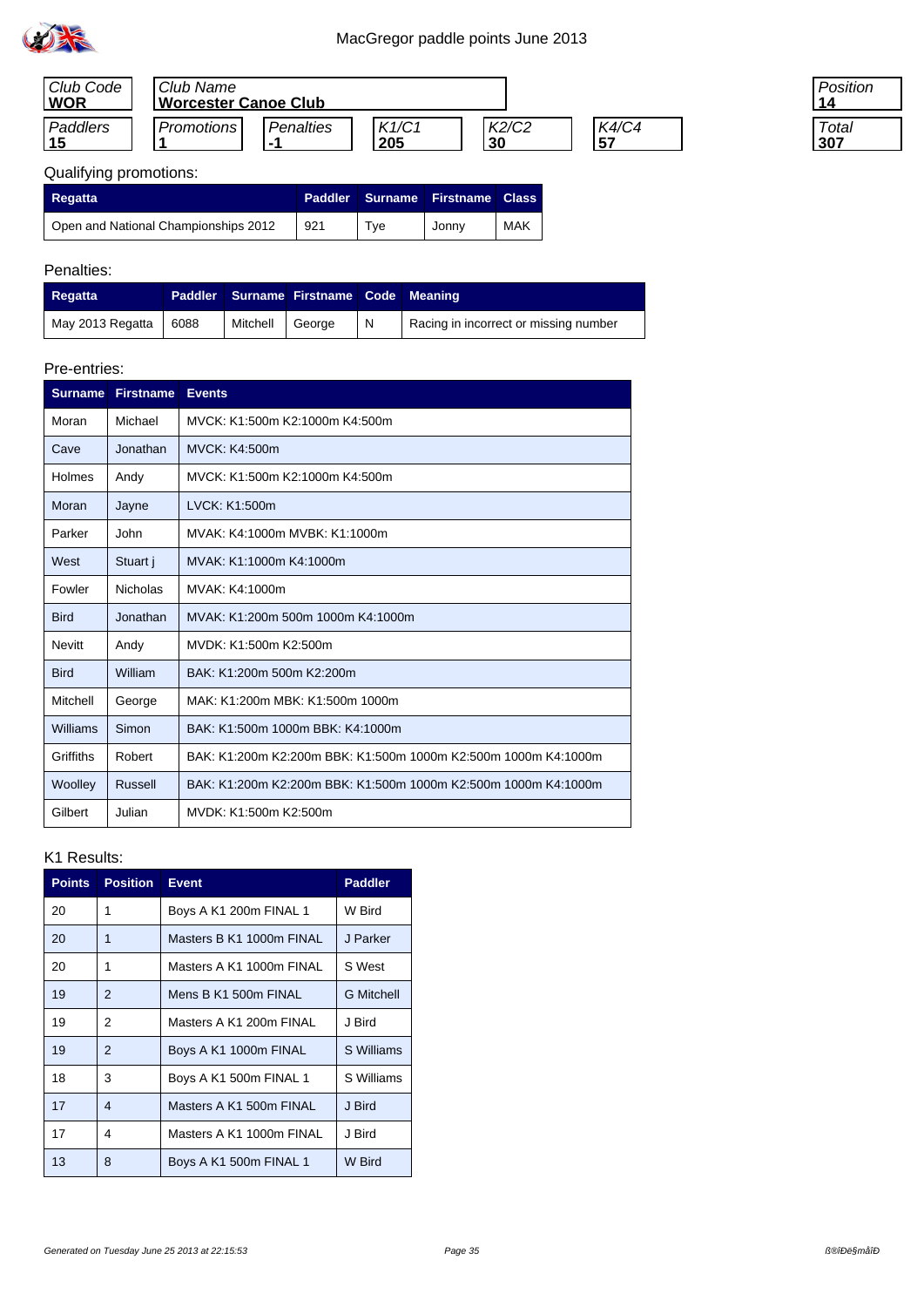# MacGregor paddle points June 2013

| Club Code | Club Name |
|---|---|
| **WOR** | **Worcester Canoe Club** |

| Paddlers | Promotions | Penalties | K1/C1 | K2/C2 | K4/C4 |
|---|---|---|---|---|---|
| **15** | **1** | **-1** | **205** | **30** | **57** |

| Position | Total |
|---|---|
| **14** | **307** |

Qualifying promotions:

| Regatta | Paddler | Surname | Firstname | Class |
|---|---|---|---|---|
| Open and National Championships 2012 | 921 | Tye | Jonny | MAK |

Penalties:

| Regatta | Paddler | Surname | Firstname | Code | Meaning |
|---|---|---|---|---|---|
| May 2013 Regatta | 6088 | Mitchell | George | N | Racing in incorrect or missing number |

Pre-entries:

| Surname | Firstname | Events |
|---|---|---|
| Moran | Michael | MVCK: K1:500m K2:1000m K4:500m |
| Cave | Jonathan | MVCK: K4:500m |
| Holmes | Andy | MVCK: K1:500m K2:1000m K4:500m |
| Moran | Jayne | LVCK: K1:500m |
| Parker | John | MVAK: K4:1000m MVBK: K1:1000m |
| West | Stuart j | MVAK: K1:1000m K4:1000m |
| Fowler | Nicholas | MVAK: K4:1000m |
| Bird | Jonathan | MVAK: K1:200m 500m 1000m K4:1000m |
| Nevitt | Andy | MVDK: K1:500m K2:500m |
| Bird | William | BAK: K1:200m 500m K2:200m |
| Mitchell | George | MAK: K1:200m MBK: K1:500m 1000m |
| Williams | Simon | BAK: K1:500m 1000m BBK: K4:1000m |
| Griffiths | Robert | BAK: K1:200m K2:200m BBK: K1:500m 1000m K2:500m 1000m K4:1000m |
| Woolley | Russell | BAK: K1:200m K2:200m BBK: K1:500m 1000m K2:500m 1000m K4:1000m |
| Gilbert | Julian | MVDK: K1:500m K2:500m |

K1 Results:

| Points | Position | Event | Paddler |
|---|---|---|---|
| 20 | 1 | Boys A K1 200m FINAL 1 | W Bird |
| 20 | 1 | Masters B K1 1000m FINAL | J Parker |
| 20 | 1 | Masters A K1 1000m FINAL | S West |
| 19 | 2 | Mens B K1 500m FINAL | G Mitchell |
| 19 | 2 | Masters A K1 200m FINAL | J Bird |
| 19 | 2 | Boys A K1 1000m FINAL | S Williams |
| 18 | 3 | Boys A K1 500m FINAL 1 | S Williams |
| 17 | 4 | Masters A K1 500m FINAL | J Bird |
| 17 | 4 | Masters A K1 1000m FINAL | J Bird |
| 13 | 8 | Boys A K1 500m FINAL 1 | W Bird |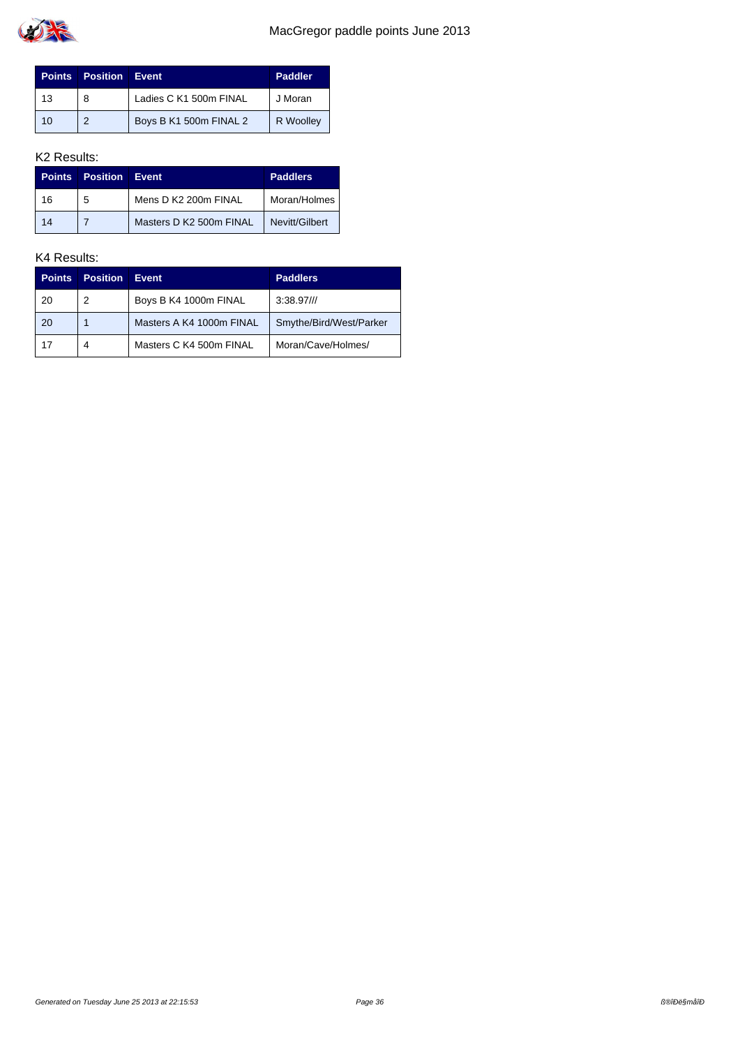| Points | Position | Event | Paddler |
|---|---|---|---|
| 13 | 8 | Ladies C K1 500m FINAL | J Moran |
| 10 | 2 | Boys B K1 500m FINAL 2 | R Woolley |

K2 Results:

| Points | Position | Event | Paddlers |
|---|---|---|---|
| 16 | 5 | Mens D K2 200m FINAL | Moran/Holmes |
| 14 | 7 | Masters D K2 500m FINAL | Nevitt/Gilbert |

K4 Results:

| Points | Position | Event | Paddlers |
|---|---|---|---|
| 20 | 2 | Boys B K4 1000m FINAL | 3:38.97/// |
| 20 | 1 | Masters A K4 1000m FINAL | Smythe/Bird/West/Parker |
| 17 | 4 | Masters C K4 500m FINAL | Moran/Cave/Holmes/ |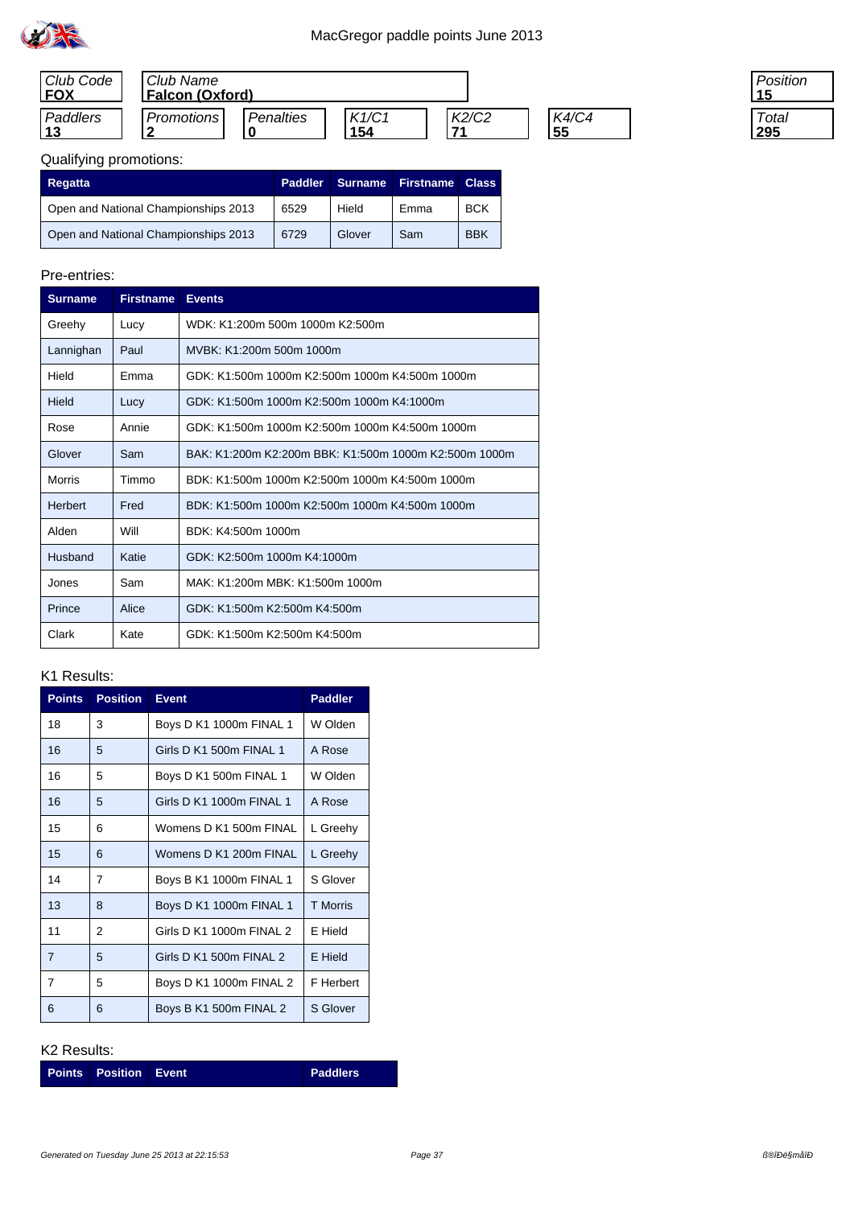# MacGregor paddle points June 2013

| Club Code | Club Name | Position |
|---|---|---|
| **FOX** | **Falcon (Oxford)** | **15** |

| Paddlers | Promotions | Penalties | K1/C1 | K2/C2 | K4/C4 | Total |
|---|---|---|---|---|---|---|
| **13** | **2** | **0** | **154** | **71** | **55** | **295** |

Qualifying promotions:

| Regatta | Paddler | Surname | Firstname | Class |
|---|---|---|---|---|
| Open and National Championships 2013 | 6529 | Hield | Emma | BCK |
| Open and National Championships 2013 | 6729 | Glover | Sam | BBK |

Pre-entries:

| Surname | Firstname | Events |
|---|---|---|
| Greehy | Lucy | WDK: K1:200m 500m 1000m K2:500m |
| Lannighan | Paul | MVBK: K1:200m 500m 1000m |
| Hield | Emma | GDK: K1:500m 1000m K2:500m 1000m K4:500m 1000m |
| Hield | Lucy | GDK: K1:500m 1000m K2:500m 1000m K4:1000m |
| Rose | Annie | GDK: K1:500m 1000m K2:500m 1000m K4:500m 1000m |
| Glover | Sam | BAK: K1:200m K2:200m BBK: K1:500m 1000m K2:500m 1000m |
| Morris | Timmo | BDK: K1:500m 1000m K2:500m 1000m K4:500m 1000m |
| Herbert | Fred | BDK: K1:500m 1000m K2:500m 1000m K4:500m 1000m |
| Alden | Will | BDK: K4:500m 1000m |
| Husband | Katie | GDK: K2:500m 1000m K4:1000m |
| Jones | Sam | MAK: K1:200m MBK: K1:500m 1000m |
| Prince | Alice | GDK: K1:500m K2:500m K4:500m |
| Clark | Kate | GDK: K1:500m K2:500m K4:500m |

K1 Results:

| Points | Position | Event | Paddler |
|---|---|---|---|
| 18 | 3 | Boys D K1 1000m FINAL 1 | W Olden |
| 16 | 5 | Girls D K1 500m FINAL 1 | A Rose |
| 16 | 5 | Boys D K1 500m FINAL 1 | W Olden |
| 16 | 5 | Girls D K1 1000m FINAL 1 | A Rose |
| 15 | 6 | Womens D K1 500m FINAL | L Greehy |
| 15 | 6 | Womens D K1 200m FINAL | L Greehy |
| 14 | 7 | Boys B K1 1000m FINAL 1 | S Glover |
| 13 | 8 | Boys D K1 1000m FINAL 1 | T Morris |
| 11 | 2 | Girls D K1 1000m FINAL 2 | E Hield |
| 7 | 5 | Girls D K1 500m FINAL 2 | E Hield |
| 7 | 5 | Boys D K1 1000m FINAL 2 | F Herbert |
| 6 | 6 | Boys B K1 500m FINAL 2 | S Glover |

K2 Results:

| Points | Position | Event | Paddlers |
|---|---|---|---|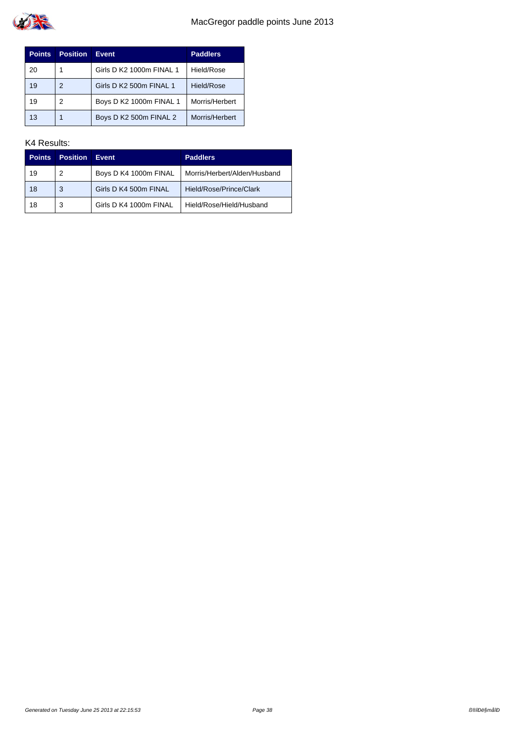| Points | Position | Event | Paddlers |
| --- | --- | --- | --- |
| 20 | 1 | Girls D K2 1000m FINAL 1 | Hield/Rose |
| 19 | 2 | Girls D K2 500m FINAL 1 | Hield/Rose |
| 19 | 2 | Boys D K2 1000m FINAL 1 | Morris/Herbert |
| 13 | 1 | Boys D K2 500m FINAL 2 | Morris/Herbert |

K4 Results:

| Points | Position | Event | Paddlers |
| --- | --- | --- | --- |
| 19 | 2 | Boys D K4 1000m FINAL | Morris/Herbert/Alden/Husband |
| 18 | 3 | Girls D K4 500m FINAL | Hield/Rose/Prince/Clark |
| 18 | 3 | Girls D K4 1000m FINAL | Hield/Rose/Hield/Husband |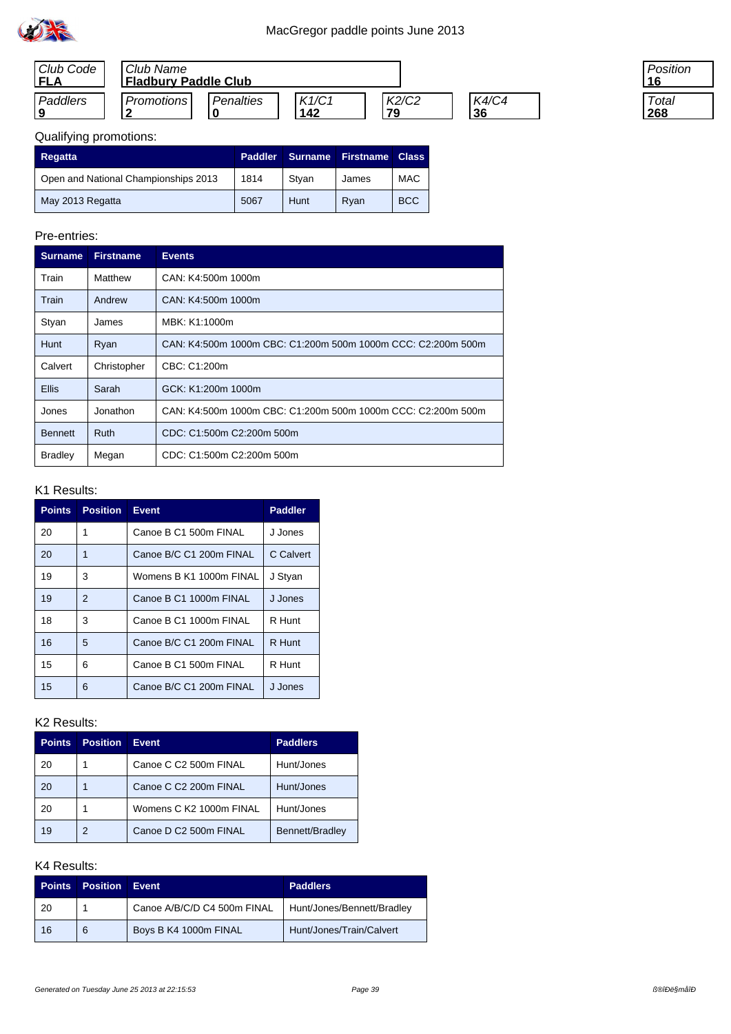# MacGregor paddle points June 2013

| Club Code | Club Name | | | | | Position |
|---|---|---|---|---|---|---|
| FLA | Fladbury Paddle Club | | | | | 16 |

| Paddlers | Promotions | Penalties | K1/C1 | K2/C2 | K4/C4 | Total |
|---|---|---|---|---|---|---|
| 9 | 2 | 0 | 142 | 79 | 36 | 268 |

Qualifying promotions:

| Regatta | Paddler | Surname | Firstname | Class |
|---|---|---|---|---|
| Open and National Championships 2013 | 1814 | Styan | James | MAC |
| May 2013 Regatta | 5067 | Hunt | Ryan | BCC |

Pre-entries:

| Surname | Firstname | Events |
|---|---|---|
| Train | Matthew | CAN: K4:500m 1000m |
| Train | Andrew | CAN: K4:500m 1000m |
| Styan | James | MBK: K1:1000m |
| Hunt | Ryan | CAN: K4:500m 1000m CBC: C1:200m 500m 1000m CCC: C2:200m 500m |
| Calvert | Christopher | CBC: C1:200m |
| Ellis | Sarah | GCK: K1:200m 1000m |
| Jones | Jonathon | CAN: K4:500m 1000m CBC: C1:200m 500m 1000m CCC: C2:200m 500m |
| Bennett | Ruth | CDC: C1:500m C2:200m 500m |
| Bradley | Megan | CDC: C1:500m C2:200m 500m |

K1 Results:

| Points | Position | Event | Paddler |
|---|---|---|---|
| 20 | 1 | Canoe B C1 500m FINAL | J Jones |
| 20 | 1 | Canoe B/C C1 200m FINAL | C Calvert |
| 19 | 3 | Womens B K1 1000m FINAL | J Styan |
| 19 | 2 | Canoe B C1 1000m FINAL | J Jones |
| 18 | 3 | Canoe B C1 1000m FINAL | R Hunt |
| 16 | 5 | Canoe B/C C1 200m FINAL | R Hunt |
| 15 | 6 | Canoe B C1 500m FINAL | R Hunt |
| 15 | 6 | Canoe B/C C1 200m FINAL | J Jones |

K2 Results:

| Points | Position | Event | Paddlers |
|---|---|---|---|
| 20 | 1 | Canoe C C2 500m FINAL | Hunt/Jones |
| 20 | 1 | Canoe C C2 200m FINAL | Hunt/Jones |
| 20 | 1 | Womens C K2 1000m FINAL | Hunt/Jones |
| 19 | 2 | Canoe D C2 500m FINAL | Bennett/Bradley |

K4 Results:

| Points | Position | Event | Paddlers |
|---|---|---|---|
| 20 | 1 | Canoe A/B/C/D C4 500m FINAL | Hunt/Jones/Bennett/Bradley |
| 16 | 6 | Boys B K4 1000m FINAL | Hunt/Jones/Train/Calvert |

Generated on Tuesday June 25 2013 at 22:15:53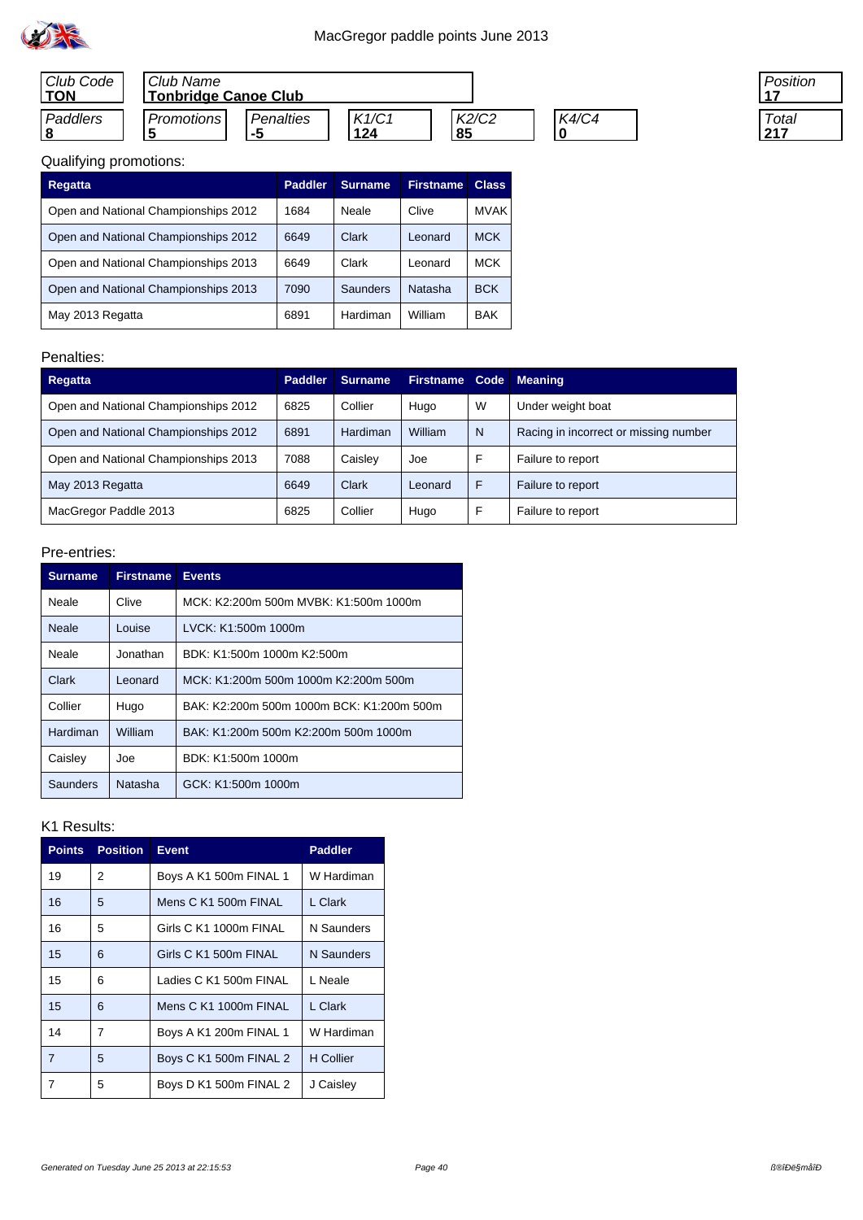MacGregor paddle points June 2013

| Club Code | Club Name | Position |
|---|---|---|
| **TON** | **Tonbridge Canoe Club** | **17** |

| Paddlers | Promotions | Penalties | K1/C1 | K2/C2 | K4/C4 | Total |
|---|---|---|---|---|---|---|
| **8** | **5** | **-5** | **124** | **85** | **0** | **217** |

Qualifying promotions:

| Regatta | Paddler | Surname | Firstname | Class |
|---|---|---|---|---|
| Open and National Championships 2012 | 1684 | Neale | Clive | MVAK |
| Open and National Championships 2012 | 6649 | Clark | Leonard | MCK |
| Open and National Championships 2013 | 6649 | Clark | Leonard | MCK |
| Open and National Championships 2013 | 7090 | Saunders | Natasha | BCK |
| May 2013 Regatta | 6891 | Hardiman | William | BAK |

Penalties:

| Regatta | Paddler | Surname | Firstname | Code | Meaning |
|---|---|---|---|---|---|
| Open and National Championships 2012 | 6825 | Collier | Hugo | W | Under weight boat |
| Open and National Championships 2012 | 6891 | Hardiman | William | N | Racing in incorrect or missing number |
| Open and National Championships 2013 | 7088 | Caisley | Joe | F | Failure to report |
| May 2013 Regatta | 6649 | Clark | Leonard | F | Failure to report |
| MacGregor Paddle 2013 | 6825 | Collier | Hugo | F | Failure to report |

Pre-entries:

| Surname | Firstname | Events |
|---|---|---|
| Neale | Clive | MCK: K2:200m 500m MVBK: K1:500m 1000m |
| Neale | Louise | LVCK: K1:500m 1000m |
| Neale | Jonathan | BDK: K1:500m 1000m K2:500m |
| Clark | Leonard | MCK: K1:200m 500m 1000m K2:200m 500m |
| Collier | Hugo | BAK: K2:200m 500m 1000m BCK: K1:200m 500m |
| Hardiman | William | BAK: K1:200m 500m K2:200m 500m 1000m |
| Caisley | Joe | BDK: K1:500m 1000m |
| Saunders | Natasha | GCK: K1:500m 1000m |

K1 Results:

| Points | Position | Event | Paddler |
|---|---|---|---|
| 19 | 2 | Boys A K1 500m FINAL 1 | W Hardiman |
| 16 | 5 | Mens C K1 500m FINAL | L Clark |
| 16 | 5 | Girls C K1 1000m FINAL | N Saunders |
| 15 | 6 | Girls C K1 500m FINAL | N Saunders |
| 15 | 6 | Ladies C K1 500m FINAL | L Neale |
| 15 | 6 | Mens C K1 1000m FINAL | L Clark |
| 14 | 7 | Boys A K1 200m FINAL 1 | W Hardiman |
| 7 | 5 | Boys C K1 500m FINAL 2 | H Collier |
| 7 | 5 | Boys D K1 500m FINAL 2 | J Caisley |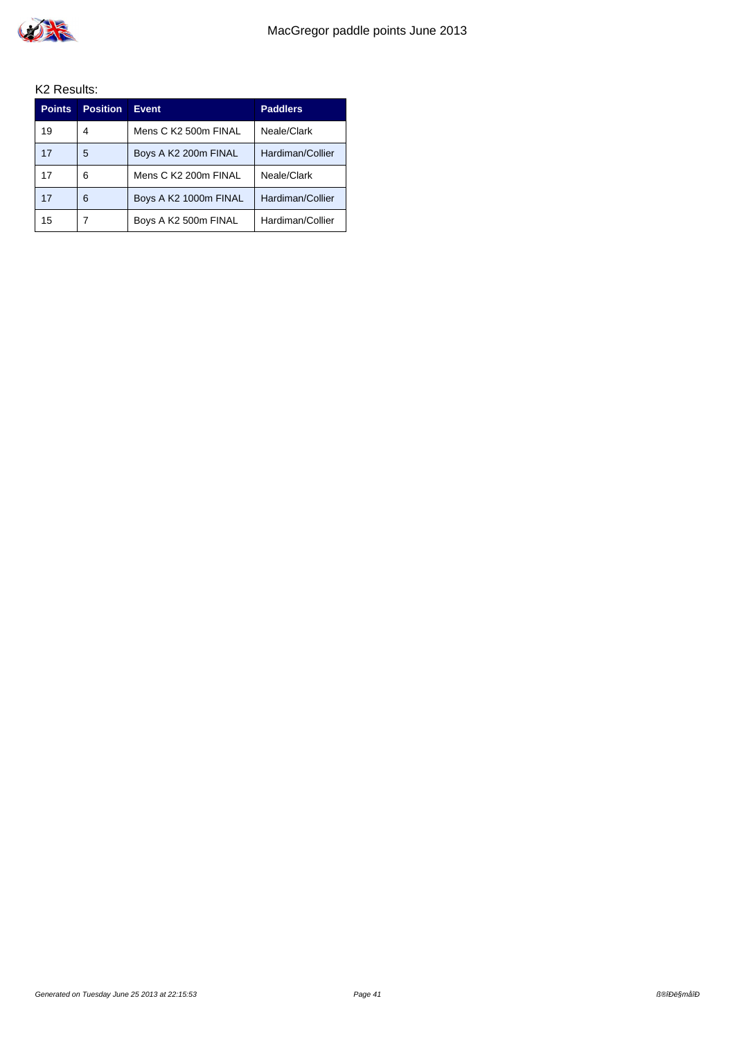K2 Results:

| Points | Position | Event | Paddlers |
|---|---|---|---|
| 19 | 4 | Mens C K2 500m FINAL | Neale/Clark |
| 17 | 5 | Boys A K2 200m FINAL | Hardiman/Collier |
| 17 | 6 | Mens C K2 200m FINAL | Neale/Clark |
| 17 | 6 | Boys A K2 1000m FINAL | Hardiman/Collier |
| 15 | 7 | Boys A K2 500m FINAL | Hardiman/Collier |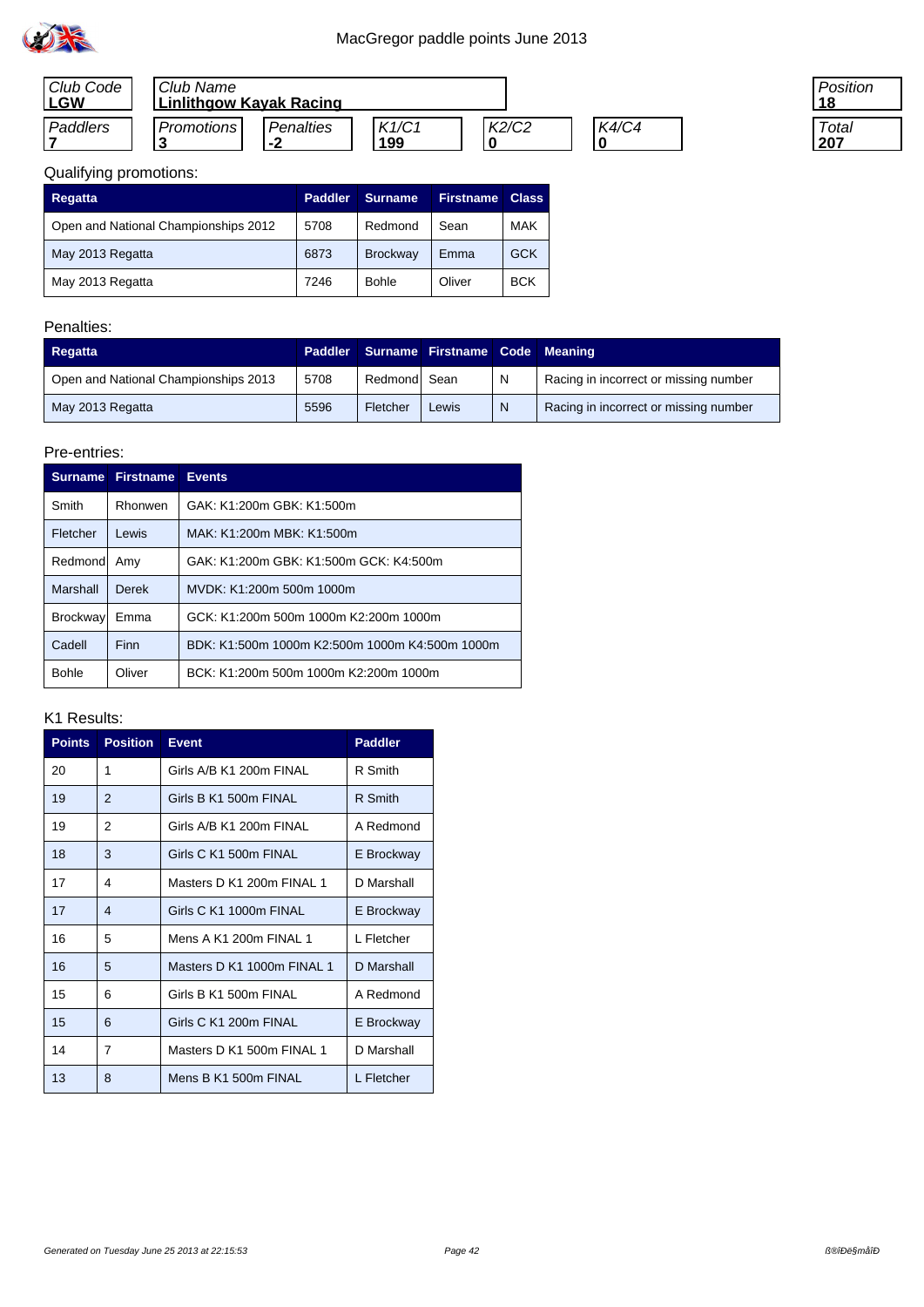MacGregor paddle points June 2013

| Club Code | Club Name | | | | | Position |
|---|---|---|---|---|---|---|
| **LGW** | **Linlithgow Kayak Racing** | | | | | **18** |
| Paddlers | Promotions | Penalties | K1/C1 | K2/C2 | K4/C4 | Total |
| **7** | **3** | **-2** | **199** | **0** | **0** | **207** |

Qualifying promotions:

| Regatta | Paddler | Surname | Firstname | Class |
|---|---|---|---|---|
| Open and National Championships 2012 | 5708 | Redmond | Sean | MAK |
| May 2013 Regatta | 6873 | Brockway | Emma | GCK |
| May 2013 Regatta | 7246 | Bohle | Oliver | BCK |

Penalties:

| Regatta | Paddler | Surname | Firstname | Code | Meaning |
|---|---|---|---|---|---|
| Open and National Championships 2013 | 5708 | Redmond | Sean | N | Racing in incorrect or missing number |
| May 2013 Regatta | 5596 | Fletcher | Lewis | N | Racing in incorrect or missing number |

Pre-entries:

| Surname | Firstname | Events |
|---|---|---|
| Smith | Rhonwen | GAK: K1:200m GBK: K1:500m |
| Fletcher | Lewis | MAK: K1:200m MBK: K1:500m |
| Redmond | Amy | GAK: K1:200m GBK: K1:500m GCK: K4:500m |
| Marshall | Derek | MVDK: K1:200m 500m 1000m |
| Brockway | Emma | GCK: K1:200m 500m 1000m K2:200m 1000m |
| Cadell | Finn | BDK: K1:500m 1000m K2:500m 1000m K4:500m 1000m |
| Bohle | Oliver | BCK: K1:200m 500m 1000m K2:200m 1000m |

K1 Results:

| Points | Position | Event | Paddler |
|---|---|---|---|
| 20 | 1 | Girls A/B K1 200m FINAL | R Smith |
| 19 | 2 | Girls B K1 500m FINAL | R Smith |
| 19 | 2 | Girls A/B K1 200m FINAL | A Redmond |
| 18 | 3 | Girls C K1 500m FINAL | E Brockway |
| 17 | 4 | Masters D K1 200m FINAL 1 | D Marshall |
| 17 | 4 | Girls C K1 1000m FINAL | E Brockway |
| 16 | 5 | Mens A K1 200m FINAL 1 | L Fletcher |
| 16 | 5 | Masters D K1 1000m FINAL 1 | D Marshall |
| 15 | 6 | Girls B K1 500m FINAL | A Redmond |
| 15 | 6 | Girls C K1 200m FINAL | E Brockway |
| 14 | 7 | Masters D K1 500m FINAL 1 | D Marshall |
| 13 | 8 | Mens B K1 500m FINAL | L Fletcher |

*Generated on Tuesday June 25 2013 at 22:15:53*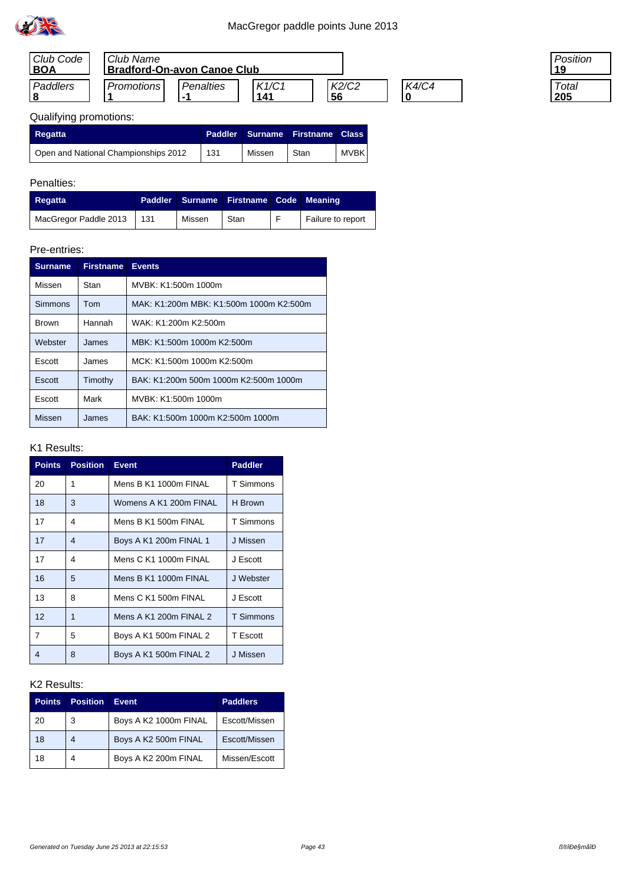# MacGregor paddle points June 2013

| Club Code | Club Name | Position |
|---|---|---|
| **BOA** | **Bradford-On-avon Canoe Club** | **19** |

| Paddlers | Promotions | Penalties | K1/C1 | K2/C2 | K4/C4 | Total |
|---|---|---|---|---|---|---|
| **8** | **1** | **-1** | **141** | **56** | **0** | **205** |

Qualifying promotions:

| Regatta | Paddler | Surname | Firstname | Class |
|---|---|---|---|---|
| Open and National Championships 2012 | 131 | Missen | Stan | MVBK |

Penalties:

| Regatta | Paddler | Surname | Firstname | Code | Meaning |
|---|---|---|---|---|---|
| MacGregor Paddle 2013 | 131 | Missen | Stan | F | Failure to report |

Pre-entries:

| Surname | Firstname | Events |
|---|---|---|
| Missen | Stan | MVBK: K1:500m 1000m |
| Simmons | Tom | MAK: K1:200m MBK: K1:500m 1000m K2:500m |
| Brown | Hannah | WAK: K1:200m K2:500m |
| Webster | James | MBK: K1:500m 1000m K2:500m |
| Escott | James | MCK: K1:500m 1000m K2:500m |
| Escott | Timothy | BAK: K1:200m 500m 1000m K2:500m 1000m |
| Escott | Mark | MVBK: K1:500m 1000m |
| Missen | James | BAK: K1:500m 1000m K2:500m 1000m |

K1 Results:

| Points | Position | Event | Paddler |
|---|---|---|---|
| 20 | 1 | Mens B K1 1000m FINAL | T Simmons |
| 18 | 3 | Womens A K1 200m FINAL | H Brown |
| 17 | 4 | Mens B K1 500m FINAL | T Simmons |
| 17 | 4 | Boys A K1 200m FINAL 1 | J Missen |
| 17 | 4 | Mens C K1 1000m FINAL | J Escott |
| 16 | 5 | Mens B K1 1000m FINAL | J Webster |
| 13 | 8 | Mens C K1 500m FINAL | J Escott |
| 12 | 1 | Mens A K1 200m FINAL 2 | T Simmons |
| 7 | 5 | Boys A K1 500m FINAL 2 | T Escott |
| 4 | 8 | Boys A K1 500m FINAL 2 | J Missen |

K2 Results:

| Points | Position | Event | Paddlers |
|---|---|---|---|
| 20 | 3 | Boys A K2 1000m FINAL | Escott/Missen |
| 18 | 4 | Boys A K2 500m FINAL | Escott/Missen |
| 18 | 4 | Boys A K2 200m FINAL | Missen/Escott |

*Generated on Tuesday June 25 2013 at 22:15:53*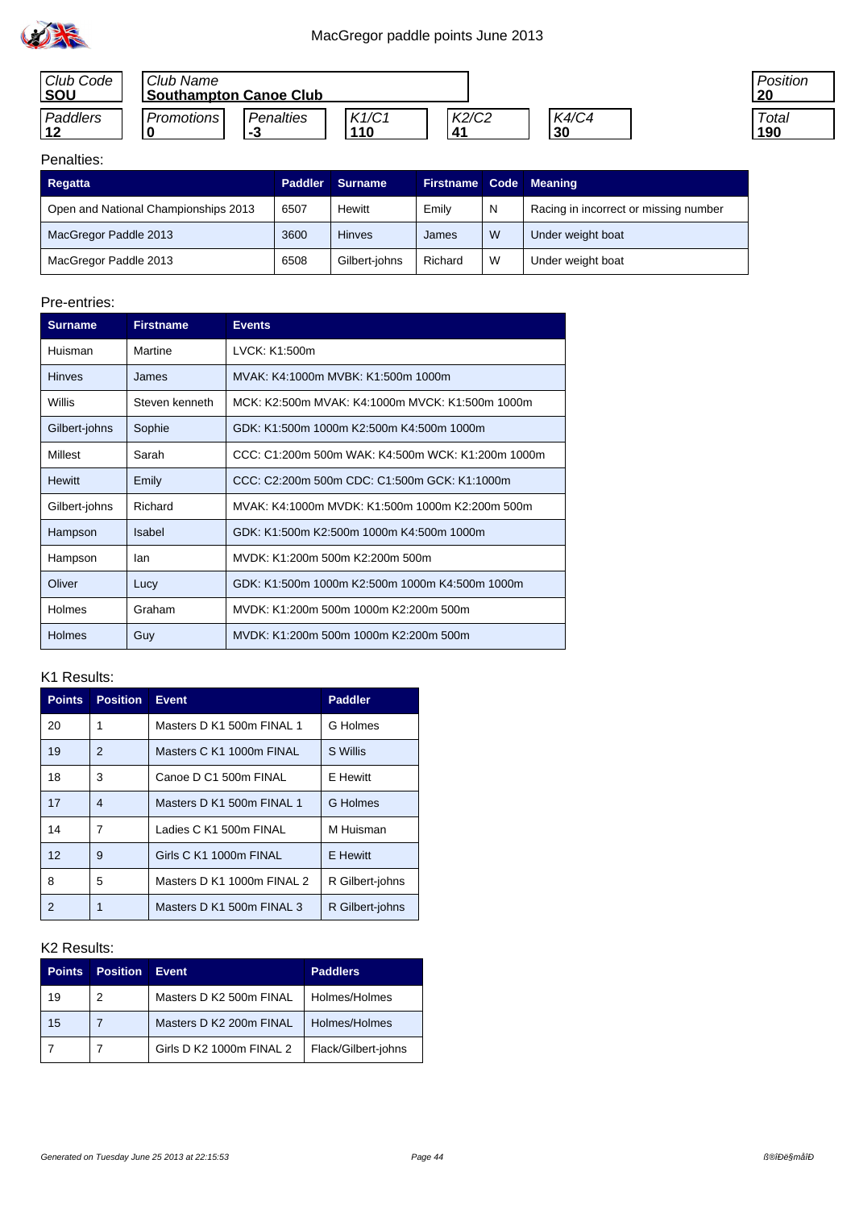# MacGregor paddle points June 2013

| Club Code | Club Name | Position |
|---|---|---|
| SOU | Southampton Canoe Club | 20 |

| Paddlers | Promotions | Penalties | K1/C1 | K2/C2 | K4/C4 | Total |
|---|---|---|---|---|---|---|
| 12 | 0 | -3 | 110 | 41 | 30 | 190 |

Penalties:

| Regatta | Paddler | Surname | Firstname | Code | Meaning |
|---|---|---|---|---|---|
| Open and National Championships 2013 | 6507 | Hewitt | Emily | N | Racing in incorrect or missing number |
| MacGregor Paddle 2013 | 3600 | Hinves | James | W | Under weight boat |
| MacGregor Paddle 2013 | 6508 | Gilbert-johns | Richard | W | Under weight boat |

Pre-entries:

| Surname | Firstname | Events |
|---|---|---|
| Huisman | Martine | LVCK: K1:500m |
| Hinves | James | MVAK: K4:1000m MVBK: K1:500m 1000m |
| Willis | Steven kenneth | MCK: K2:500m MVAK: K4:1000m MVCK: K1:500m 1000m |
| Gilbert-johns | Sophie | GDK: K1:500m 1000m K2:500m K4:500m 1000m |
| Millest | Sarah | CCC: C1:200m 500m WAK: K4:500m WCK: K1:200m 1000m |
| Hewitt | Emily | CCC: C2:200m 500m CDC: C1:500m GCK: K1:1000m |
| Gilbert-johns | Richard | MVAK: K4:1000m MVDK: K1:500m 1000m K2:200m 500m |
| Hampson | Isabel | GDK: K1:500m K2:500m 1000m K4:500m 1000m |
| Hampson | Ian | MVDK: K1:200m 500m K2:200m 500m |
| Oliver | Lucy | GDK: K1:500m 1000m K2:500m 1000m K4:500m 1000m |
| Holmes | Graham | MVDK: K1:200m 500m 1000m K2:200m 500m |
| Holmes | Guy | MVDK: K1:200m 500m 1000m K2:200m 500m |

K1 Results:

| Points | Position | Event | Paddler |
|---|---|---|---|
| 20 | 1 | Masters D K1 500m FINAL 1 | G Holmes |
| 19 | 2 | Masters C K1 1000m FINAL | S Willis |
| 18 | 3 | Canoe D C1 500m FINAL | E Hewitt |
| 17 | 4 | Masters D K1 500m FINAL 1 | G Holmes |
| 14 | 7 | Ladies C K1 500m FINAL | M Huisman |
| 12 | 9 | Girls C K1 1000m FINAL | E Hewitt |
| 8 | 5 | Masters D K1 1000m FINAL 2 | R Gilbert-johns |
| 2 | 1 | Masters D K1 500m FINAL 3 | R Gilbert-johns |

K2 Results:

| Points | Position | Event | Paddlers |
|---|---|---|---|
| 19 | 2 | Masters D K2 500m FINAL | Holmes/Holmes |
| 15 | 7 | Masters D K2 200m FINAL | Holmes/Holmes |
| 7 | 7 | Girls D K2 1000m FINAL 2 | Flack/Gilbert-johns |

Generated on Tuesday June 25 2013 at 22:15:53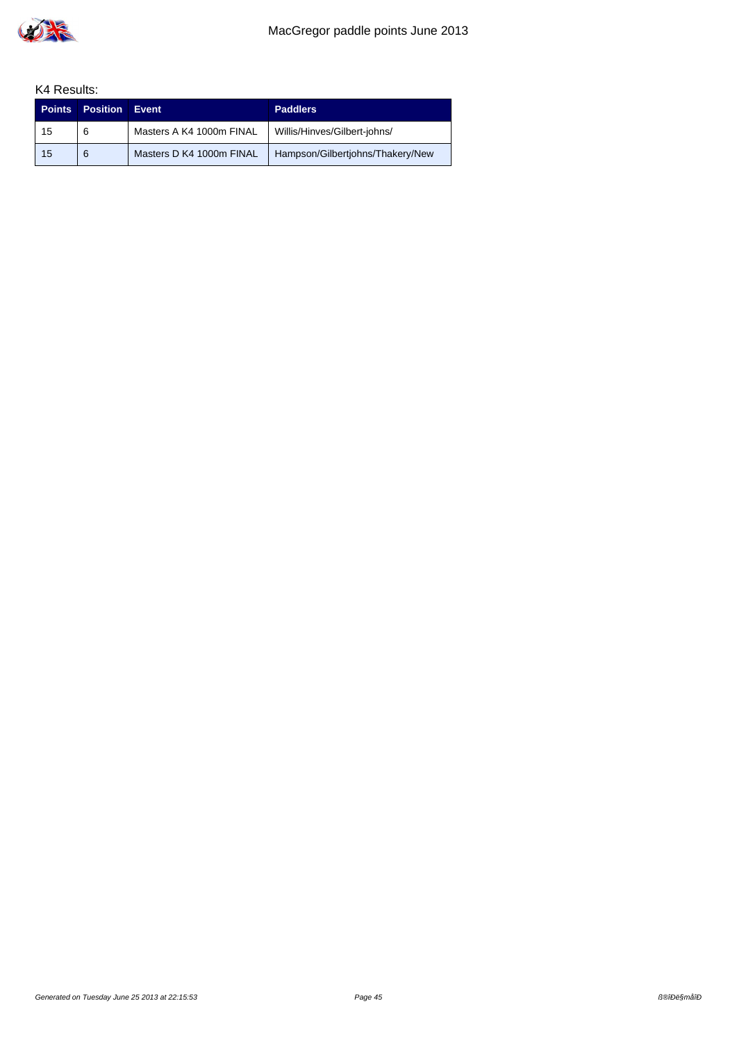K4 Results:

| Points | Position | Event | Paddlers |
|---|---|---|---|
| 15 | 6 | Masters A K4 1000m FINAL | Willis/Hinves/Gilbert-johns/ |
| 15 | 6 | Masters D K4 1000m FINAL | Hampson/Gilbertjohns/Thakery/New |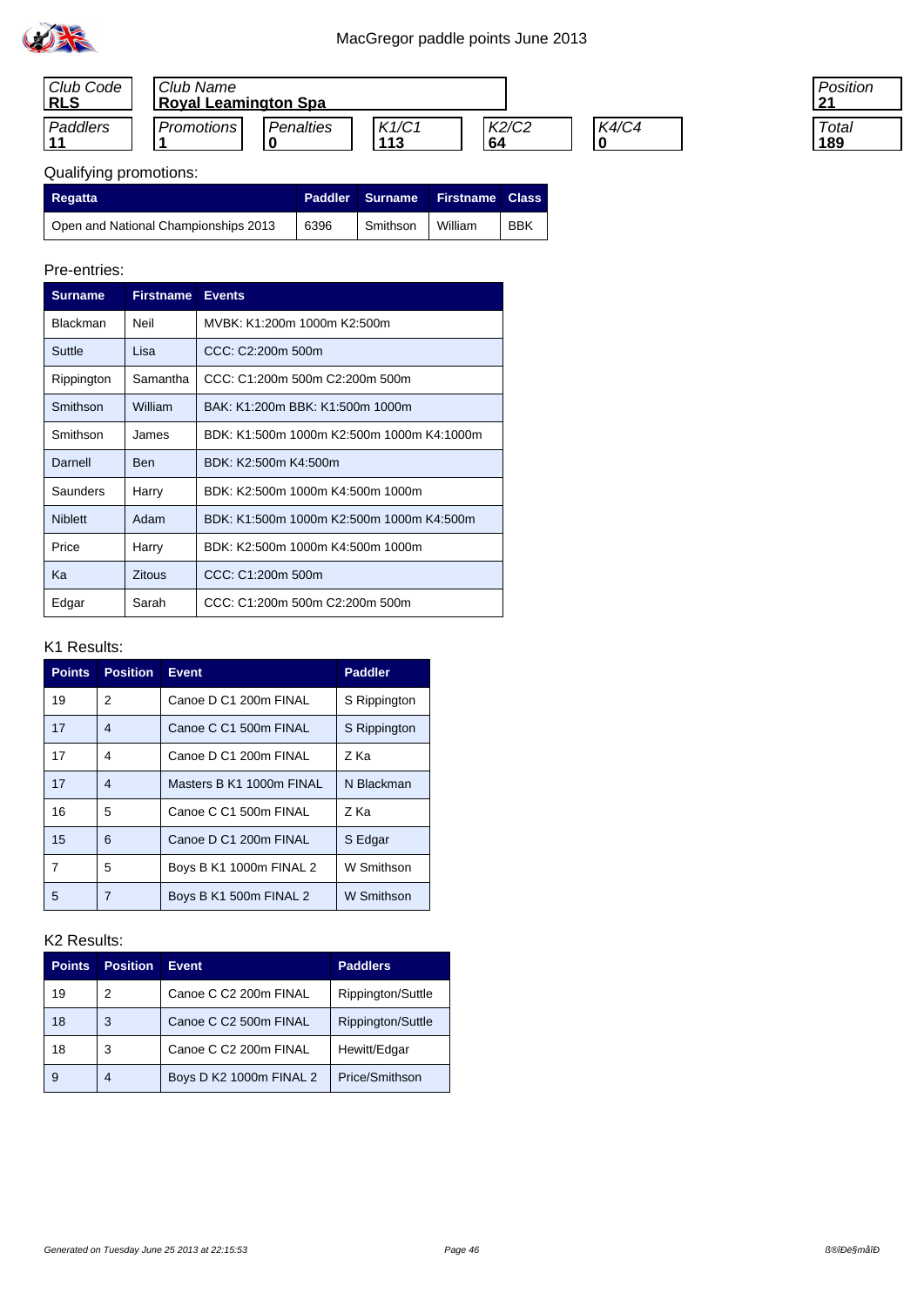# MacGregor paddle points June 2013

| Club Code | Club Name | | | | |
|---|---|---|---|---|---|
| **RLS** | **Royal Leamington Spa** | | | | |

| Paddlers | Promotions | Penalties | K1/C1 | K2/C2 | K4/C4 |
|---|---|---|---|---|---|
| **11** | **1** | **0** | **113** | **64** | **0** |

| Position | Total |
|---|---|
| **21** | **189** |

Qualifying promotions:

| Regatta | Paddler | Surname | Firstname | Class |
|---|---|---|---|---|
| Open and National Championships 2013 | 6396 | Smithson | William | BBK |

Pre-entries:

| Surname | Firstname | Events |
|---|---|---|
| Blackman | Neil | MVBK: K1:200m 1000m K2:500m |
| Suttle | Lisa | CCC: C2:200m 500m |
| Rippington | Samantha | CCC: C1:200m 500m C2:200m 500m |
| Smithson | William | BAK: K1:200m BBK: K1:500m 1000m |
| Smithson | James | BDK: K1:500m 1000m K2:500m 1000m K4:1000m |
| Darnell | Ben | BDK: K2:500m K4:500m |
| Saunders | Harry | BDK: K2:500m 1000m K4:500m 1000m |
| Niblett | Adam | BDK: K1:500m 1000m K2:500m 1000m K4:500m |
| Price | Harry | BDK: K2:500m 1000m K4:500m 1000m |
| Ka | Zitous | CCC: C1:200m 500m |
| Edgar | Sarah | CCC: C1:200m 500m C2:200m 500m |

K1 Results:

| Points | Position | Event | Paddler |
|---|---|---|---|
| 19 | 2 | Canoe D C1 200m FINAL | S Rippington |
| 17 | 4 | Canoe C C1 500m FINAL | S Rippington |
| 17 | 4 | Canoe D C1 200m FINAL | Z Ka |
| 17 | 4 | Masters B K1 1000m FINAL | N Blackman |
| 16 | 5 | Canoe C C1 500m FINAL | Z Ka |
| 15 | 6 | Canoe D C1 200m FINAL | S Edgar |
| 7 | 5 | Boys B K1 1000m FINAL 2 | W Smithson |
| 5 | 7 | Boys B K1 500m FINAL 2 | W Smithson |

K2 Results:

| Points | Position | Event | Paddlers |
|---|---|---|---|
| 19 | 2 | Canoe C C2 200m FINAL | Rippington/Suttle |
| 18 | 3 | Canoe C C2 500m FINAL | Rippington/Suttle |
| 18 | 3 | Canoe C C2 200m FINAL | Hewitt/Edgar |
| 9 | 4 | Boys D K2 1000m FINAL 2 | Price/Smithson |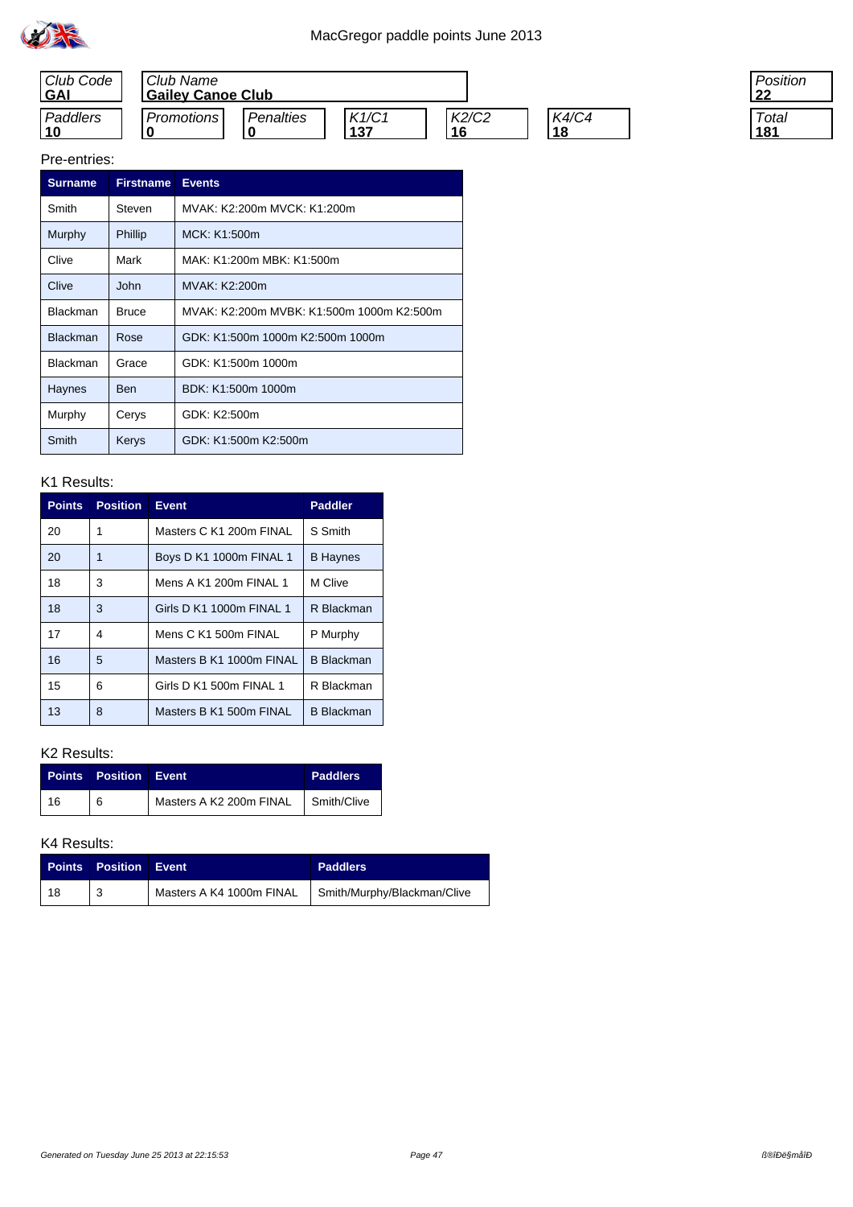MacGregor paddle points June 2013

| Club Code | Club Name | | | | | Position |
|---|---|---|---|---|---|---|
| **GAI** | **Gailey Canoe Club** | | | | | **22** |
| **Paddlers** | **Promotions** | **Penalties** | **K1/C1** | **K2/C2** | **K4/C4** | **Total** |
| **10** | **0** | **0** | **137** | **16** | **18** | **181** |

Pre-entries:

| Surname | Firstname | Events |
|---|---|---|
| Smith | Steven | MVAK: K2:200m MVCK: K1:200m |
| Murphy | Phillip | MCK: K1:500m |
| Clive | Mark | MAK: K1:200m MBK: K1:500m |
| Clive | John | MVAK: K2:200m |
| Blackman | Bruce | MVAK: K2:200m MVBK: K1:500m 1000m K2:500m |
| Blackman | Rose | GDK: K1:500m 1000m K2:500m 1000m |
| Blackman | Grace | GDK: K1:500m 1000m |
| Haynes | Ben | BDK: K1:500m 1000m |
| Murphy | Cerys | GDK: K2:500m |
| Smith | Kerys | GDK: K1:500m K2:500m |

K1 Results:

| Points | Position | Event | Paddler |
|---|---|---|---|
| 20 | 1 | Masters C K1 200m FINAL | S Smith |
| 20 | 1 | Boys D K1 1000m FINAL 1 | B Haynes |
| 18 | 3 | Mens A K1 200m FINAL 1 | M Clive |
| 18 | 3 | Girls D K1 1000m FINAL 1 | R Blackman |
| 17 | 4 | Mens C K1 500m FINAL | P Murphy |
| 16 | 5 | Masters B K1 1000m FINAL | B Blackman |
| 15 | 6 | Girls D K1 500m FINAL 1 | R Blackman |
| 13 | 8 | Masters B K1 500m FINAL | B Blackman |

K2 Results:

| Points | Position | Event | Paddlers |
|---|---|---|---|
| 16 | 6 | Masters A K2 200m FINAL | Smith/Clive |

K4 Results:

| Points | Position | Event | Paddlers |
|---|---|---|---|
| 18 | 3 | Masters A K4 1000m FINAL | Smith/Murphy/Blackman/Clive |

Generated on Tuesday June 25 2013 at 22:15:53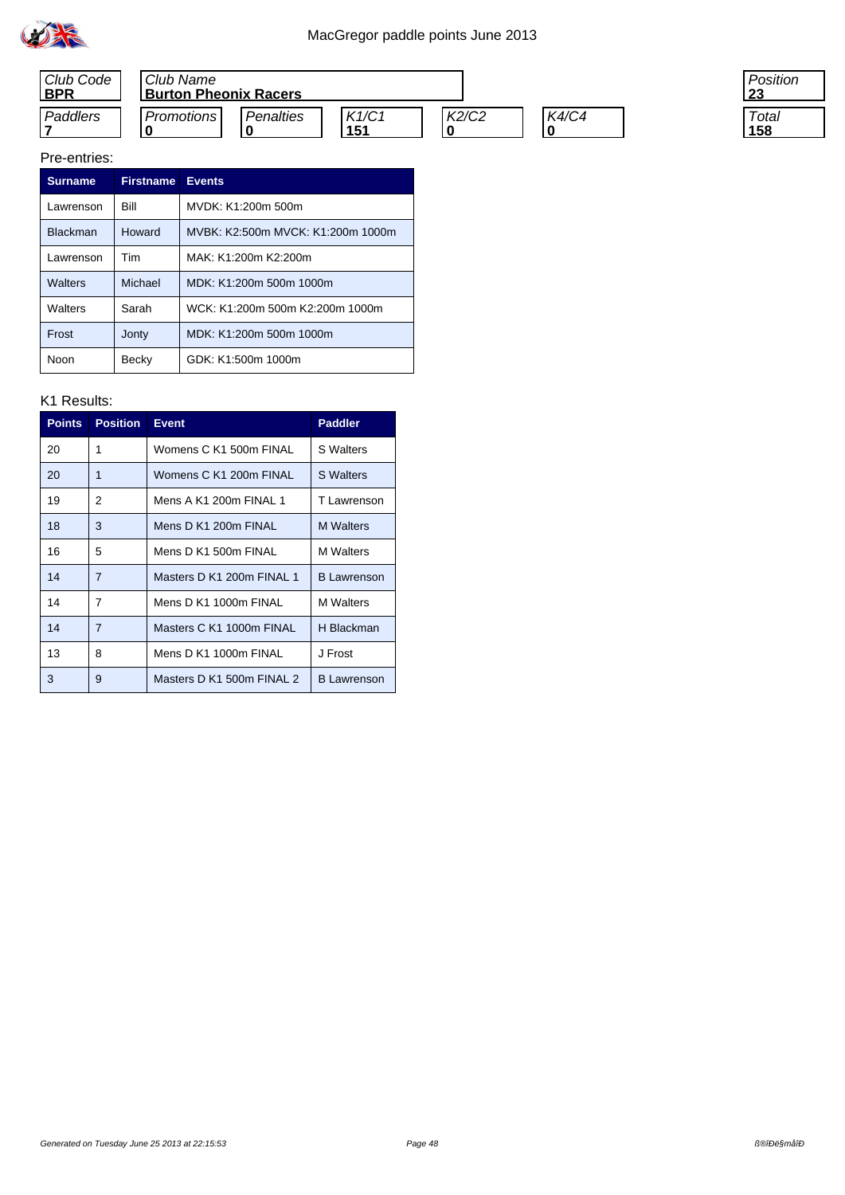# MacGregor paddle points June 2013

| Club Code | Club Name | | | | | Position |
|---|---|---|---|---|---|---|
| **BPR** | **Burton Pheonix Racers** | | | | | **23** |

| Paddlers | Promotions | Penalties | K1/C1 | K2/C2 | K4/C4 | Total |
|---|---|---|---|---|---|---|
| **7** | **0** | **0** | **151** | **0** | **0** | **158** |

Pre-entries:

| Surname | Firstname | Events |
|---|---|---|
| Lawrenson | Bill | MVDK: K1:200m 500m |
| Blackman | Howard | MVBK: K2:500m MVCK: K1:200m 1000m |
| Lawrenson | Tim | MAK: K1:200m K2:200m |
| Walters | Michael | MDK: K1:200m 500m 1000m |
| Walters | Sarah | WCK: K1:200m 500m K2:200m 1000m |
| Frost | Jonty | MDK: K1:200m 500m 1000m |
| Noon | Becky | GDK: K1:500m 1000m |

K1 Results:

| Points | Position | Event | Paddler |
|---|---|---|---|
| 20 | 1 | Womens C K1 500m FINAL | S Walters |
| 20 | 1 | Womens C K1 200m FINAL | S Walters |
| 19 | 2 | Mens A K1 200m FINAL 1 | T Lawrenson |
| 18 | 3 | Mens D K1 200m FINAL | M Walters |
| 16 | 5 | Mens D K1 500m FINAL | M Walters |
| 14 | 7 | Masters D K1 200m FINAL 1 | B Lawrenson |
| 14 | 7 | Mens D K1 1000m FINAL | M Walters |
| 14 | 7 | Masters C K1 1000m FINAL | H Blackman |
| 13 | 8 | Mens D K1 1000m FINAL | J Frost |
| 3 | 9 | Masters D K1 500m FINAL 2 | B Lawrenson |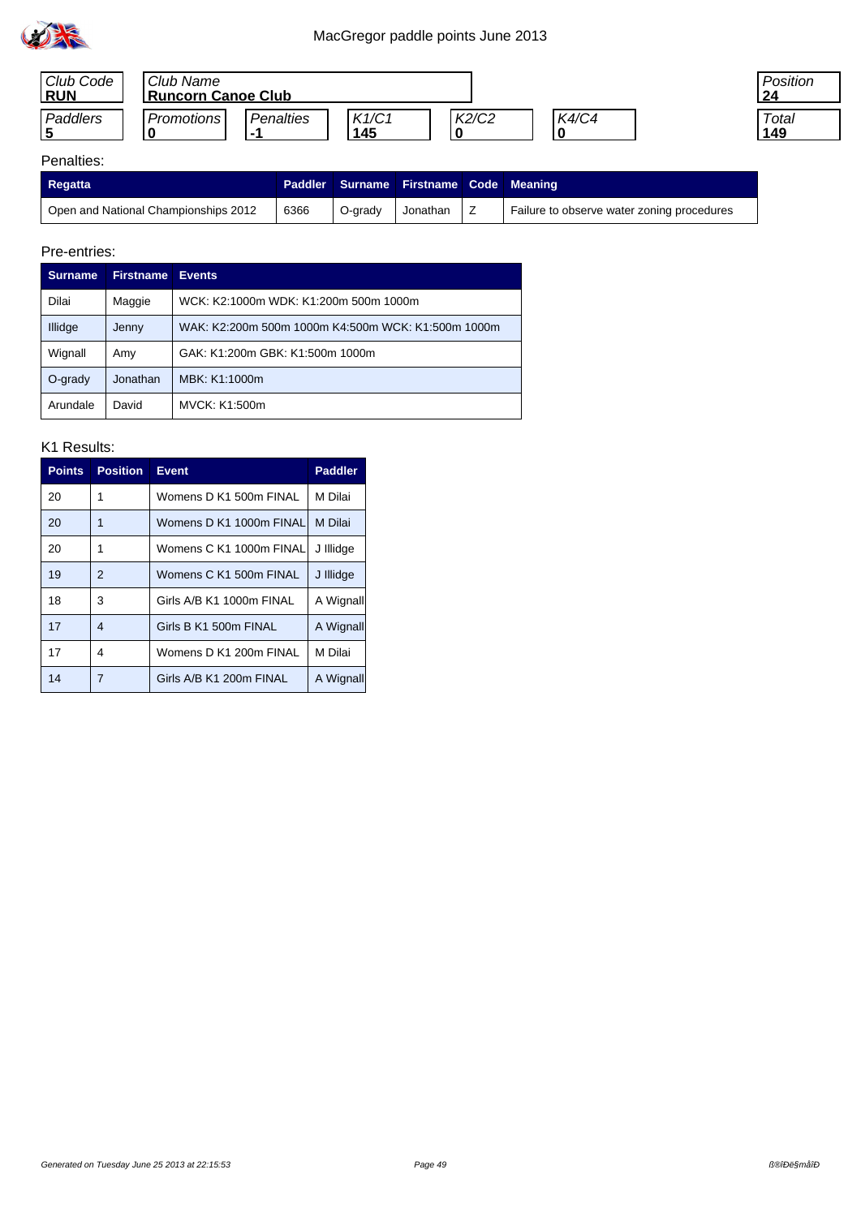# MacGregor paddle points June 2013

| Club Code | Club Name | | | | | Position |
|---|---|---|---|---|---|---|
| **RUN** | **Runcorn Canoe Club** | | | | | **24** |
| Paddlers | Promotions | Penalties | K1/C1 | K2/C2 | K4/C4 | Total |
| **5** | **0** | **-1** | **145** | **0** | **0** | **149** |

Penalties:

| Regatta | Paddler | Surname | Firstname | Code | Meaning |
|---|---|---|---|---|---|
| Open and National Championships 2012 | 6366 | O-grady | Jonathan | Z | Failure to observe water zoning procedures |

Pre-entries:

| Surname | Firstname | Events |
|---|---|---|
| Dilai | Maggie | WCK: K2:1000m WDK: K1:200m 500m 1000m |
| Illidge | Jenny | WAK: K2:200m 500m 1000m K4:500m WCK: K1:500m 1000m |
| Wignall | Amy | GAK: K1:200m GBK: K1:500m 1000m |
| O-grady | Jonathan | MBK: K1:1000m |
| Arundale | David | MVCK: K1:500m |

K1 Results:

| Points | Position | Event | Paddler |
|---|---|---|---|
| 20 | 1 | Womens D K1 500m FINAL | M Dilai |
| 20 | 1 | Womens D K1 1000m FINAL | M Dilai |
| 20 | 1 | Womens C K1 1000m FINAL | J Illidge |
| 19 | 2 | Womens C K1 500m FINAL | J Illidge |
| 18 | 3 | Girls A/B K1 1000m FINAL | A Wignall |
| 17 | 4 | Girls B K1 500m FINAL | A Wignall |
| 17 | 4 | Womens D K1 200m FINAL | M Dilai |
| 14 | 7 | Girls A/B K1 200m FINAL | A Wignall |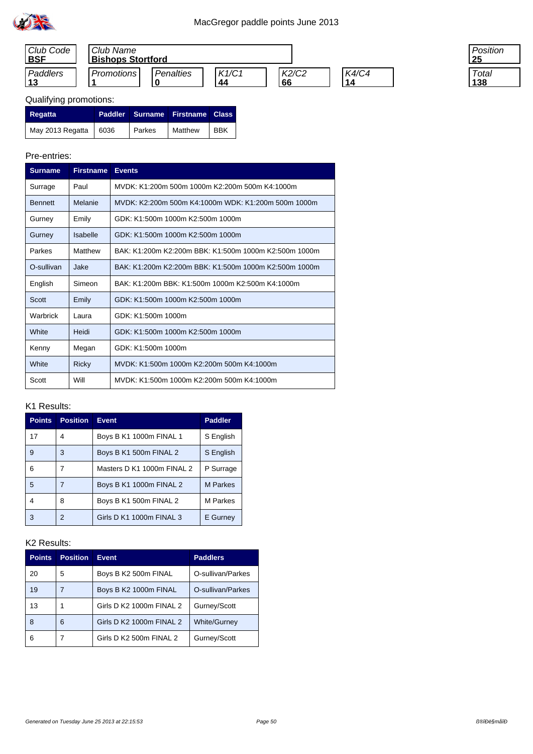MacGregor paddle points June 2013

| Club Code | Club Name | Position |
|---|---|---|
| **BSF** | **Bishops Stortford** | **25** |

| Paddlers | Promotions | Penalties | K1/C1 | K2/C2 | K4/C4 | Total |
|---|---|---|---|---|---|---|
| **13** | **1** | **0** | **44** | **66** | **14** | **138** |

Qualifying promotions:

| Regatta | Paddler | Surname | Firstname | Class |
|---|---|---|---|---|
| May 2013 Regatta | 6036 | Parkes | Matthew | BBK |

Pre-entries:

| Surname | Firstname | Events |
|---|---|---|
| Surrage | Paul | MVDK: K1:200m 500m 1000m K2:200m 500m K4:1000m |
| Bennett | Melanie | MVDK: K2:200m 500m K4:1000m WDK: K1:200m 500m 1000m |
| Gurney | Emily | GDK: K1:500m 1000m K2:500m 1000m |
| Gurney | Isabelle | GDK: K1:500m 1000m K2:500m 1000m |
| Parkes | Matthew | BAK: K1:200m K2:200m BBK: K1:500m 1000m K2:500m 1000m |
| O-sullivan | Jake | BAK: K1:200m K2:200m BBK: K1:500m 1000m K2:500m 1000m |
| English | Simeon | BAK: K1:200m BBK: K1:500m 1000m K2:500m K4:1000m |
| Scott | Emily | GDK: K1:500m 1000m K2:500m 1000m |
| Warbrick | Laura | GDK: K1:500m 1000m |
| White | Heidi | GDK: K1:500m 1000m K2:500m 1000m |
| Kenny | Megan | GDK: K1:500m 1000m |
| White | Ricky | MVDK: K1:500m 1000m K2:200m 500m K4:1000m |
| Scott | Will | MVDK: K1:500m 1000m K2:200m 500m K4:1000m |

K1 Results:

| Points | Position | Event | Paddler |
|---|---|---|---|
| 17 | 4 | Boys B K1 1000m FINAL 1 | S English |
| 9 | 3 | Boys B K1 500m FINAL 2 | S English |
| 6 | 7 | Masters D K1 1000m FINAL 2 | P Surrage |
| 5 | 7 | Boys B K1 1000m FINAL 2 | M Parkes |
| 4 | 8 | Boys B K1 500m FINAL 2 | M Parkes |
| 3 | 2 | Girls D K1 1000m FINAL 3 | E Gurney |

K2 Results:

| Points | Position | Event | Paddlers |
|---|---|---|---|
| 20 | 5 | Boys B K2 500m FINAL | O-sullivan/Parkes |
| 19 | 7 | Boys B K2 1000m FINAL | O-sullivan/Parkes |
| 13 | 1 | Girls D K2 1000m FINAL 2 | Gurney/Scott |
| 8 | 6 | Girls D K2 1000m FINAL 2 | White/Gurney |
| 6 | 7 | Girls D K2 500m FINAL 2 | Gurney/Scott |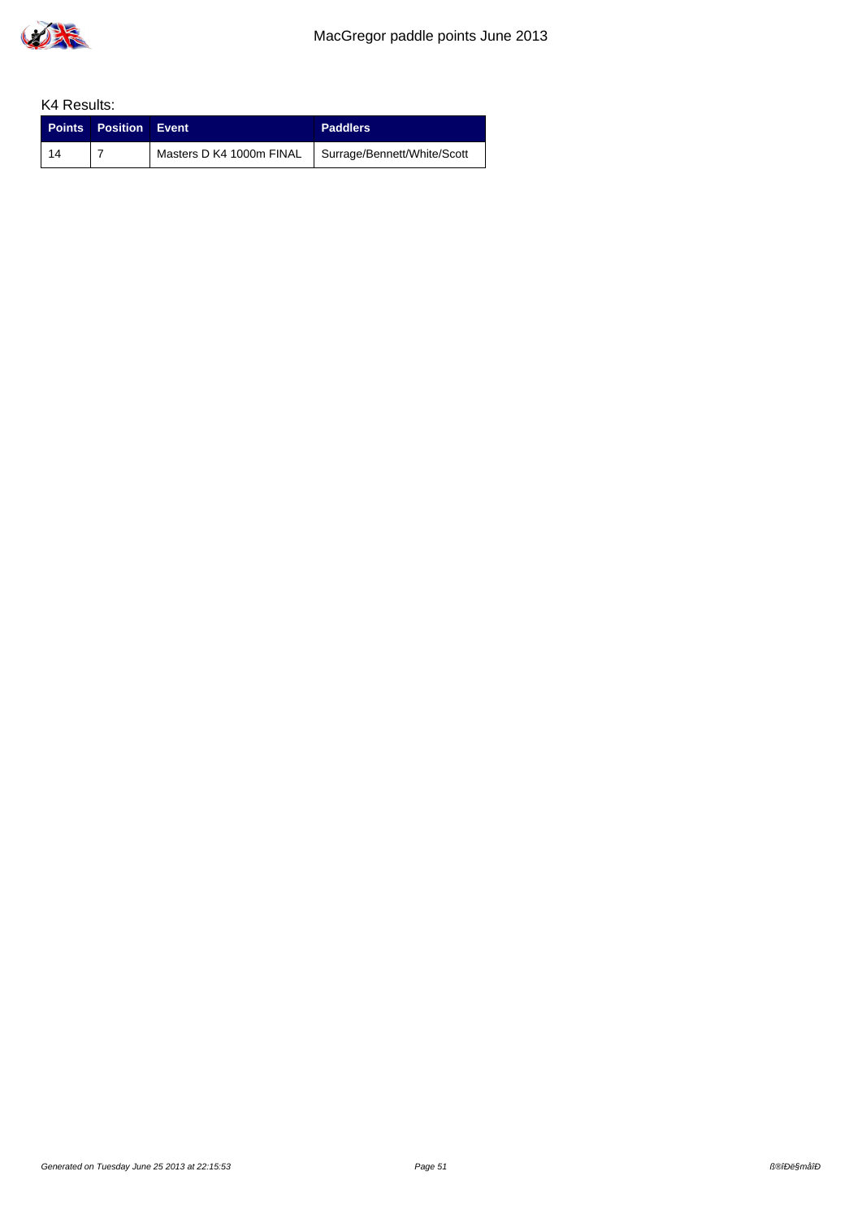K4 Results:

| Points | Position | Event | Paddlers |
|---|---|---|---|
| 14 | 7 | Masters D K4 1000m FINAL | Surrage/Bennett/White/Scott |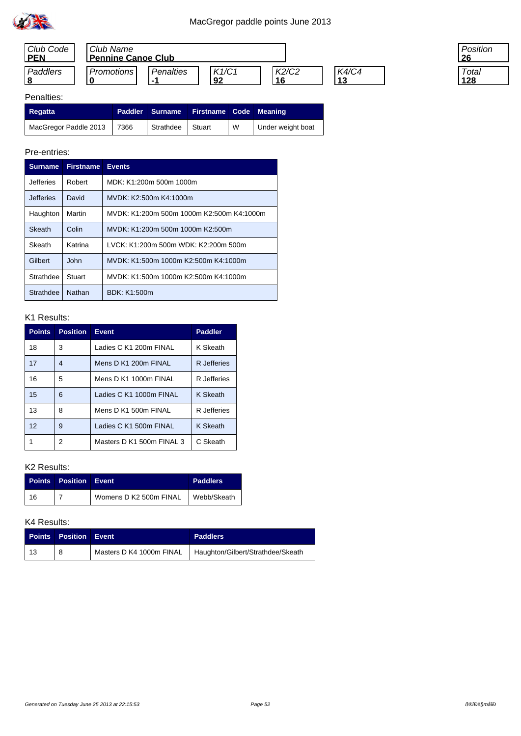MacGregor paddle points June 2013

| Club Code | Club Name | | | | | Position |
|---|---|---|---|---|---|---|
| **PEN** | **Pennine Canoe Club** | | | | | **26** |

| Paddlers | Promotions | Penalties | K1/C1 | K2/C2 | K4/C4 | Total |
|---|---|---|---|---|---|---|
| **8** | **0** | **-1** | **92** | **16** | **13** | **128** |

Penalties:

| Regatta | Paddler | Surname | Firstname | Code | Meaning |
|---|---|---|---|---|---|
| MacGregor Paddle 2013 | 7366 | Strathdee | Stuart | W | Under weight boat |

Pre-entries:

| Surname | Firstname | Events |
|---|---|---|
| Jefferies | Robert | MDK: K1:200m 500m 1000m |
| Jefferies | David | MVDK: K2:500m K4:1000m |
| Haughton | Martin | MVDK: K1:200m 500m 1000m K2:500m K4:1000m |
| Skeath | Colin | MVDK: K1:200m 500m 1000m K2:500m |
| Skeath | Katrina | LVCK: K1:200m 500m WDK: K2:200m 500m |
| Gilbert | John | MVDK: K1:500m 1000m K2:500m K4:1000m |
| Strathdee | Stuart | MVDK: K1:500m 1000m K2:500m K4:1000m |
| Strathdee | Nathan | BDK: K1:500m |

K1 Results:

| Points | Position | Event | Paddler |
|---|---|---|---|
| 18 | 3 | Ladies C K1 200m FINAL | K Skeath |
| 17 | 4 | Mens D K1 200m FINAL | R Jefferies |
| 16 | 5 | Mens D K1 1000m FINAL | R Jefferies |
| 15 | 6 | Ladies C K1 1000m FINAL | K Skeath |
| 13 | 8 | Mens D K1 500m FINAL | R Jefferies |
| 12 | 9 | Ladies C K1 500m FINAL | K Skeath |
| 1 | 2 | Masters D K1 500m FINAL 3 | C Skeath |

K2 Results:

| Points | Position | Event | Paddlers |
|---|---|---|---|
| 16 | 7 | Womens D K2 500m FINAL | Webb/Skeath |

K4 Results:

| Points | Position | Event | Paddlers |
|---|---|---|---|
| 13 | 8 | Masters D K4 1000m FINAL | Haughton/Gilbert/Strathdee/Skeath |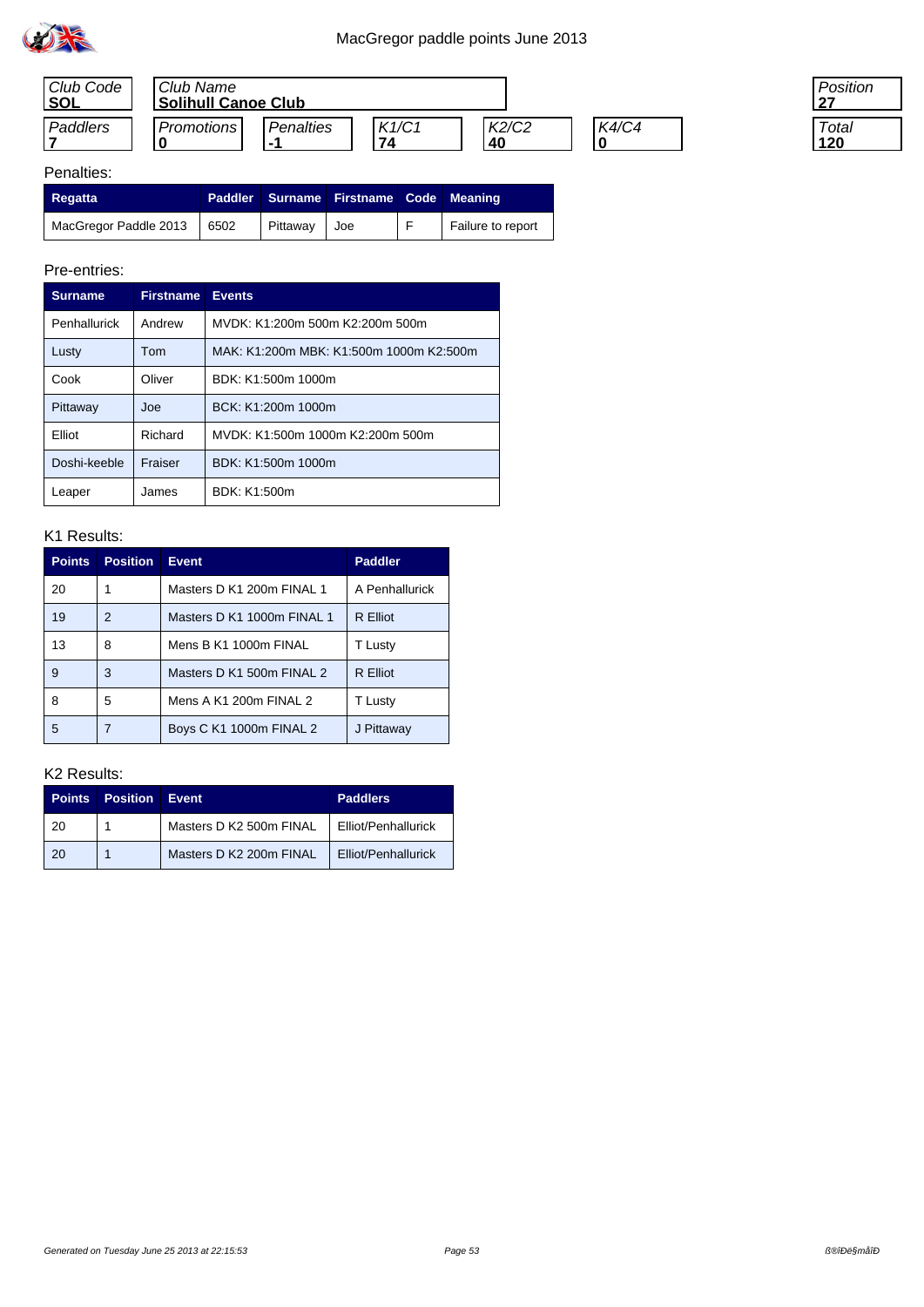# MacGregor paddle points June 2013

| Club Code | Club Name |
|---|---|
| SOL | Solihull Canoe Club |

| Paddlers | Promotions | Penalties | K1/C1 | K2/C2 | K4/C4 |
|---|---|---|---|---|---|
| 7 | 0 | -1 | 74 | 40 | 0 |

| Position | Total |
|---|---|
| 27 | 120 |

Penalties:

| Regatta | Paddler | Surname | Firstname | Code | Meaning |
|---|---|---|---|---|---|
| MacGregor Paddle 2013 | 6502 | Pittaway | Joe | F | Failure to report |

Pre-entries:

| Surname | Firstname | Events |
|---|---|---|
| Penhallurick | Andrew | MVDK: K1:200m 500m K2:200m 500m |
| Lusty | Tom | MAK: K1:200m MBK: K1:500m 1000m K2:500m |
| Cook | Oliver | BDK: K1:500m 1000m |
| Pittaway | Joe | BCK: K1:200m 1000m |
| Elliot | Richard | MVDK: K1:500m 1000m K2:200m 500m |
| Doshi-keeble | Fraiser | BDK: K1:500m 1000m |
| Leaper | James | BDK: K1:500m |

K1 Results:

| Points | Position | Event | Paddler |
|---|---|---|---|
| 20 | 1 | Masters D K1 200m FINAL 1 | A Penhallurick |
| 19 | 2 | Masters D K1 1000m FINAL 1 | R Elliot |
| 13 | 8 | Mens B K1 1000m FINAL | T Lusty |
| 9 | 3 | Masters D K1 500m FINAL 2 | R Elliot |
| 8 | 5 | Mens A K1 200m FINAL 2 | T Lusty |
| 5 | 7 | Boys C K1 1000m FINAL 2 | J Pittaway |

K2 Results:

| Points | Position | Event | Paddlers |
|---|---|---|---|
| 20 | 1 | Masters D K2 500m FINAL | Elliot/Penhallurick |
| 20 | 1 | Masters D K2 200m FINAL | Elliot/Penhallurick |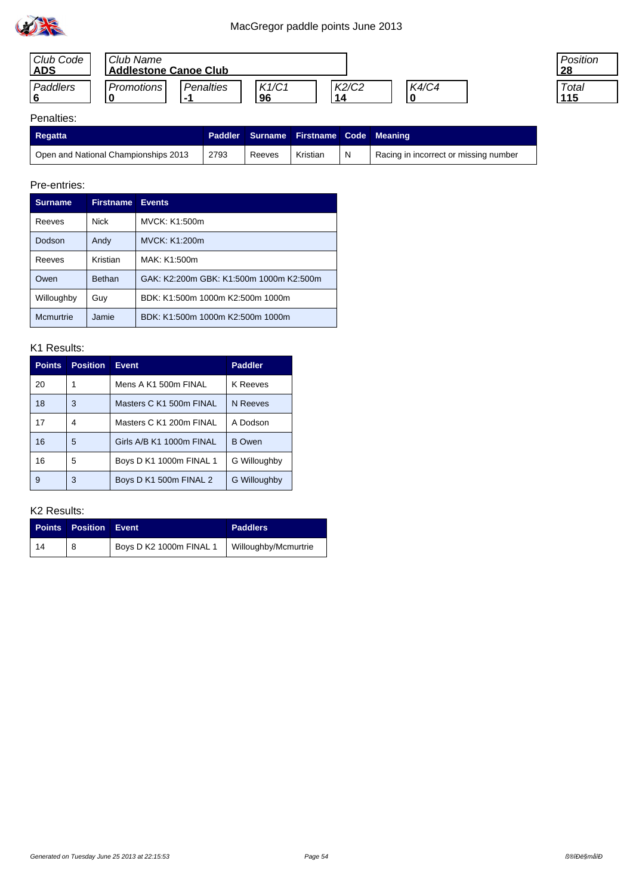MacGregor paddle points June 2013

| Club Code | Club Name | | | | | Position |
|---|---|---|---|---|---|---|
| **ADS** | **Addlestone Canoe Club** | | | | | **28** |

| Paddlers | Promotions | Penalties | K1/C1 | K2/C2 | K4/C4 | Total |
|---|---|---|---|---|---|---|
| **6** | **0** | **-1** | **96** | **14** | **0** | **115** |

Penalties:

| Regatta | Paddler | Surname | Firstname | Code | Meaning |
|---|---|---|---|---|---|
| Open and National Championships 2013 | 2793 | Reeves | Kristian | N | Racing in incorrect or missing number |

Pre-entries:

| Surname | Firstname | Events |
|---|---|---|
| Reeves | Nick | MVCK: K1:500m |
| Dodson | Andy | MVCK: K1:200m |
| Reeves | Kristian | MAK: K1:500m |
| Owen | Bethan | GAK: K2:200m GBK: K1:500m 1000m K2:500m |
| Willoughby | Guy | BDK: K1:500m 1000m K2:500m 1000m |
| Mcmurtrie | Jamie | BDK: K1:500m 1000m K2:500m 1000m |

K1 Results:

| Points | Position | Event | Paddler |
|---|---|---|---|
| 20 | 1 | Mens A K1 500m FINAL | K Reeves |
| 18 | 3 | Masters C K1 500m FINAL | N Reeves |
| 17 | 4 | Masters C K1 200m FINAL | A Dodson |
| 16 | 5 | Girls A/B K1 1000m FINAL | B Owen |
| 16 | 5 | Boys D K1 1000m FINAL 1 | G Willoughby |
| 9 | 3 | Boys D K1 500m FINAL 2 | G Willoughby |

K2 Results:

| Points | Position | Event | Paddlers |
|---|---|---|---|
| 14 | 8 | Boys D K2 1000m FINAL 1 | Willoughby/Mcmurtrie |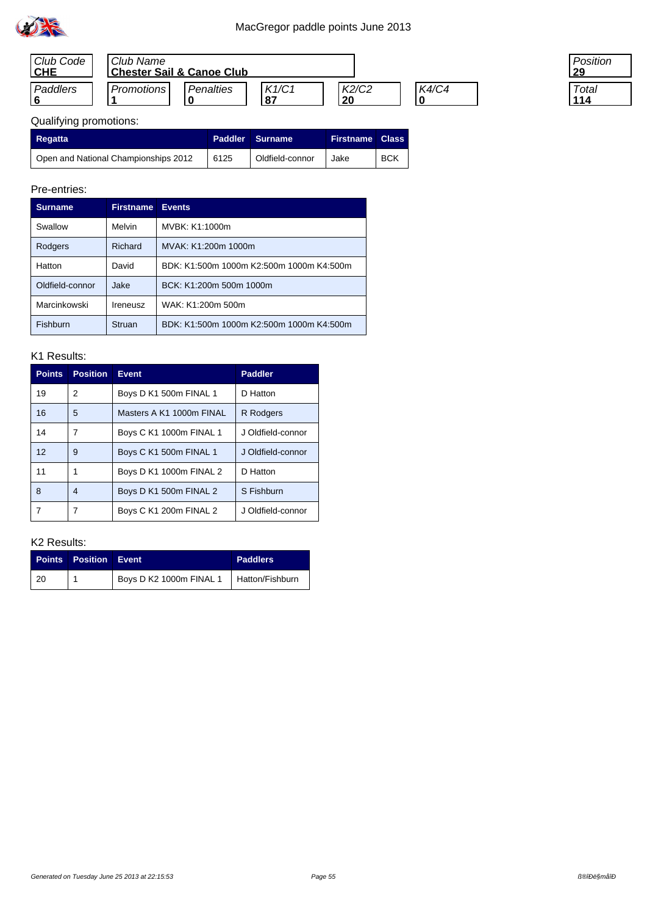# MacGregor paddle points June 2013

| Club Code | Club Name | | | | | Position |
|---|---|---|---|---|---|---|
| **CHE** | **Chester Sail & Canoe Club** | | | | | **29** |

| Paddlers | Promotions | Penalties | K1/C1 | K2/C2 | K4/C4 | Total |
|---|---|---|---|---|---|---|
| **6** | **1** | **0** | **87** | **20** | **0** | **114** |

Qualifying promotions:

| Regatta | Paddler | Surname | Firstname | Class |
|---|---|---|---|---|
| Open and National Championships 2012 | 6125 | Oldfield-connor | Jake | BCK |

Pre-entries:

| Surname | Firstname | Events |
|---|---|---|
| Swallow | Melvin | MVBK: K1:1000m |
| Rodgers | Richard | MVAK: K1:200m 1000m |
| Hatton | David | BDK: K1:500m 1000m K2:500m 1000m K4:500m |
| Oldfield-connor | Jake | BCK: K1:200m 500m 1000m |
| Marcinkowski | Ireneusz | WAK: K1:200m 500m |
| Fishburn | Struan | BDK: K1:500m 1000m K2:500m 1000m K4:500m |

K1 Results:

| Points | Position | Event | Paddler |
|---|---|---|---|
| 19 | 2 | Boys D K1 500m FINAL 1 | D Hatton |
| 16 | 5 | Masters A K1 1000m FINAL | R Rodgers |
| 14 | 7 | Boys C K1 1000m FINAL 1 | J Oldfield-connor |
| 12 | 9 | Boys C K1 500m FINAL 1 | J Oldfield-connor |
| 11 | 1 | Boys D K1 1000m FINAL 2 | D Hatton |
| 8 | 4 | Boys D K1 500m FINAL 2 | S Fishburn |
| 7 | 7 | Boys C K1 200m FINAL 2 | J Oldfield-connor |

K2 Results:

| Points | Position | Event | Paddlers |
|---|---|---|---|
| 20 | 1 | Boys D K2 1000m FINAL 1 | Hatton/Fishburn |

*Generated on Tuesday June 25 2013 at 22:15:53*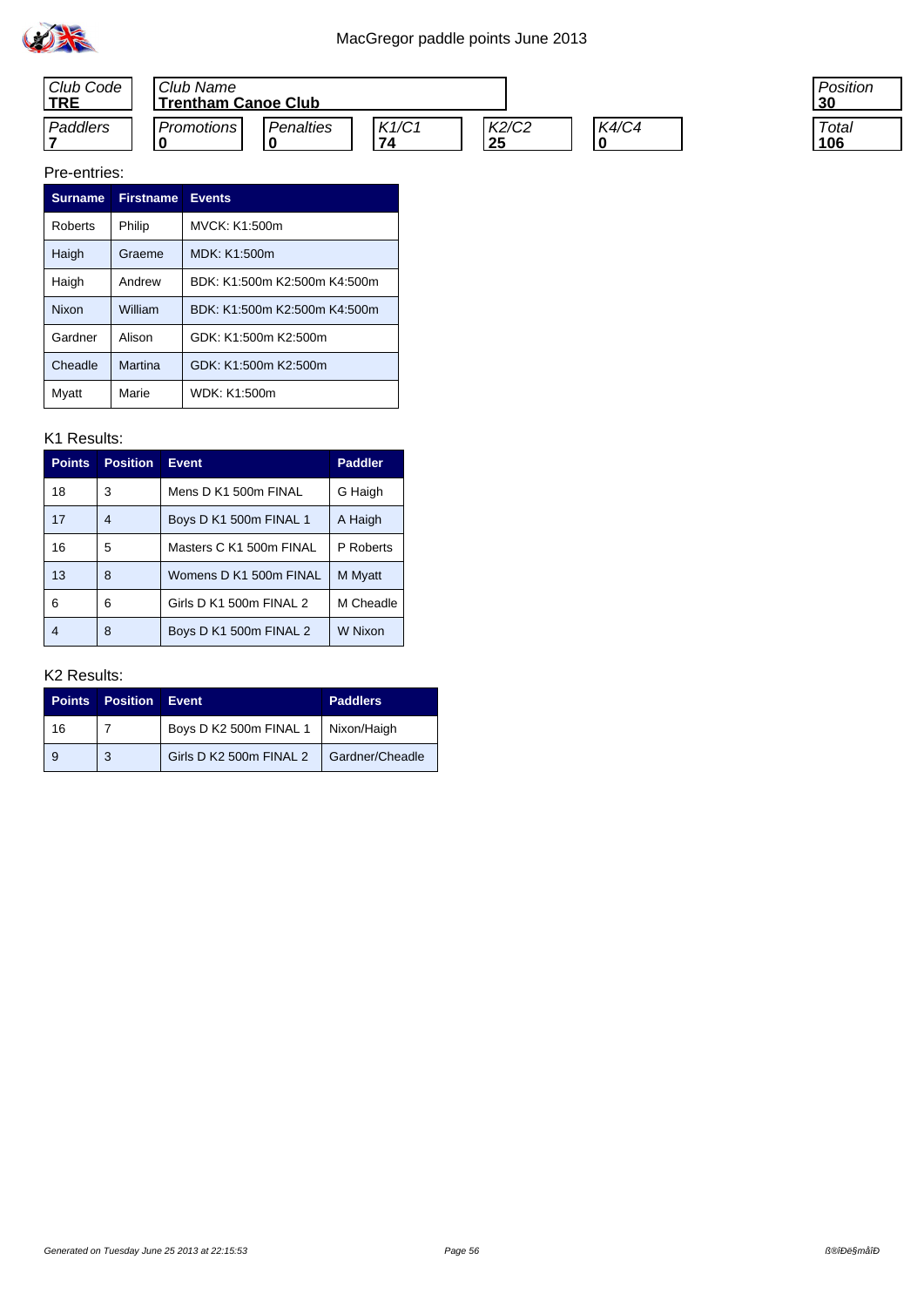# MacGregor paddle points June 2013

| Club Code | Club Name | Position |
|---|---|---|
| **TRE** | **Trentham Canoe Club** | **30** |

| Paddlers | Promotions | Penalties | K1/C1 | K2/C2 | K4/C4 | Total |
|---|---|---|---|---|---|---|
| **7** | **0** | **0** | **74** | **25** | **0** | **106** |

Pre-entries:

| Surname | Firstname | Events |
|---|---|---|
| Roberts | Philip | MVCK: K1:500m |
| Haigh | Graeme | MDK: K1:500m |
| Haigh | Andrew | BDK: K1:500m K2:500m K4:500m |
| Nixon | William | BDK: K1:500m K2:500m K4:500m |
| Gardner | Alison | GDK: K1:500m K2:500m |
| Cheadle | Martina | GDK: K1:500m K2:500m |
| Myatt | Marie | WDK: K1:500m |

K1 Results:

| Points | Position | Event | Paddler |
|---|---|---|---|
| 18 | 3 | Mens D K1 500m FINAL | G Haigh |
| 17 | 4 | Boys D K1 500m FINAL 1 | A Haigh |
| 16 | 5 | Masters C K1 500m FINAL | P Roberts |
| 13 | 8 | Womens D K1 500m FINAL | M Myatt |
| 6 | 6 | Girls D K1 500m FINAL 2 | M Cheadle |
| 4 | 8 | Boys D K1 500m FINAL 2 | W Nixon |

K2 Results:

| Points | Position | Event | Paddlers |
|---|---|---|---|
| 16 | 7 | Boys D K2 500m FINAL 1 | Nixon/Haigh |
| 9 | 3 | Girls D K2 500m FINAL 2 | Gardner/Cheadle |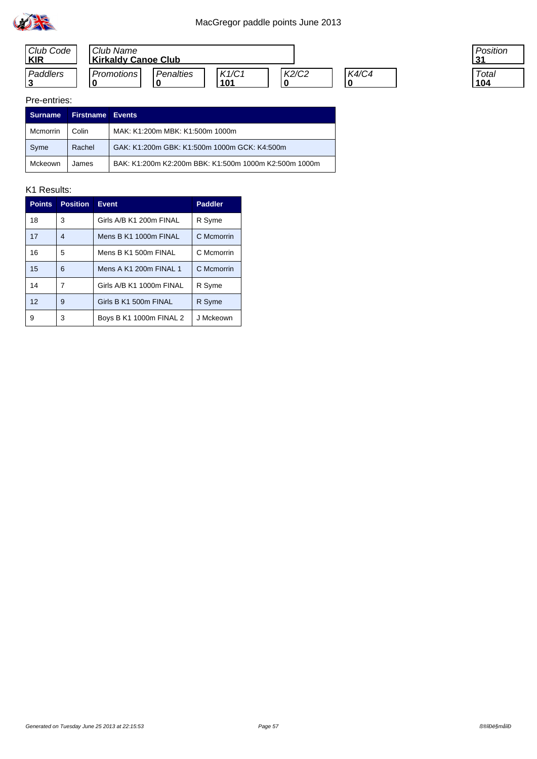# MacGregor paddle points June 2013

| Club Code | Club Name | | | | | Position |
|---|---|---|---|---|---|---|
| **KIR** | **Kirkaldy Canoe Club** | | | | | **31** |

| Paddlers | Promotions | Penalties | K1/C1 | K2/C2 | K4/C4 | Total |
|---|---|---|---|---|---|---|
| **3** | **0** | **0** | **101** | **0** | **0** | **104** |

Pre-entries:

| Surname | Firstname | Events |
|---|---|---|
| Mcmorrin | Colin | MAK: K1:200m MBK: K1:500m 1000m |
| Syme | Rachel | GAK: K1:200m GBK: K1:500m 1000m GCK: K4:500m |
| Mckeown | James | BAK: K1:200m K2:200m BBK: K1:500m 1000m K2:500m 1000m |

K1 Results:

| Points | Position | Event | Paddler |
|---|---|---|---|
| 18 | 3 | Girls A/B K1 200m FINAL | R Syme |
| 17 | 4 | Mens B K1 1000m FINAL | C Mcmorrin |
| 16 | 5 | Mens B K1 500m FINAL | C Mcmorrin |
| 15 | 6 | Mens A K1 200m FINAL 1 | C Mcmorrin |
| 14 | 7 | Girls A/B K1 1000m FINAL | R Syme |
| 12 | 9 | Girls B K1 500m FINAL | R Syme |
| 9 | 3 | Boys B K1 1000m FINAL 2 | J Mckeown |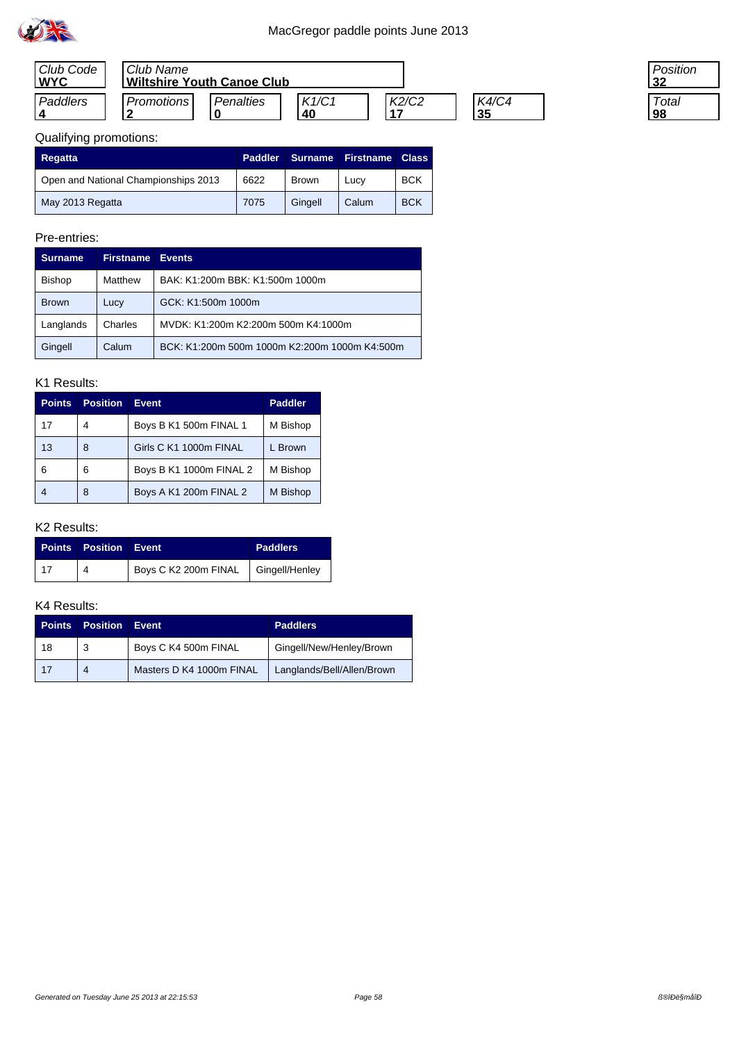# MacGregor paddle points June 2013

| Club Code | Club Name | | | | | Position |
|---|---|---|---|---|---|---|
| **WYC** | **Wiltshire Youth Canoe Club** | | | | | **32** |

| Paddlers | Promotions | Penalties | K1/C1 | K2/C2 | K4/C4 | Total |
|---|---|---|---|---|---|---|
| **4** | **2** | **0** | **40** | **17** | **35** | **98** |

Qualifying promotions:

| Regatta | Paddler | Surname | Firstname | Class |
|---|---|---|---|---|
| Open and National Championships 2013 | 6622 | Brown | Lucy | BCK |
| May 2013 Regatta | 7075 | Gingell | Calum | BCK |

Pre-entries:

| Surname | Firstname | Events |
|---|---|---|
| Bishop | Matthew | BAK: K1:200m BBK: K1:500m 1000m |
| Brown | Lucy | GCK: K1:500m 1000m |
| Langlands | Charles | MVDK: K1:200m K2:200m 500m K4:1000m |
| Gingell | Calum | BCK: K1:200m 500m 1000m K2:200m 1000m K4:500m |

K1 Results:

| Points | Position | Event | Paddler |
|---|---|---|---|
| 17 | 4 | Boys B K1 500m FINAL 1 | M Bishop |
| 13 | 8 | Girls C K1 1000m FINAL | L Brown |
| 6 | 6 | Boys B K1 1000m FINAL 2 | M Bishop |
| 4 | 8 | Boys A K1 200m FINAL 2 | M Bishop |

K2 Results:

| Points | Position | Event | Paddlers |
|---|---|---|---|
| 17 | 4 | Boys C K2 200m FINAL | Gingell/Henley |

K4 Results:

| Points | Position | Event | Paddlers |
|---|---|---|---|
| 18 | 3 | Boys C K4 500m FINAL | Gingell/New/Henley/Brown |
| 17 | 4 | Masters D K4 1000m FINAL | Langlands/Bell/Allen/Brown |

*Generated on Tuesday June 25 2013 at 22:15:53*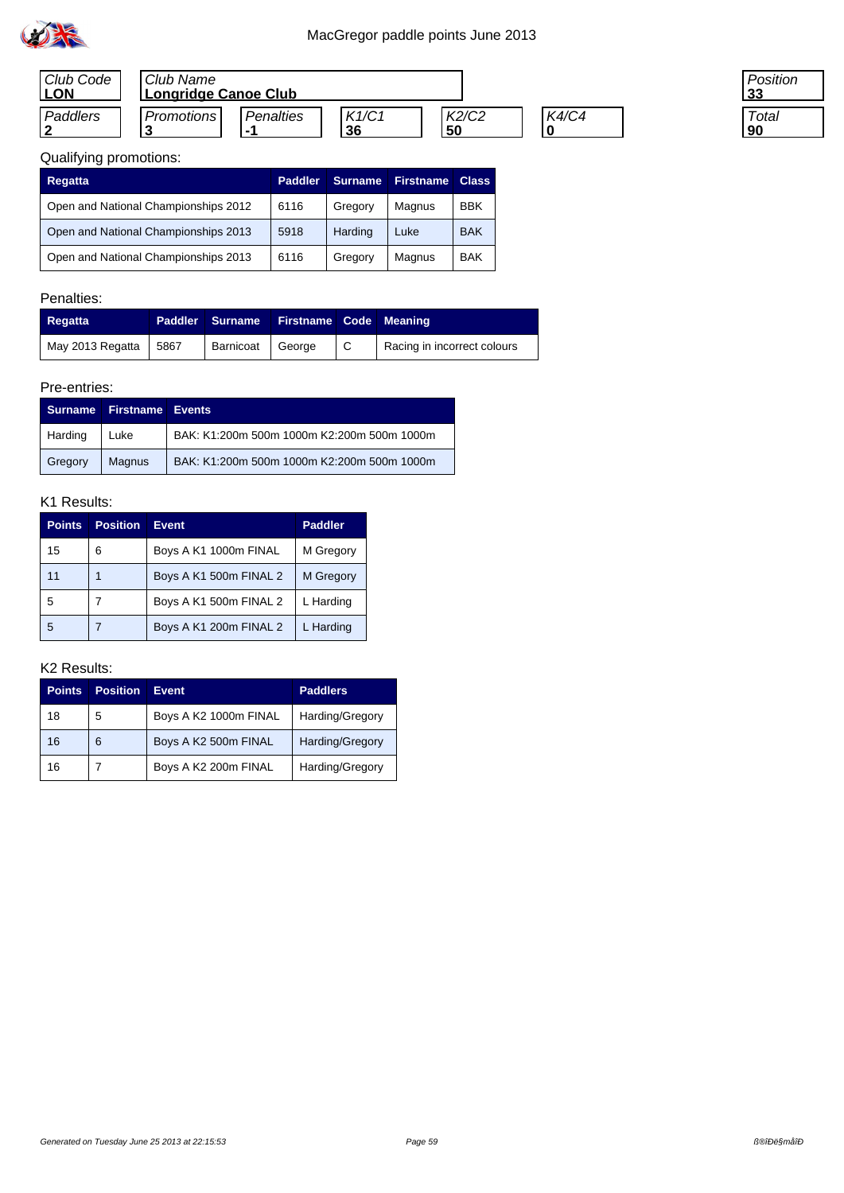MacGregor paddle points June 2013

| Club Code | Club Name | | | | | Position |
|---|---|---|---|---|---|---|
| **LON** | **Longridge Canoe Club** | | | | | **33** |
| **Paddlers** | **Promotions** | **Penalties** | **K1/C1** | **K2/C2** | **K4/C4** | **Total** |
| **2** | **3** | **-1** | **36** | **50** | **0** | **90** |

Qualifying promotions:

| Regatta | Paddler | Surname | Firstname | Class |
|---|---|---|---|---|
| Open and National Championships 2012 | 6116 | Gregory | Magnus | BBK |
| Open and National Championships 2013 | 5918 | Harding | Luke | BAK |
| Open and National Championships 2013 | 6116 | Gregory | Magnus | BAK |

Penalties:

| Regatta | Paddler | Surname | Firstname | Code | Meaning |
|---|---|---|---|---|---|
| May 2013 Regatta | 5867 | Barnicoat | George | C | Racing in incorrect colours |

Pre-entries:

| Surname | Firstname | Events |
|---|---|---|
| Harding | Luke | BAK: K1:200m 500m 1000m K2:200m 500m 1000m |
| Gregory | Magnus | BAK: K1:200m 500m 1000m K2:200m 500m 1000m |

K1 Results:

| Points | Position | Event | Paddler |
|---|---|---|---|
| 15 | 6 | Boys A K1 1000m FINAL | M Gregory |
| 11 | 1 | Boys A K1 500m FINAL 2 | M Gregory |
| 5 | 7 | Boys A K1 500m FINAL 2 | L Harding |
| 5 | 7 | Boys A K1 200m FINAL 2 | L Harding |

K2 Results:

| Points | Position | Event | Paddlers |
|---|---|---|---|
| 18 | 5 | Boys A K2 1000m FINAL | Harding/Gregory |
| 16 | 6 | Boys A K2 500m FINAL | Harding/Gregory |
| 16 | 7 | Boys A K2 200m FINAL | Harding/Gregory |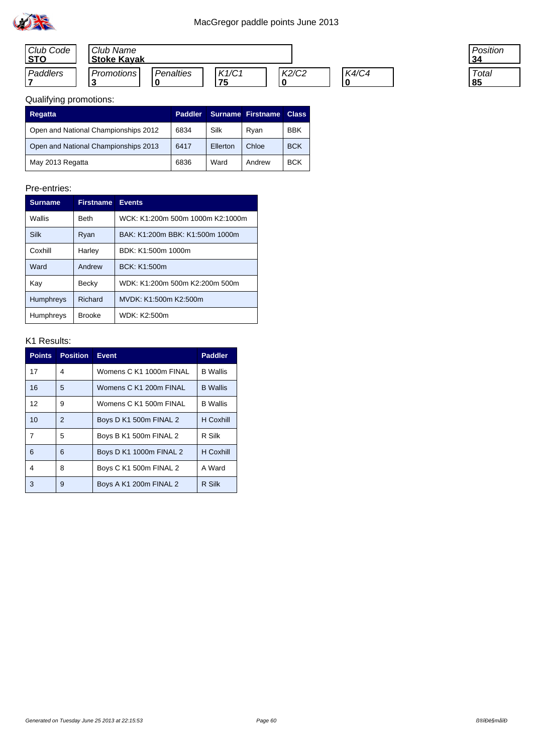# MacGregor paddle points June 2013

| Club Code | Club Name | | | | | Position |
|---|---|---|---|---|---|---|
| **STO** | **Stoke Kayak** | | | | | **34** |
| Paddlers | Promotions | Penalties | K1/C1 | K2/C2 | K4/C4 | Total |
| **7** | **3** | **0** | **75** | **0** | **0** | **85** |

Qualifying promotions:

| Regatta | Paddler | Surname | Firstname | Class |
|---|---|---|---|---|
| Open and National Championships 2012 | 6834 | Silk | Ryan | BBK |
| Open and National Championships 2013 | 6417 | Ellerton | Chloe | BCK |
| May 2013 Regatta | 6836 | Ward | Andrew | BCK |

Pre-entries:

| Surname | Firstname | Events |
|---|---|---|
| Wallis | Beth | WCK: K1:200m 500m 1000m K2:1000m |
| Silk | Ryan | BAK: K1:200m BBK: K1:500m 1000m |
| Coxhill | Harley | BDK: K1:500m 1000m |
| Ward | Andrew | BCK: K1:500m |
| Kay | Becky | WDK: K1:200m 500m K2:200m 500m |
| Humphreys | Richard | MVDK: K1:500m K2:500m |
| Humphreys | Brooke | WDK: K2:500m |

K1 Results:

| Points | Position | Event | Paddler |
|---|---|---|---|
| 17 | 4 | Womens C K1 1000m FINAL | B Wallis |
| 16 | 5 | Womens C K1 200m FINAL | B Wallis |
| 12 | 9 | Womens C K1 500m FINAL | B Wallis |
| 10 | 2 | Boys D K1 500m FINAL 2 | H Coxhill |
| 7 | 5 | Boys B K1 500m FINAL 2 | R Silk |
| 6 | 6 | Boys D K1 1000m FINAL 2 | H Coxhill |
| 4 | 8 | Boys C K1 500m FINAL 2 | A Ward |
| 3 | 9 | Boys A K1 200m FINAL 2 | R Silk |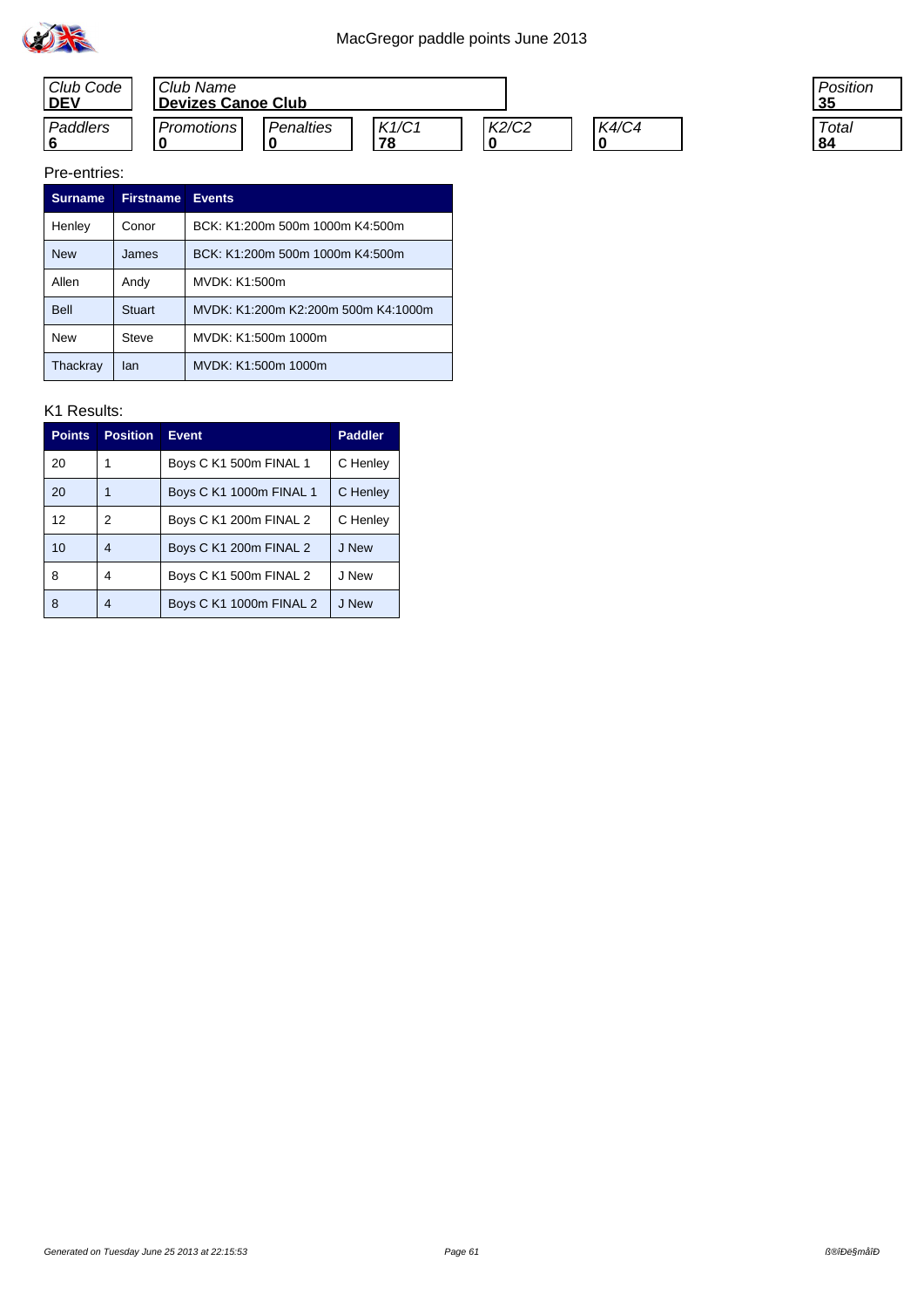MacGregor paddle points June 2013

| Club Code | Club Name | | | | | Position |
|---|---|---|---|---|---|---|
| **DEV** | **Devizes Canoe Club** | | | | | **35** |
| *Paddlers* | *Promotions* | *Penalties* | *K1/C1* | *K2/C2* | *K4/C4* | *Total* |
| **6** | **0** | **0** | **78** | **0** | **0** | **84** |

Pre-entries:

| Surname | Firstname | Events |
|---|---|---|
| Henley | Conor | BCK: K1:200m 500m 1000m K4:500m |
| New | James | BCK: K1:200m 500m 1000m K4:500m |
| Allen | Andy | MVDK: K1:500m |
| Bell | Stuart | MVDK: K1:200m K2:200m 500m K4:1000m |
| New | Steve | MVDK: K1:500m 1000m |
| Thackray | Ian | MVDK: K1:500m 1000m |

K1 Results:

| Points | Position | Event | Paddler |
|---|---|---|---|
| 20 | 1 | Boys C K1 500m FINAL 1 | C Henley |
| 20 | 1 | Boys C K1 1000m FINAL 1 | C Henley |
| 12 | 2 | Boys C K1 200m FINAL 2 | C Henley |
| 10 | 4 | Boys C K1 200m FINAL 2 | J New |
| 8 | 4 | Boys C K1 500m FINAL 2 | J New |
| 8 | 4 | Boys C K1 1000m FINAL 2 | J New |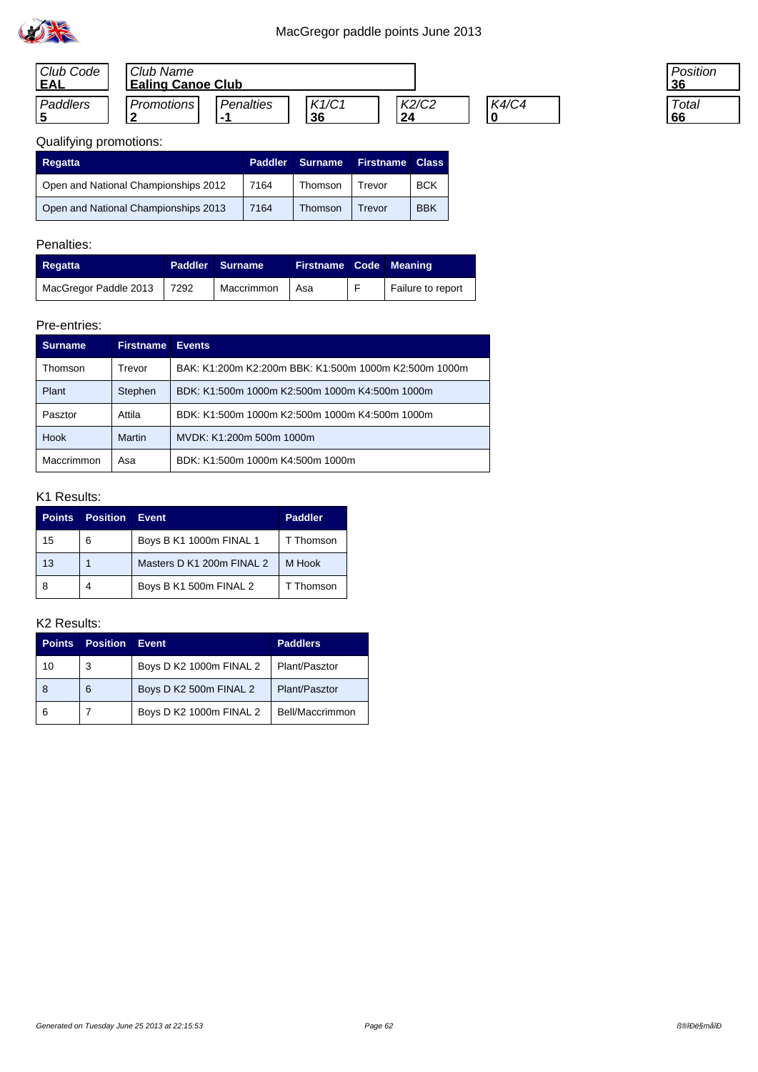MacGregor paddle points June 2013

| Club Code | Club Name | | | | | Position |
|---|---|---|---|---|---|---|
| **EAL** | **Ealing Canoe Club** | | | | | **36** |

| Paddlers | Promotions | Penalties | K1/C1 | K2/C2 | K4/C4 | Total |
|---|---|---|---|---|---|---|
| **5** | **2** | **-1** | **36** | **24** | **0** | **66** |

Qualifying promotions:

| Regatta | Paddler | Surname | Firstname | Class |
|---|---|---|---|---|
| Open and National Championships 2012 | 7164 | Thomson | Trevor | BCK |
| Open and National Championships 2013 | 7164 | Thomson | Trevor | BBK |

Penalties:

| Regatta | Paddler | Surname | Firstname | Code | Meaning |
|---|---|---|---|---|---|
| MacGregor Paddle 2013 | 7292 | Maccrimmon | Asa | F | Failure to report |

Pre-entries:

| Surname | Firstname | Events |
|---|---|---|
| Thomson | Trevor | BAK: K1:200m K2:200m BBK: K1:500m 1000m K2:500m 1000m |
| Plant | Stephen | BDK: K1:500m 1000m K2:500m 1000m K4:500m 1000m |
| Pasztor | Attila | BDK: K1:500m 1000m K2:500m 1000m K4:500m 1000m |
| Hook | Martin | MVDK: K1:200m 500m 1000m |
| Maccrimmon | Asa | BDK: K1:500m 1000m K4:500m 1000m |

K1 Results:

| Points | Position | Event | Paddler |
|---|---|---|---|
| 15 | 6 | Boys B K1 1000m FINAL 1 | T Thomson |
| 13 | 1 | Masters D K1 200m FINAL 2 | M Hook |
| 8 | 4 | Boys B K1 500m FINAL 2 | T Thomson |

K2 Results:

| Points | Position | Event | Paddlers |
|---|---|---|---|
| 10 | 3 | Boys D K2 1000m FINAL 2 | Plant/Pasztor |
| 8 | 6 | Boys D K2 500m FINAL 2 | Plant/Pasztor |
| 6 | 7 | Boys D K2 1000m FINAL 2 | Bell/Maccrimmon |

Generated on Tuesday June 25 2013 at 22:15:53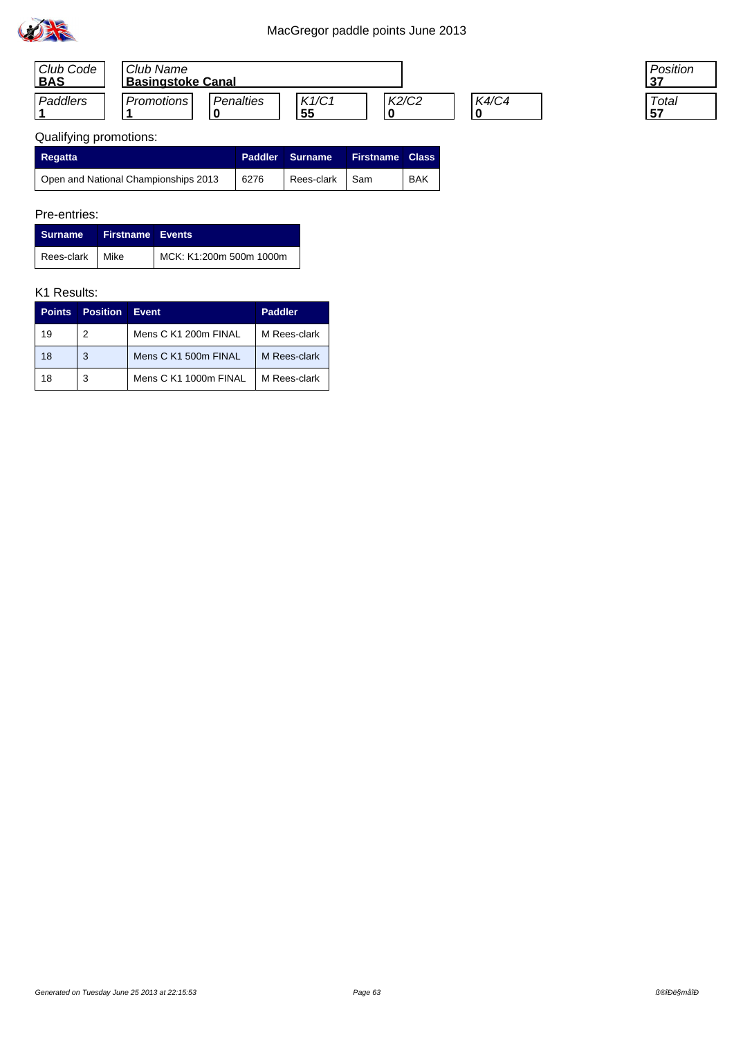# MacGregor paddle points June 2013

| Club Code | Club Name | Position |
|---|---|---|
| **BAS** | **Basingstoke Canal** | **37** |

| Paddlers | Promotions | Penalties | K1/C1 | K2/C2 | K4/C4 | Total |
|---|---|---|---|---|---|---|
| **1** | **1** | **0** | **55** | **0** | **0** | **57** |

Qualifying promotions:

| Regatta | Paddler | Surname | Firstname | Class |
|---|---|---|---|---|
| Open and National Championships 2013 | 6276 | Rees-clark | Sam | BAK |

Pre-entries:

| Surname | Firstname | Events |
|---|---|---|
| Rees-clark | Mike | MCK: K1:200m 500m 1000m |

K1 Results:

| Points | Position | Event | Paddler |
|---|---|---|---|
| 19 | 2 | Mens C K1 200m FINAL | M Rees-clark |
| 18 | 3 | Mens C K1 500m FINAL | M Rees-clark |
| 18 | 3 | Mens C K1 1000m FINAL | M Rees-clark |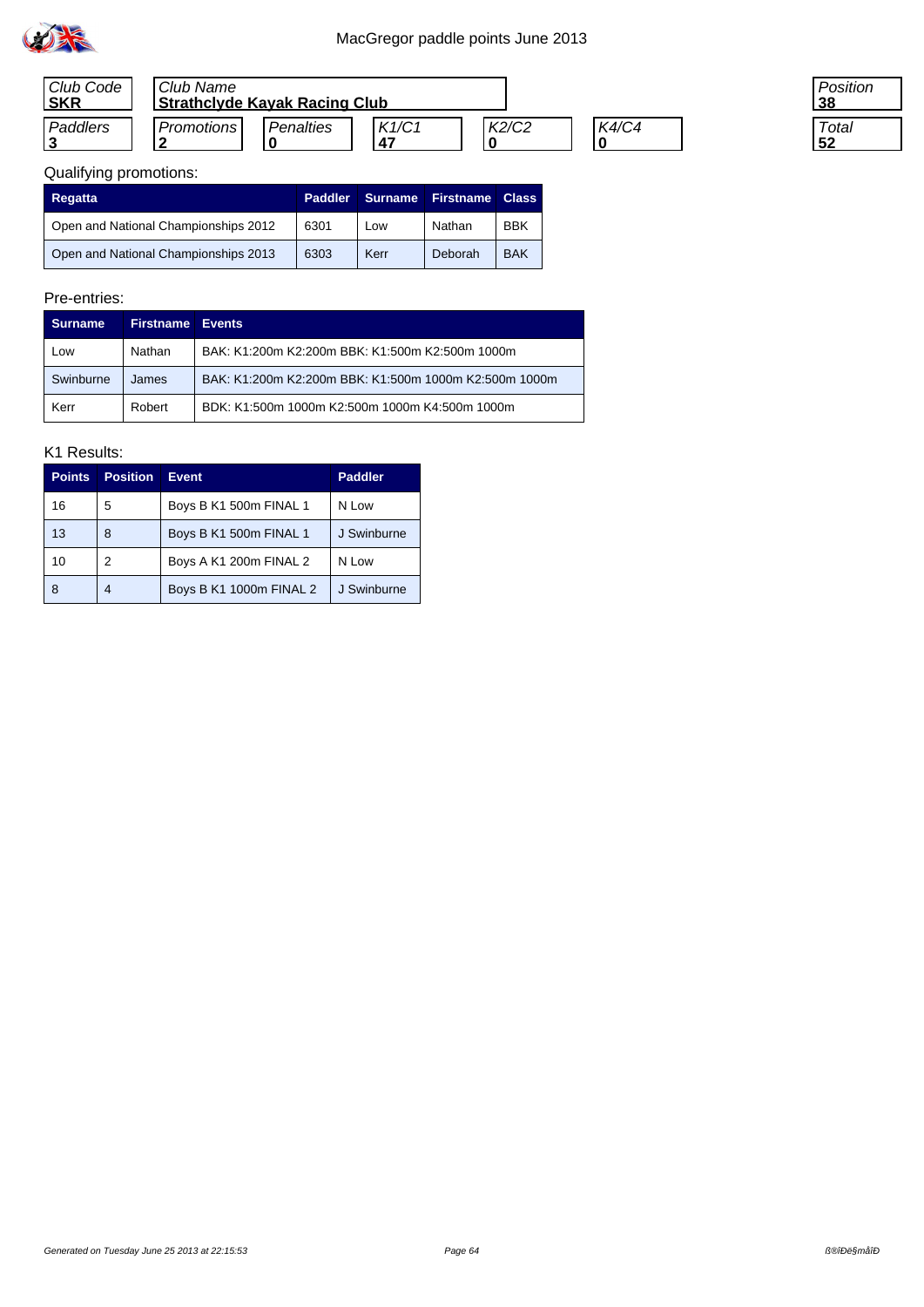# MacGregor paddle points June 2013

| Club Code | Club Name | | | | Position |
|---|---|---|---|---|---|
| **SKR** | **Strathclyde Kayak Racing Club** | | | | **38** |

| Paddlers | Promotions | Penalties | K1/C1 | K2/C2 | K4/C4 | Total |
|---|---|---|---|---|---|---|
| **3** | **2** | **0** | **47** | **0** | **0** | **52** |

Qualifying promotions:

| Regatta | Paddler | Surname | Firstname | Class |
|---|---|---|---|---|
| Open and National Championships 2012 | 6301 | Low | Nathan | BBK |
| Open and National Championships 2013 | 6303 | Kerr | Deborah | BAK |

Pre-entries:

| Surname | Firstname | Events |
|---|---|---|
| Low | Nathan | BAK: K1:200m K2:200m BBK: K1:500m K2:500m 1000m |
| Swinburne | James | BAK: K1:200m K2:200m BBK: K1:500m 1000m K2:500m 1000m |
| Kerr | Robert | BDK: K1:500m 1000m K2:500m 1000m K4:500m 1000m |

K1 Results:

| Points | Position | Event | Paddler |
|---|---|---|---|
| 16 | 5 | Boys B K1 500m FINAL 1 | N Low |
| 13 | 8 | Boys B K1 500m FINAL 1 | J Swinburne |
| 10 | 2 | Boys A K1 200m FINAL 2 | N Low |
| 8 | 4 | Boys B K1 1000m FINAL 2 | J Swinburne |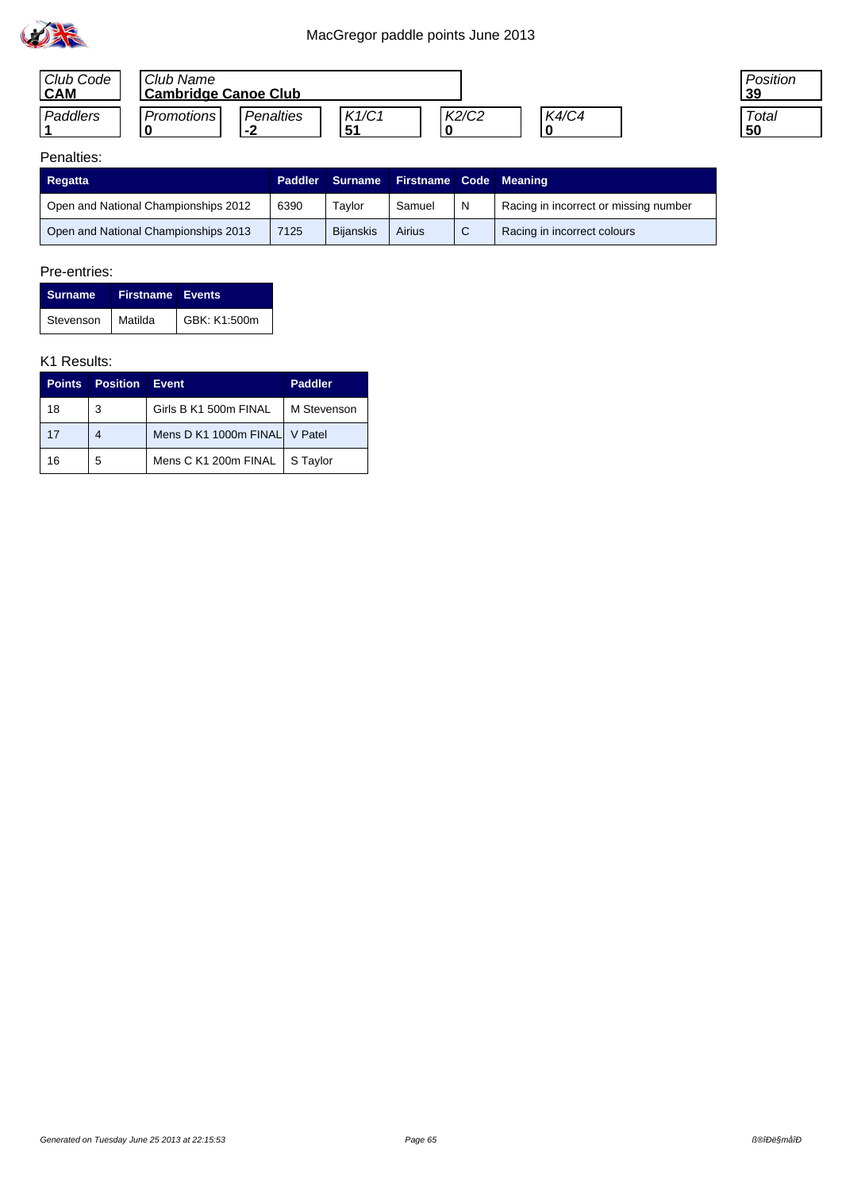# MacGregor paddle points June 2013

| Club Code | Club Name | | | | | Position |
|---|---|---|---|---|---|---|
| **CAM** | **Cambridge Canoe Club** | | | | | **39** |
| **Paddlers** | **Promotions** | **Penalties** | **K1/C1** | **K2/C2** | **K4/C4** | **Total** |
| **1** | **0** | **-2** | **51** | **0** | **0** | **50** |

Penalties:

| Regatta | Paddler | Surname | Firstname | Code | Meaning |
|---|---|---|---|---|---|
| Open and National Championships 2012 | 6390 | Taylor | Samuel | N | Racing in incorrect or missing number |
| Open and National Championships 2013 | 7125 | Bijanskis | Airius | C | Racing in incorrect colours |

Pre-entries:

| Surname | Firstname | Events |
|---|---|---|
| Stevenson | Matilda | GBK: K1:500m |

K1 Results:

| Points | Position | Event | Paddler |
|---|---|---|---|
| 18 | 3 | Girls B K1 500m FINAL | M Stevenson |
| 17 | 4 | Mens D K1 1000m FINAL | V Patel |
| 16 | 5 | Mens C K1 200m FINAL | S Taylor |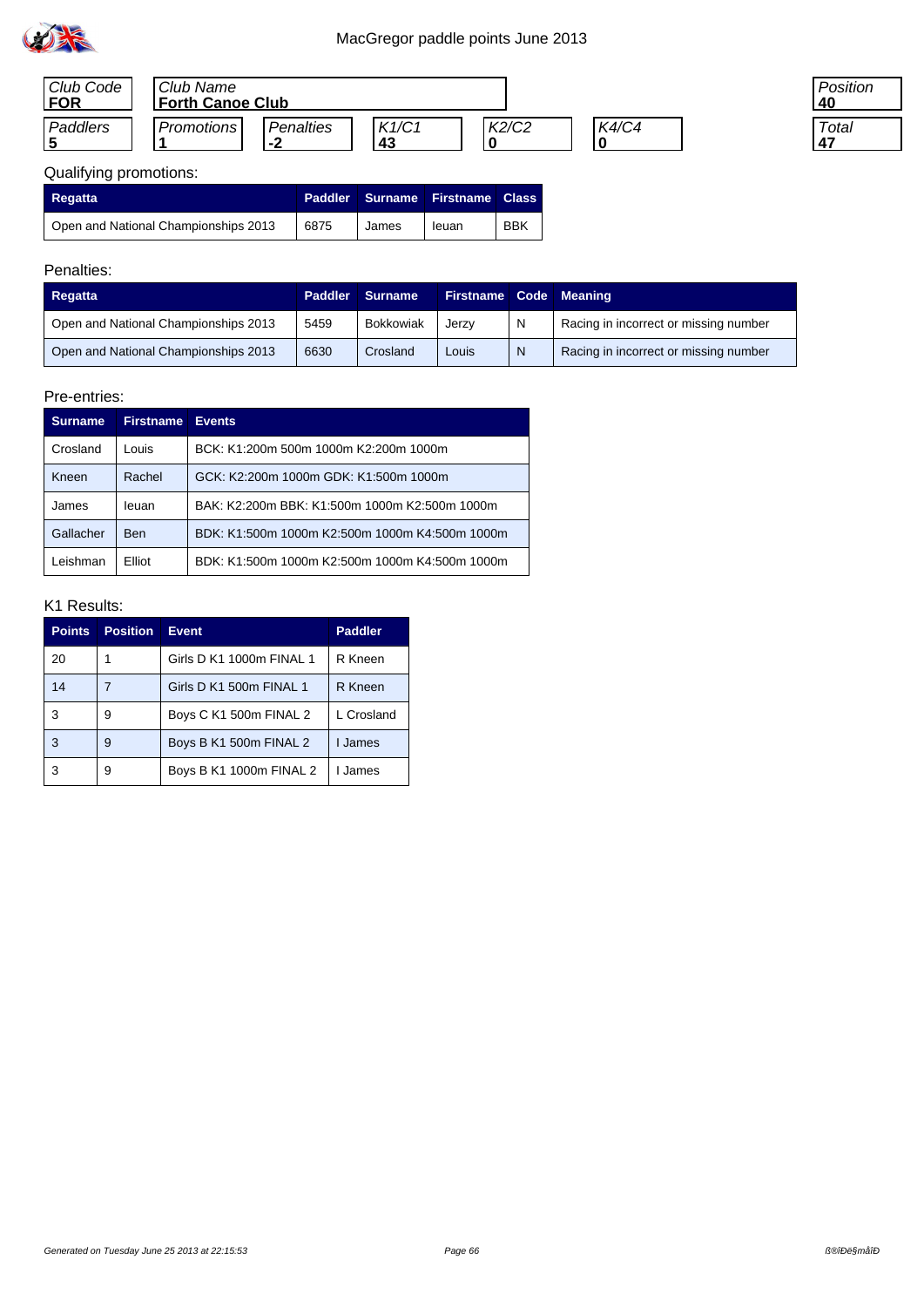# MacGregor paddle points June 2013

| Club Code | Club Name | | | | | Position |
|---|---|---|---|---|---|---|
| **FOR** | **Forth Canoe Club** | | | | | **40** |

| Paddlers | Promotions | Penalties | K1/C1 | K2/C2 | K4/C4 | Total |
|---|---|---|---|---|---|---|
| **5** | **1** | **-2** | **43** | **0** | **0** | **47** |

Qualifying promotions:

| Regatta | Paddler | Surname | Firstname | Class |
|---|---|---|---|---|
| Open and National Championships 2013 | 6875 | James | Ieuan | BBK |

Penalties:

| Regatta | Paddler | Surname | Firstname | Code | Meaning |
|---|---|---|---|---|---|
| Open and National Championships 2013 | 5459 | Bokkowiak | Jerzy | N | Racing in incorrect or missing number |
| Open and National Championships 2013 | 6630 | Crosland | Louis | N | Racing in incorrect or missing number |

Pre-entries:

| Surname | Firstname | Events |
|---|---|---|
| Crosland | Louis | BCK: K1:200m 500m 1000m K2:200m 1000m |
| Kneen | Rachel | GCK: K2:200m 1000m GDK: K1:500m 1000m |
| James | Ieuan | BAK: K2:200m BBK: K1:500m 1000m K2:500m 1000m |
| Gallacher | Ben | BDK: K1:500m 1000m K2:500m 1000m K4:500m 1000m |
| Leishman | Elliot | BDK: K1:500m 1000m K2:500m 1000m K4:500m 1000m |

K1 Results:

| Points | Position | Event | Paddler |
|---|---|---|---|
| 20 | 1 | Girls D K1 1000m FINAL 1 | R Kneen |
| 14 | 7 | Girls D K1 500m FINAL 1 | R Kneen |
| 3 | 9 | Boys C K1 500m FINAL 2 | L Crosland |
| 3 | 9 | Boys B K1 500m FINAL 2 | I James |
| 3 | 9 | Boys B K1 1000m FINAL 2 | I James |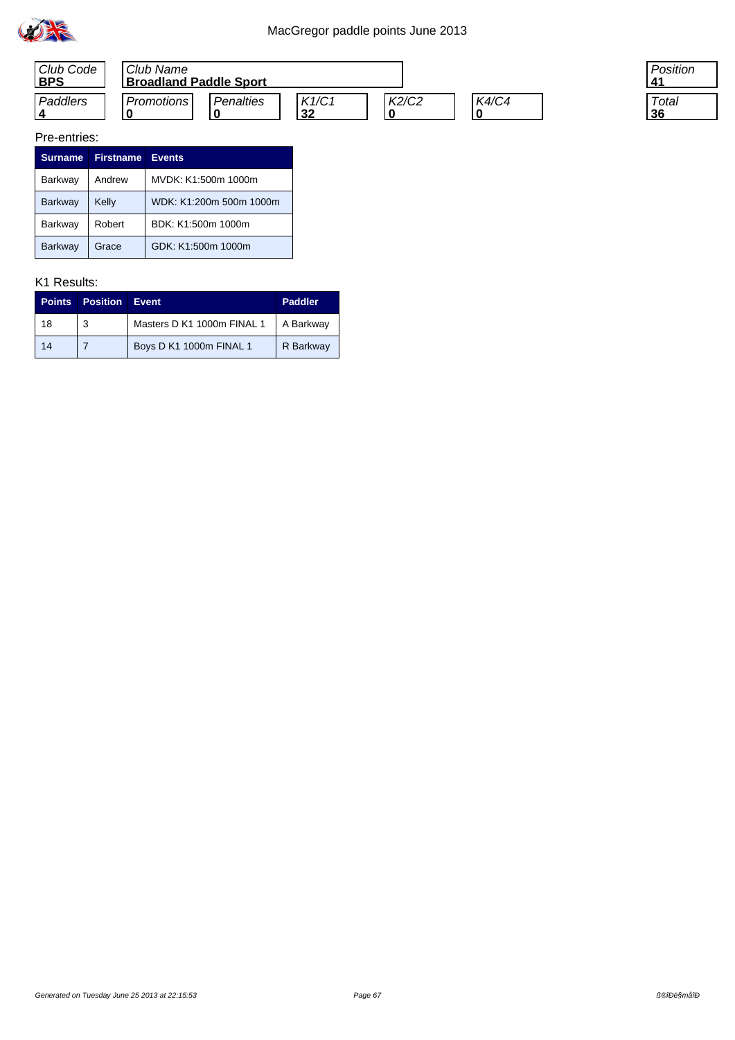# MacGregor paddle points June 2013

| Club Code | Club Name | | | | | Position |
|---|---|---|---|---|---|---|
| **BPS** | **Broadland Paddle Sport** | | | | | **41** |
| **Paddlers** | **Promotions** | **Penalties** | **K1/C1** | **K2/C2** | **K4/C4** | **Total** |
| **4** | **0** | **0** | **32** | **0** | **0** | **36** |

Pre-entries:

| Surname | Firstname | Events |
|---|---|---|
| Barkway | Andrew | MVDK: K1:500m 1000m |
| Barkway | Kelly | WDK: K1:200m 500m 1000m |
| Barkway | Robert | BDK: K1:500m 1000m |
| Barkway | Grace | GDK: K1:500m 1000m |

K1 Results:

| Points | Position | Event | Paddler |
|---|---|---|---|
| 18 | 3 | Masters D K1 1000m FINAL 1 | A Barkway |
| 14 | 7 | Boys D K1 1000m FINAL 1 | R Barkway |

*Generated on Tuesday June 25 2013 at 22:15:53*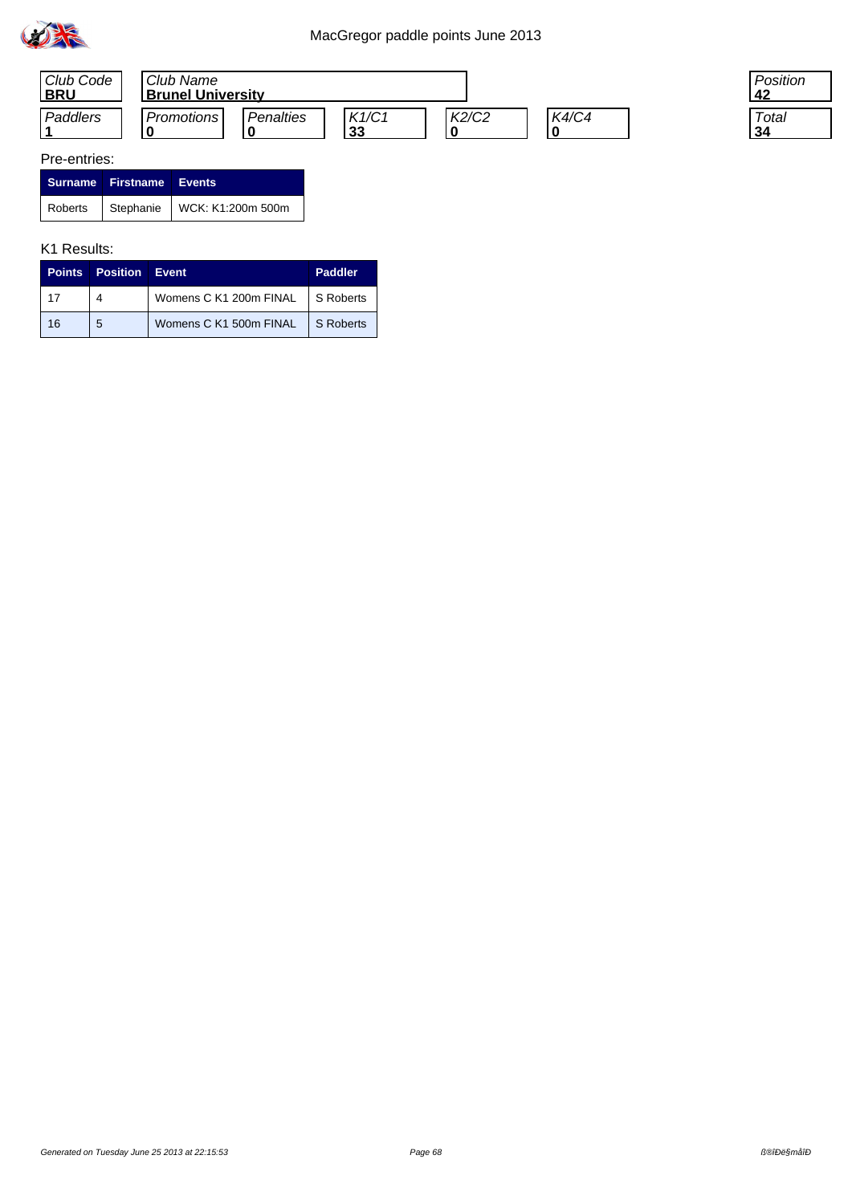MacGregor paddle points June 2013

| Club Code | Club Name | | | | | Position |
|---|---|---|---|---|---|---|
| **BRU** | **Brunel University** | | | | | **42** |

| Paddlers | Promotions | Penalties | K1/C1 | K2/C2 | K4/C4 | Total |
|---|---|---|---|---|---|---|
| **1** | **0** | **0** | **33** | **0** | **0** | **34** |

Pre-entries:

| Surname | Firstname | Events |
|---|---|---|
| Roberts | Stephanie | WCK: K1:200m 500m |

K1 Results:

| Points | Position | Event | Paddler |
|---|---|---|---|
| 17 | 4 | Womens C K1 200m FINAL | S Roberts |
| 16 | 5 | Womens C K1 500m FINAL | S Roberts |

Generated on Tuesday June 25 2013 at 22:15:53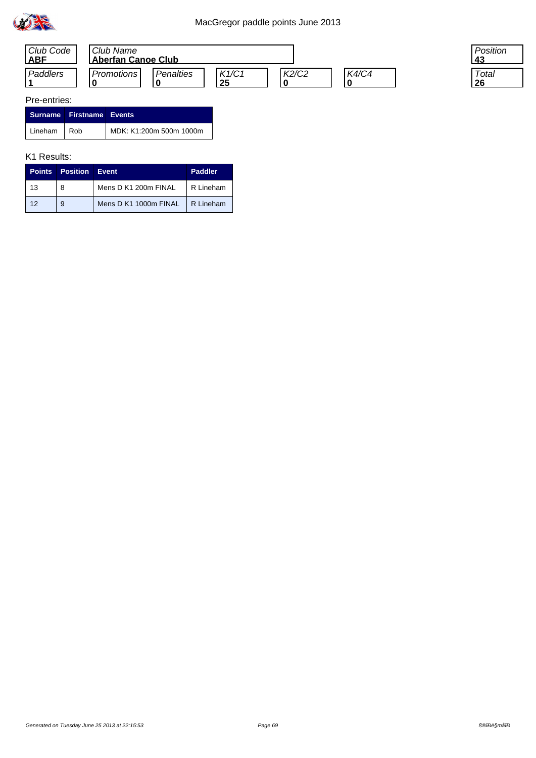# MacGregor paddle points June 2013

| Club Code | Club Name | Position |
|---|---|---|
| **ABF** | **Aberfan Canoe Club** | **43** |

| Paddlers | Promotions | Penalties | K1/C1 | K2/C2 | K4/C4 | Total |
|---|---|---|---|---|---|---|
| **1** | **0** | **0** | **25** | **0** | **0** | **26** |

Pre-entries:

| Surname | Firstname | Events |
|---|---|---|
| Lineham | Rob | MDK: K1:200m 500m 1000m |

K1 Results:

| Points | Position | Event | Paddler |
|---|---|---|---|
| 13 | 8 | Mens D K1 200m FINAL | R Lineham |
| 12 | 9 | Mens D K1 1000m FINAL | R Lineham |

*Generated on Tuesday June 25 2013 at 22:15:53*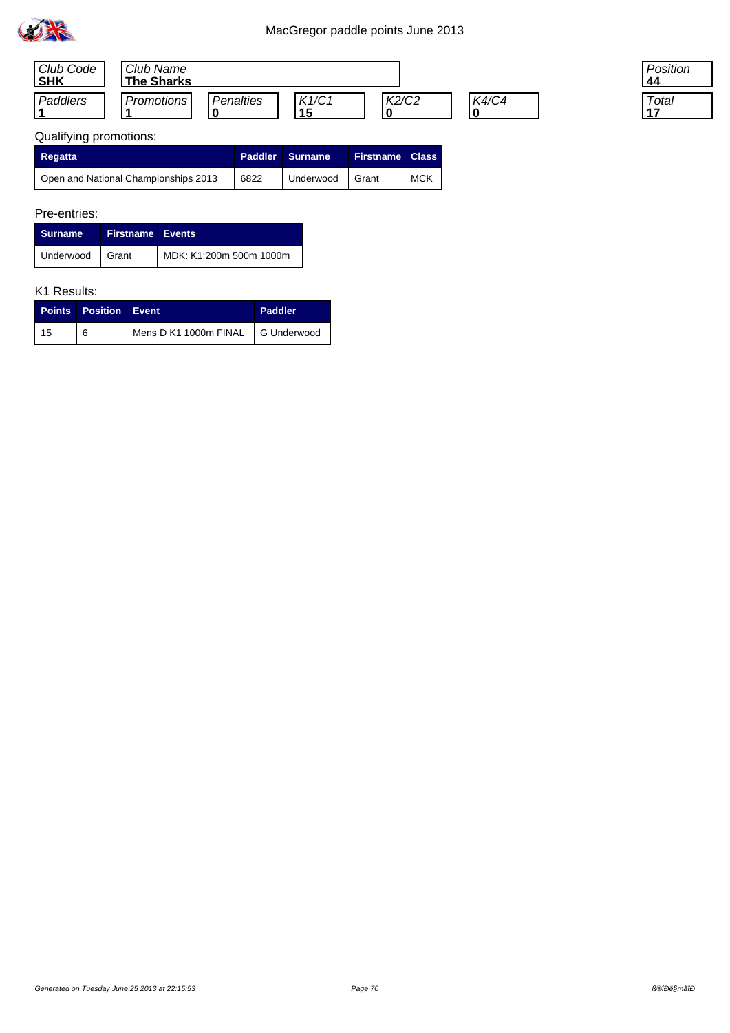MacGregor paddle points June 2013

| Club Code | Club Name | | | | Position |
|---|---|---|---|---|---|
| **SHK** | **The Sharks** | | | | **44** |

| Paddlers | Promotions | Penalties | K1/C1 | K2/C2 | K4/C4 | Total |
|---|---|---|---|---|---|---|
| **1** | **1** | **0** | **15** | **0** | **0** | **17** |

Qualifying promotions:

| Regatta | Paddler | Surname | Firstname | Class |
|---|---|---|---|---|
| Open and National Championships 2013 | 6822 | Underwood | Grant | MCK |

Pre-entries:

| Surname | Firstname | Events |
|---|---|---|
| Underwood | Grant | MDK: K1:200m 500m 1000m |

K1 Results:

| Points | Position | Event | Paddler |
|---|---|---|---|
| 15 | 6 | Mens D K1 1000m FINAL | G Underwood |

*Generated on Tuesday June 25 2013 at 22:15:53*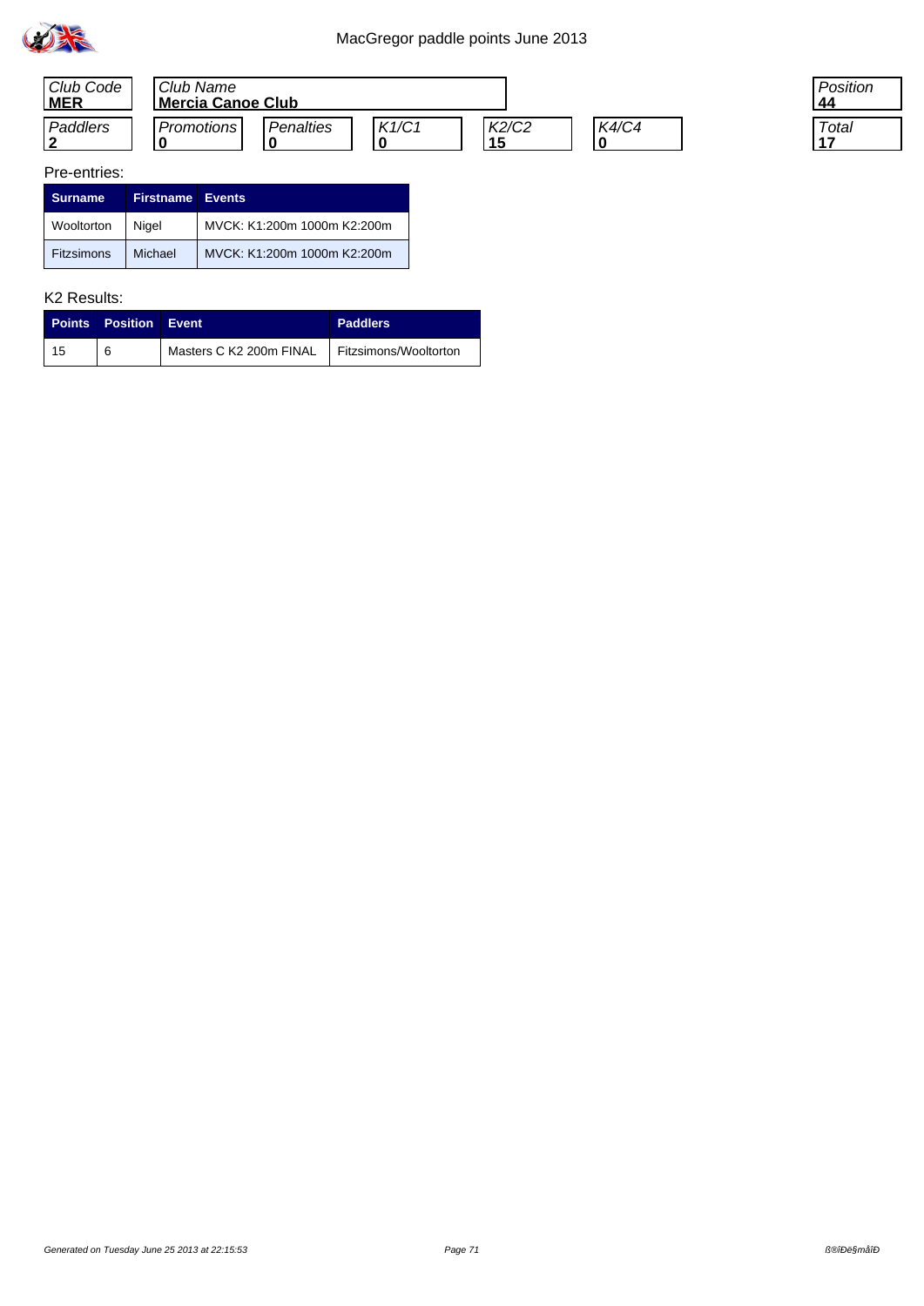# MacGregor paddle points June 2013

| Club Code | Club Name | | | | | Position |
|---|---|---|---|---|---|---|
| **MER** | **Mercia Canoe Club** | | | | | **44** |

| Paddlers | Promotions | Penalties | K1/C1 | K2/C2 | K4/C4 | Total |
|---|---|---|---|---|---|---|
| **2** | **0** | **0** | **0** | **15** | **0** | **17** |

Pre-entries:

| Surname | Firstname | Events |
|---|---|---|
| Wooltorton | Nigel | MVCK: K1:200m 1000m K2:200m |
| Fitzsimons | Michael | MVCK: K1:200m 1000m K2:200m |

K2 Results:

| Points | Position | Event | Paddlers |
|---|---|---|---|
| 15 | 6 | Masters C K2 200m FINAL | Fitzsimons/Wooltorton |

*Generated on Tuesday June 25 2013 at 22:15:53*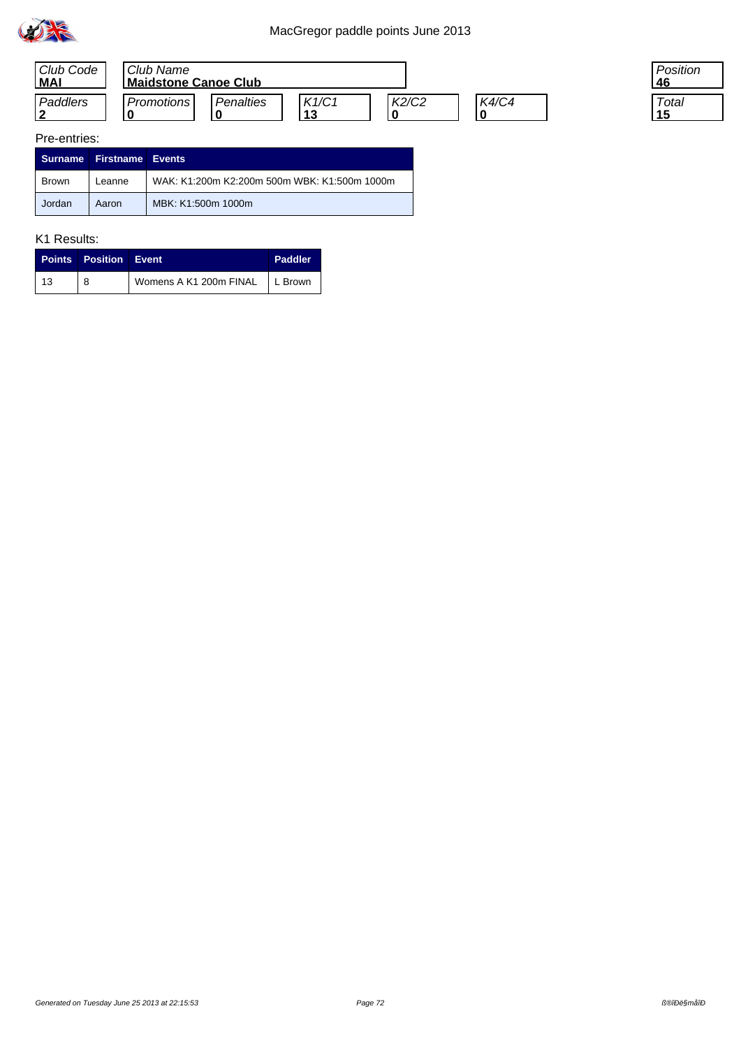# MacGregor paddle points June 2013

| Club Code | Club Name | | | | | Position |
|---|---|---|---|---|---|---|
| **MAI** | **Maidstone Canoe Club** | | | | | **46** |

| Paddlers | Promotions | Penalties | K1/C1 | K2/C2 | K4/C4 | Total |
|---|---|---|---|---|---|---|
| **2** | **0** | **0** | **13** | **0** | **0** | **15** |

Pre-entries:

| Surname | Firstname | Events |
|---|---|---|
| Brown | Leanne | WAK: K1:200m K2:200m 500m WBK: K1:500m 1000m |
| Jordan | Aaron | MBK: K1:500m 1000m |

K1 Results:

| Points | Position | Event | Paddler |
|---|---|---|---|
| 13 | 8 | Womens A K1 200m FINAL | L Brown |

*Generated on Tuesday June 25 2013 at 22:15:53*

*ß®ïÐê§måïÐ*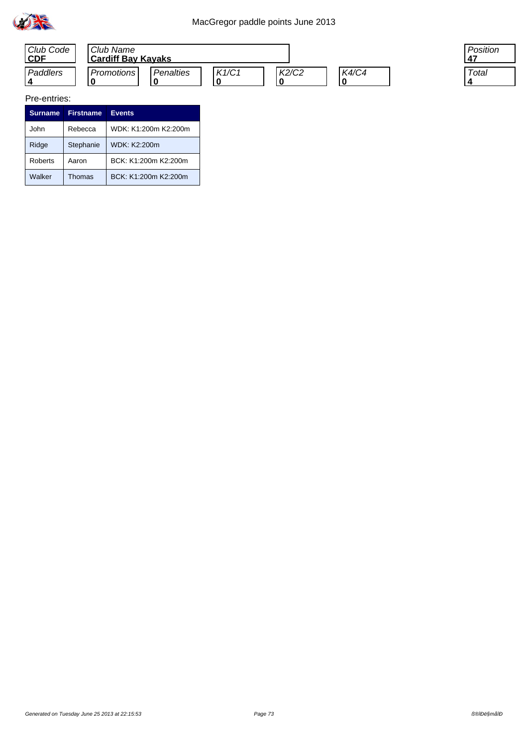# MacGregor paddle points June 2013

| Club Code | Club Name | | | | | Position |
|---|---|---|---|---|---|---|
| **CDF** | **Cardiff Bay Kayaks** | | | | | **47** |

| Paddlers | Promotions | Penalties | K1/C1 | K2/C2 | K4/C4 | Total |
|---|---|---|---|---|---|---|
| **4** | **0** | **0** | **0** | **0** | **0** | **4** |

Pre-entries:

| Surname | Firstname | Events |
|---|---|---|
| John | Rebecca | WDK: K1:200m K2:200m |
| Ridge | Stephanie | WDK: K2:200m |
| Roberts | Aaron | BCK: K1:200m K2:200m |
| Walker | Thomas | BCK: K1:200m K2:200m |

*Generated on Tuesday June 25 2013 at 22:15:53*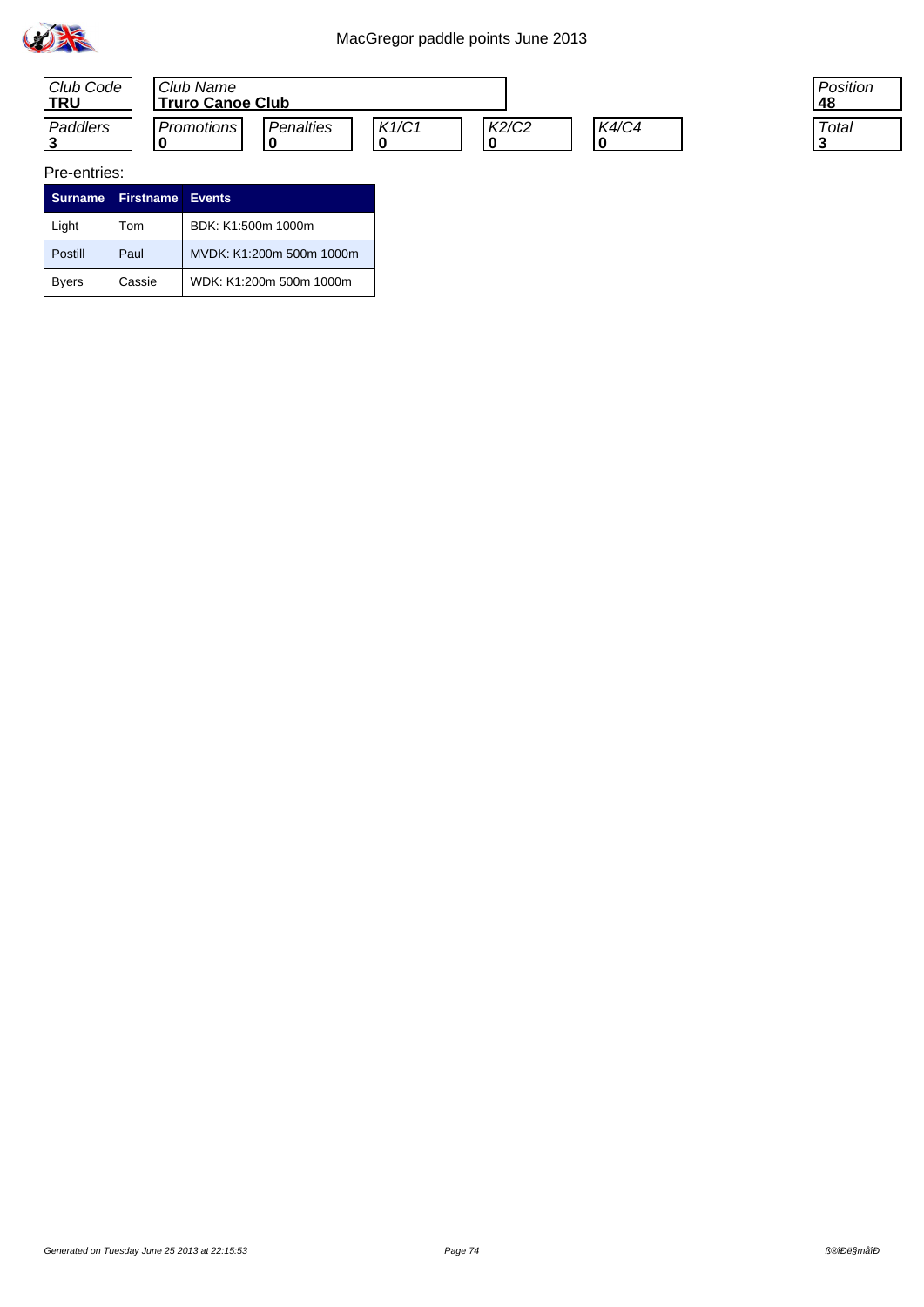# MacGregor paddle points June 2013

| Club Code | Club Name | Position |
|---|---|---|
| **TRU** | **Truro Canoe Club** | **48** |

| Paddlers | Promotions | Penalties | K1/C1 | K2/C2 | K4/C4 | Total |
|---|---|---|---|---|---|---|
| **3** | **0** | **0** | **0** | **0** | **0** | **3** |

Pre-entries:

| Surname | Firstname | Events |
|---|---|---|
| Light | Tom | BDK: K1:500m 1000m |
| Postill | Paul | MVDK: K1:200m 500m 1000m |
| Byers | Cassie | WDK: K1:200m 500m 1000m |

*Generated on Tuesday June 25 2013 at 22:15:53*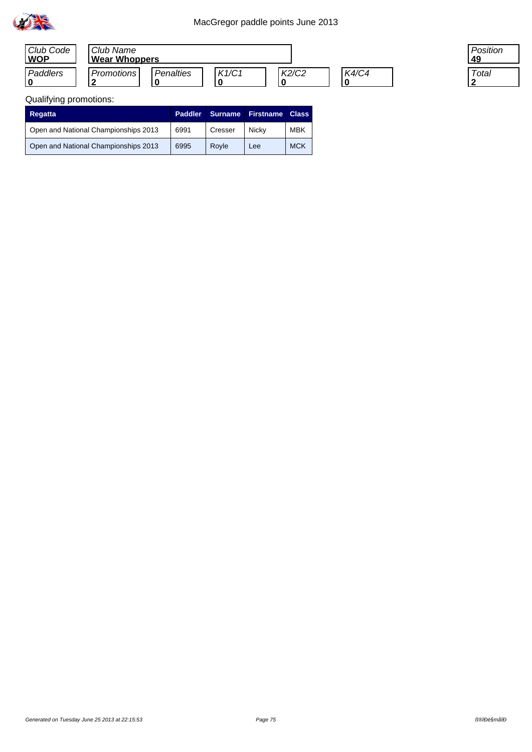# MacGregor paddle points June 2013

| Club Code | Club Name | | | | | Position |
|---|---|---|---|---|---|---|
| **WOP** | **Wear Whoppers** | | | | | **49** |

| Paddlers | Promotions | Penalties | K1/C1 | K2/C2 | K4/C4 | Total |
|---|---|---|---|---|---|---|
| **0** | **2** | **0** | **0** | **0** | **0** | **2** |

Qualifying promotions:

| Regatta | Paddler | Surname | Firstname | Class |
|---|---|---|---|---|
| Open and National Championships 2013 | 6991 | Cresser | Nicky | MBK |
| Open and National Championships 2013 | 6995 | Royle | Lee | MCK |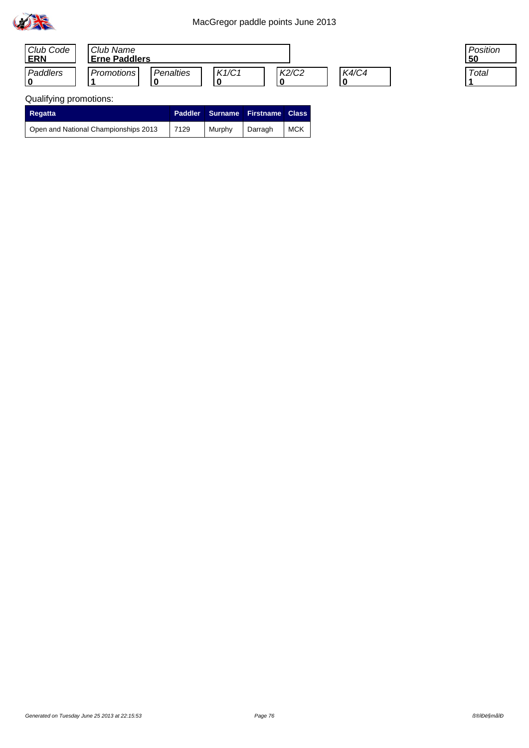MacGregor paddle points June 2013

| Club Code | Club Name | | | | | Position |
|---|---|---|---|---|---|---|
| **ERN** | **Erne Paddlers** | | | | | **50** |

| Paddlers | Promotions | Penalties | K1/C1 | K2/C2 | K4/C4 | Total |
|---|---|---|---|---|---|---|
| **0** | **1** | **0** | **0** | **0** | **0** | **1** |

Qualifying promotions:

| Regatta | Paddler | Surname | Firstname | Class |
|---|---|---|---|---|
| Open and National Championships 2013 | 7129 | Murphy | Darragh | MCK |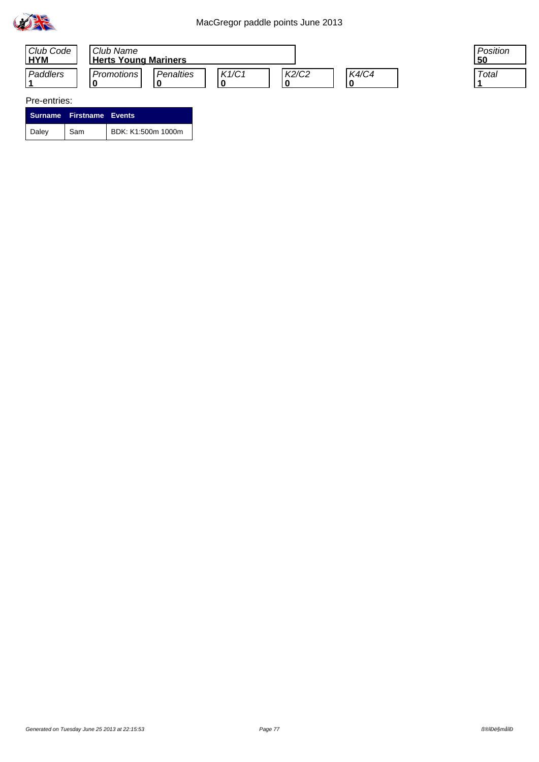MacGregor paddle points June 2013

| Club Code | Club Name | | | | | Position |
|---|---|---|---|---|---|---|
| **HYM** | **Herts Young Mariners** | | | | | **50** |

| Paddlers | Promotions | Penalties | K1/C1 | K2/C2 | K4/C4 | Total |
|---|---|---|---|---|---|---|
| **1** | **0** | **0** | **0** | **0** | **0** | **1** |

Pre-entries:

| Surname | Firstname | Events |
|---|---|---|
| Daley | Sam | BDK: K1:500m 1000m |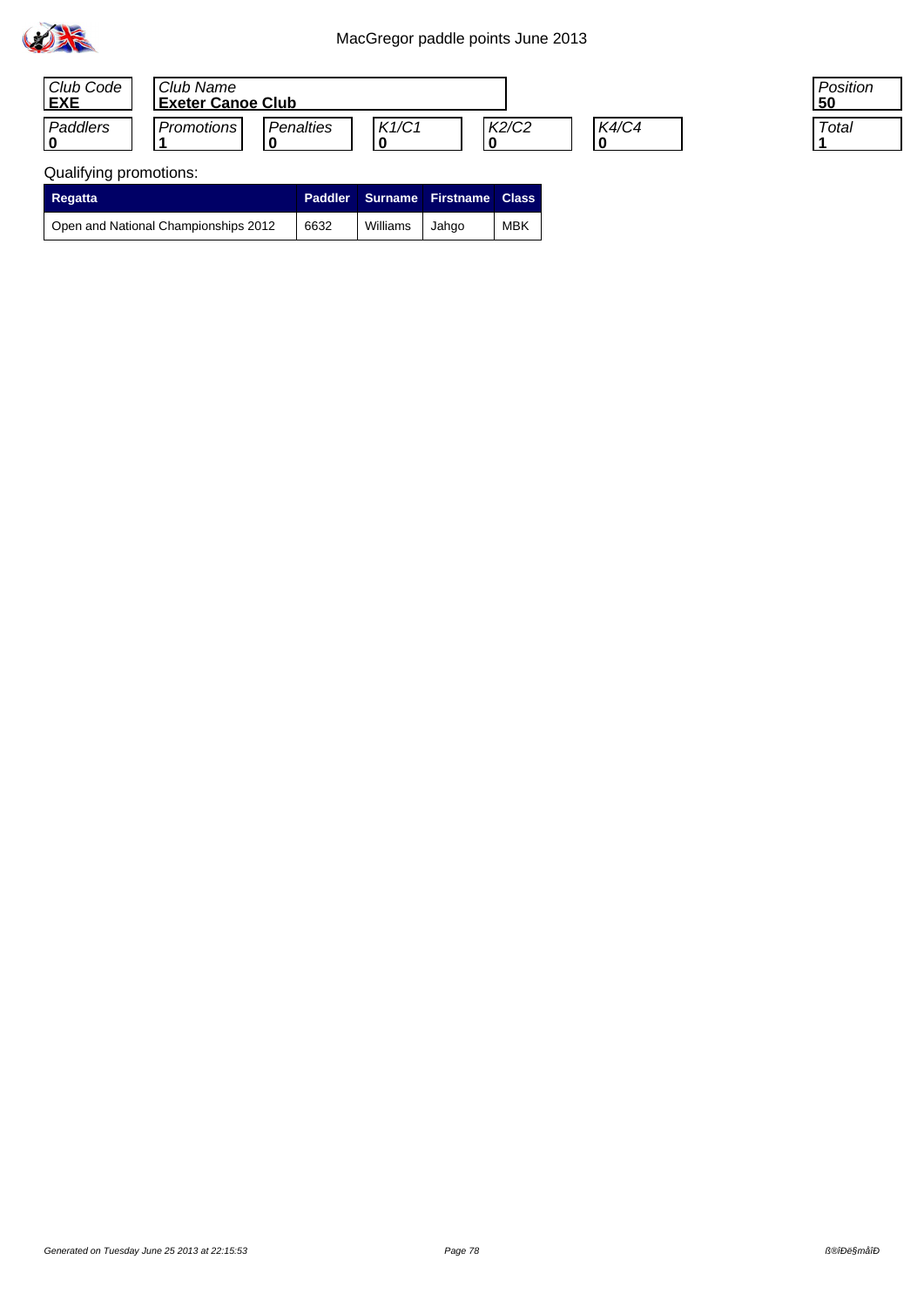MacGregor paddle points June 2013

| Club Code | Club Name |
|---|---|
| **EXE** | **Exeter Canoe Club** |

| Paddlers | Promotions | Penalties | K1/C1 | K2/C2 | K4/C4 |
|---|---|---|---|---|---|
| **0** | **1** | **0** | **0** | **0** | **0** |

| Position | Total |
|---|---|
| **50** | **1** |

Qualifying promotions:

| Regatta | Paddler | Surname | Firstname | Class |
|---|---|---|---|---|
| Open and National Championships 2012 | 6632 | Williams | Jahgo | MBK |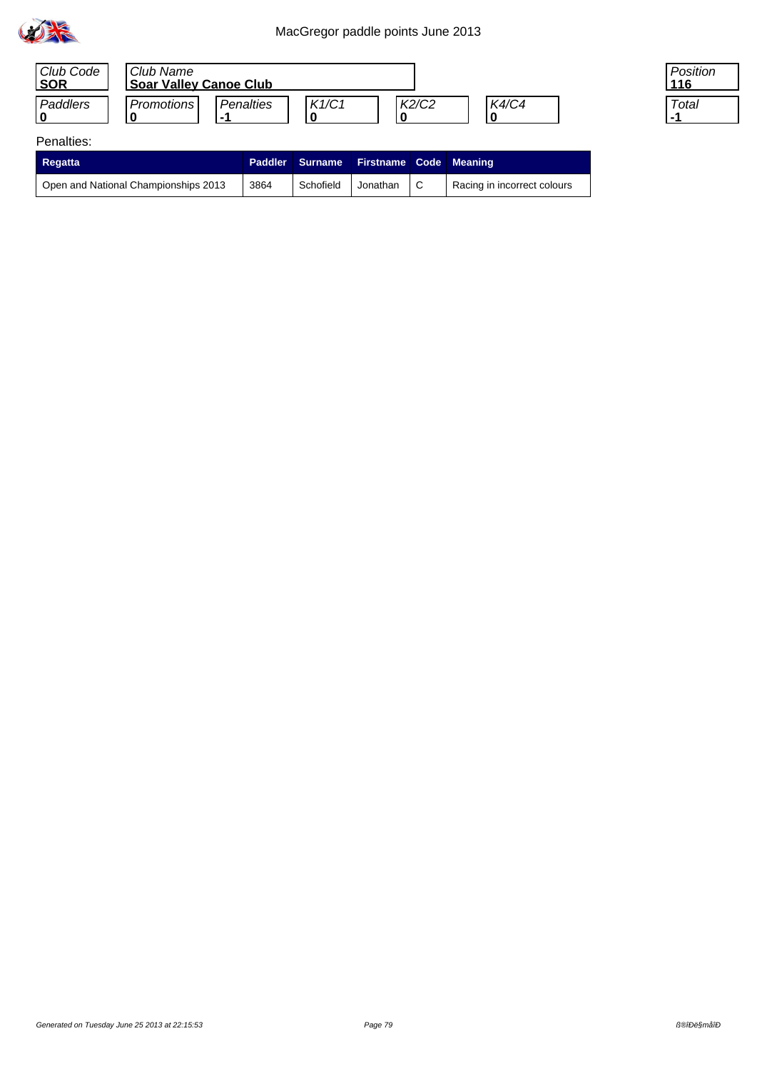MacGregor paddle points June 2013

| Club Code | Club Name | | | | | Position |
|---|---|---|---|---|---|---|
| SOR | Soar Valley Canoe Club | | | | | 116 |
| Paddlers | Promotions | Penalties | K1/C1 | K2/C2 | K4/C4 | Total |
| 0 | 0 | -1 | 0 | 0 | 0 | -1 |

Penalties:

| Regatta | Paddler | Surname | Firstname | Code | Meaning |
|---|---|---|---|---|---|
| Open and National Championships 2013 | 3864 | Schofield | Jonathan | C | Racing in incorrect colours |

*Generated on Tuesday June 25 2013 at 22:15:53*